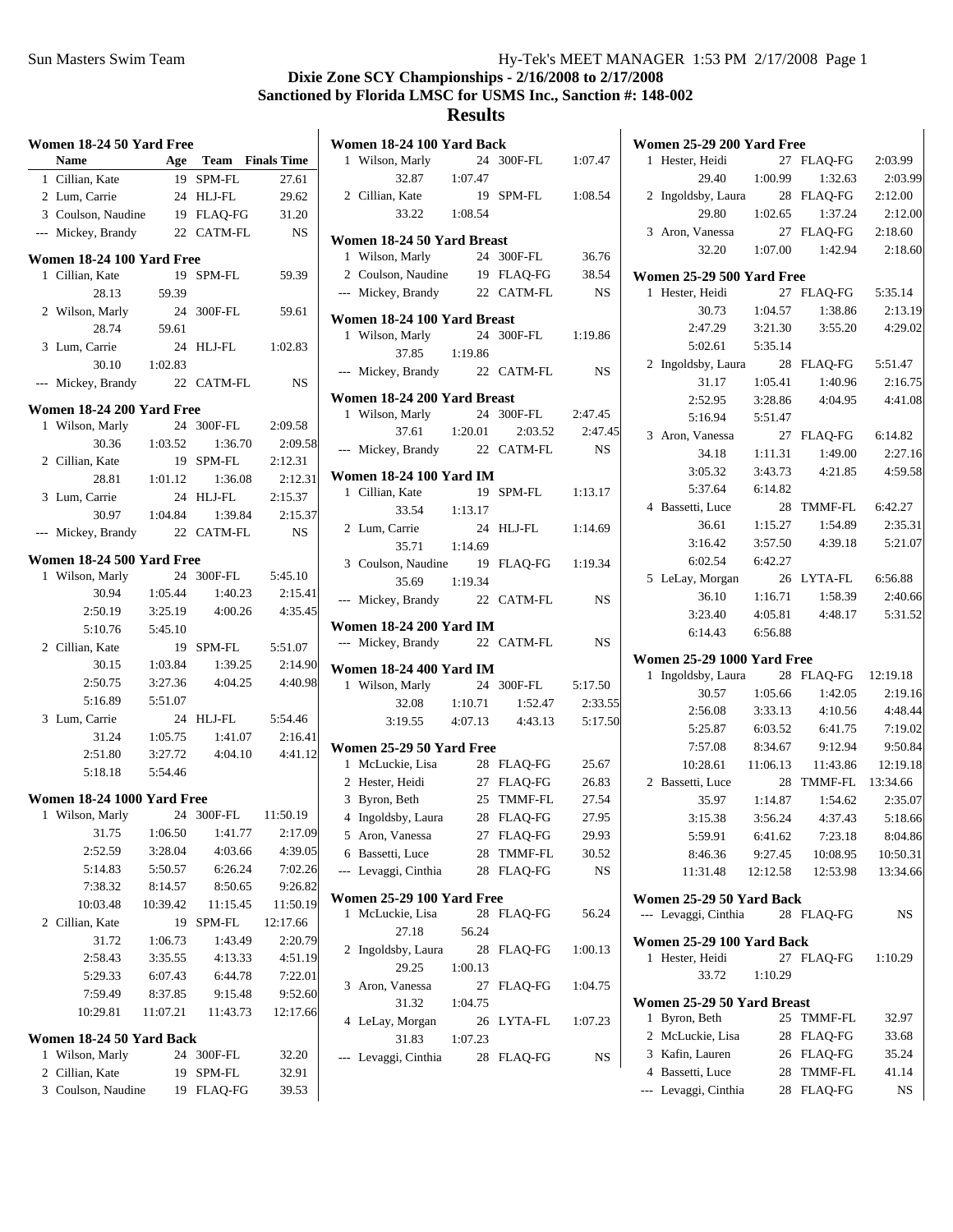**Dixie Zone SCY Championships - 2/16/2008 to 2/17/2008**
**Sanctioned by Florida LMSC for USMS Inc., Sanction #: 148-002**

## Results

### Women 18-24 50 Yard Free

| | Name | Age | Team | Finals Time |
|---|---|---|---|---|
| 1 | Cillian, Kate | 19 | SPM-FL | 27.61 |
| 2 | Lum, Carrie | 24 | HLJ-FL | 29.62 |
| 3 | Coulson, Naudine | 19 | FLAQ-FG | 31.20 |
| --- | Mickey, Brandy | 22 | CATM-FL | NS |

### Women 18-24 100 Yard Free

| | | | | |
|---|---|---|---|---|
| 1 | Cillian, Kate | 19 | SPM-FL | 59.39 |
| | 28.13 | 59.39 | | |
| 2 | Wilson, Marly | 24 | 300F-FL | 59.61 |
| | 28.74 | 59.61 | | |
| 3 | Lum, Carrie | 24 | HLJ-FL | 1:02.83 |
| | 30.10 | 1:02.83 | | |
| --- | Mickey, Brandy | 22 | CATM-FL | NS |

### Women 18-24 200 Yard Free

| | | | | | |
|---|---|---|---|---|---|
| 1 | Wilson, Marly | 24 | 300F-FL | 2:09.58 | |
| | 30.36 | 1:03.52 | 1:36.70 | 2:09.58 | |
| 2 | Cillian, Kate | 19 | SPM-FL | 2:12.31 | |
| | 28.81 | 1:01.12 | 1:36.08 | 2:12.31 | |
| 3 | Lum, Carrie | 24 | HLJ-FL | 2:15.37 | |
| | 30.97 | 1:04.84 | 1:39.84 | 2:15.37 | |
| --- | Mickey, Brandy | 22 | CATM-FL | NS | |

### Women 18-24 500 Yard Free

| | | | | |
|---|---|---|---|---|
| 1 | Wilson, Marly | 24 300F-FL | | 5:45.10 |
| | 30.94 | 1:05.44 | 1:40.23 | 2:15.41 |
| | 2:50.19 | 3:25.19 | 4:00.26 | 4:35.45 |
| | 5:10.76 | 5:45.10 | | |
| 2 | Cillian, Kate | 19 SPM-FL | | 5:51.07 |
| | 30.15 | 1:03.84 | 1:39.25 | 2:14.90 |
| | 2:50.75 | 3:27.36 | 4:04.25 | 4:40.98 |
| | 5:16.89 | 5:51.07 | | |
| 3 | Lum, Carrie | 24 HLJ-FL | | 5:54.46 |
| | 31.24 | 1:05.75 | 1:41.07 | 2:16.41 |
| | 2:51.80 | 3:27.72 | 4:04.10 | 4:41.12 |
| | 5:18.18 | 5:54.46 | | |

### Women 18-24 1000 Yard Free

| | | | | |
|---|---|---|---|---|
| 1 | Wilson, Marly | 24 300F-FL | | 11:50.19 |
| | 31.75 | 1:06.50 | 1:41.77 | 2:17.09 |
| | 2:52.59 | 3:28.04 | 4:03.66 | 4:39.05 |
| | 5:14.83 | 5:50.57 | 6:26.24 | 7:02.26 |
| | 7:38.32 | 8:14.57 | 8:50.65 | 9:26.82 |
| | 10:03.48 | 10:39.42 | 11:15.45 | 11:50.19 |
| 2 | Cillian, Kate | 19 SPM-FL | | 12:17.66 |
| | 31.72 | 1:06.73 | 1:43.49 | 2:20.79 |
| | 2:58.43 | 3:35.55 | 4:13.33 | 4:51.19 |
| | 5:29.33 | 6:07.43 | 6:44.78 | 7:22.01 |
| | 7:59.49 | 8:37.85 | 9:15.48 | 9:52.60 |
| | 10:29.81 | 11:07.21 | 11:43.73 | 12:17.66 |

### Women 18-24 50 Yard Back

| | | | | |
|---|---|---|---|---|
| 1 | Wilson, Marly | 24 | 300F-FL | 32.20 |
| 2 | Cillian, Kate | 19 | SPM-FL | 32.91 |
| 3 | Coulson, Naudine | 19 | FLAQ-FG | 39.53 |

### Women 18-24 100 Yard Back

| | | | | |
|---|---|---|---|---|
| 1 | Wilson, Marly | 24 | 300F-FL | 1:07.47 |
| | 32.87 | 1:07.47 | | |
| 2 | Cillian, Kate | 19 | SPM-FL | 1:08.54 |
| | 33.22 | 1:08.54 | | |

### Women 18-24 50 Yard Breast

| | | | | |
|---|---|---|---|---|
| 1 | Wilson, Marly | 24 | 300F-FL | 36.76 |
| 2 | Coulson, Naudine | 19 | FLAQ-FG | 38.54 |
| --- | Mickey, Brandy | 22 | CATM-FL | NS |

### Women 18-24 100 Yard Breast

| | | | | |
|---|---|---|---|---|
| 1 | Wilson, Marly | 24 | 300F-FL | 1:19.86 |
| | 37.85 | 1:19.86 | | |
| --- | Mickey, Brandy | 22 | CATM-FL | NS |

### Women 18-24 200 Yard Breast

| | | | | |
|---|---|---|---|---|
| 1 | Wilson, Marly | 24 300F-FL | | 2:47.45 |
| | 37.61 | 1:20.01 | 2:03.52 | 2:47.45 |
| --- | Mickey, Brandy | 22 CATM-FL | | NS |

### Women 18-24 100 Yard IM

| | | | | |
|---|---|---|---|---|
| 1 | Cillian, Kate | 19 | SPM-FL | 1:13.17 |
| | 33.54 | 1:13.17 | | |
| 2 | Lum, Carrie | 24 | HLJ-FL | 1:14.69 |
| | 35.71 | 1:14.69 | | |
| 3 | Coulson, Naudine | 19 | FLAQ-FG | 1:19.34 |
| | 35.69 | 1:19.34 | | |
| --- | Mickey, Brandy | 22 | CATM-FL | NS |

### Women 18-24 200 Yard IM

| | | | | |
|---|---|---|---|---|
| --- | Mickey, Brandy | 22 | CATM-FL | NS |

### Women 18-24 400 Yard IM

| | | | | |
|---|---|---|---|---|
| 1 | Wilson, Marly | 24 300F-FL | | 5:17.50 |
| | 32.08 | 1:10.71 | 1:52.47 | 2:33.55 |
| | 3:19.55 | 4:07.13 | 4:43.13 | 5:17.50 |

### Women 25-29 50 Yard Free

| | | | | |
|---|---|---|---|---|
| 1 | McLuckie, Lisa | 28 | FLAQ-FG | 25.67 |
| 2 | Hester, Heidi | 27 | FLAQ-FG | 26.83 |
| 3 | Byron, Beth | 25 | TMMF-FL | 27.54 |
| 4 | Ingoldsby, Laura | 28 | FLAQ-FG | 27.95 |
| 5 | Aron, Vanessa | 27 | FLAQ-FG | 29.93 |
| 6 | Bassetti, Luce | 28 | TMMF-FL | 30.52 |
| --- | Levaggi, Cinthia | 28 | FLAQ-FG | NS |

### Women 25-29 100 Yard Free

| | | | | |
|---|---|---|---|---|
| 1 | McLuckie, Lisa | 28 | FLAQ-FG | 56.24 |
| | 27.18 | 56.24 | | |
| 2 | Ingoldsby, Laura | 28 | FLAQ-FG | 1:00.13 |
| | 29.25 | 1:00.13 | | |
| 3 | Aron, Vanessa | 27 | FLAQ-FG | 1:04.75 |
| | 31.32 | 1:04.75 | | |
| 4 | LeLay, Morgan | 26 | LYTA-FL | 1:07.23 |
| | 31.83 | 1:07.23 | | |
| --- | Levaggi, Cinthia | 28 | FLAQ-FG | NS |

### Women 25-29 200 Yard Free

| | | | | |
|---|---|---|---|---|
| 1 | Hester, Heidi | 27 FLAQ-FG | | 2:03.99 |
| | 29.40 | 1:00.99 | 1:32.63 | 2:03.99 |
| 2 | Ingoldsby, Laura | 28 FLAQ-FG | | 2:12.00 |
| | 29.80 | 1:02.65 | 1:37.24 | 2:12.00 |
| 3 | Aron, Vanessa | 27 FLAQ-FG | | 2:18.60 |
| | 32.20 | 1:07.00 | 1:42.94 | 2:18.60 |

### Women 25-29 500 Yard Free

| | | | | |
|---|---|---|---|---|
| 1 | Hester, Heidi | 27 FLAQ-FG | | 5:35.14 |
| | 30.73 | 1:04.57 | 1:38.86 | 2:13.19 |
| | 2:47.29 | 3:21.30 | 3:55.20 | 4:29.02 |
| | 5:02.61 | 5:35.14 | | |
| 2 | Ingoldsby, Laura | 28 FLAQ-FG | | 5:51.47 |
| | 31.17 | 1:05.41 | 1:40.96 | 2:16.75 |
| | 2:52.95 | 3:28.86 | 4:04.95 | 4:41.08 |
| | 5:16.94 | 5:51.47 | | |
| 3 | Aron, Vanessa | 27 FLAQ-FG | | 6:14.82 |
| | 34.18 | 1:11.31 | 1:49.00 | 2:27.16 |
| | 3:05.32 | 3:43.73 | 4:21.85 | 4:59.58 |
| | 5:37.64 | 6:14.82 | | |
| 4 | Bassetti, Luce | 28 TMMF-FL | | 6:42.27 |
| | 36.61 | 1:15.27 | 1:54.89 | 2:35.31 |
| | 3:16.42 | 3:57.50 | 4:39.18 | 5:21.07 |
| | 6:02.54 | 6:42.27 | | |
| 5 | LeLay, Morgan | 26 LYTA-FL | | 6:56.88 |
| | 36.10 | 1:16.71 | 1:58.39 | 2:40.66 |
| | 3:23.40 | 4:05.81 | 4:48.17 | 5:31.52 |
| | 6:14.43 | 6:56.88 | | |

### Women 25-29 1000 Yard Free

| | | | | |
|---|---|---|---|---|
| 1 | Ingoldsby, Laura | 28 FLAQ-FG | | 12:19.18 |
| | 30.57 | 1:05.66 | 1:42.05 | 2:19.16 |
| | 2:56.08 | 3:33.13 | 4:10.56 | 4:48.44 |
| | 5:25.87 | 6:03.52 | 6:41.75 | 7:19.02 |
| | 7:57.08 | 8:34.67 | 9:12.94 | 9:50.84 |
| | 10:28.61 | 11:06.13 | 11:43.86 | 12:19.18 |
| 2 | Bassetti, Luce | 28 TMMF-FL | | 13:34.66 |
| | 35.97 | 1:14.87 | 1:54.62 | 2:35.07 |
| | 3:15.38 | 3:56.24 | 4:37.43 | 5:18.66 |
| | 5:59.91 | 6:41.62 | 7:23.18 | 8:04.86 |
| | 8:46.36 | 9:27.45 | 10:08.95 | 10:50.31 |
| | 11:31.48 | 12:12.58 | 12:53.98 | 13:34.66 |

### Women 25-29 50 Yard Back

| | | | | |
|---|---|---|---|---|
| --- | Levaggi, Cinthia | 28 | FLAQ-FG | NS |

### Women 25-29 100 Yard Back

| | | | | |
|---|---|---|---|---|
| 1 | Hester, Heidi | 27 | FLAQ-FG | 1:10.29 |
| | 33.72 | 1:10.29 | | |

### Women 25-29 50 Yard Breast

| | | | | |
|---|---|---|---|---|
| 1 | Byron, Beth | 25 | TMMF-FL | 32.97 |
| 2 | McLuckie, Lisa | 28 | FLAQ-FG | 33.68 |
| 3 | Kafin, Lauren | 26 | FLAQ-FG | 35.24 |
| 4 | Bassetti, Luce | 28 | TMMF-FL | 41.14 |
| --- | Levaggi, Cinthia | 28 | FLAQ-FG | NS |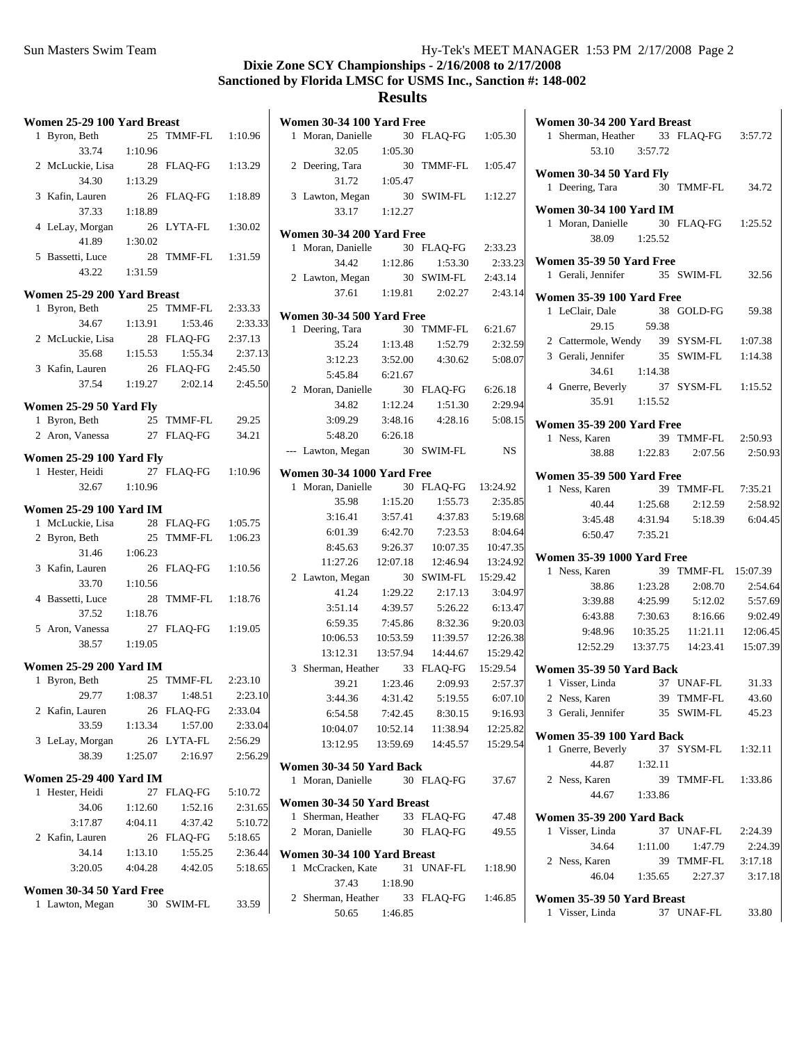# Dixie Zone SCY Championships - 2/16/2008 to 2/17/2008
## Sanctioned by Florida LMSC for USMS Inc., Sanction #: 148-002
## Results

### Women 25-29 100 Yard Breast

| | | | | |
|---|---|---|---|---|
| 1 Byron, Beth | 25 | TMMF-FL | 1:10.96 | |
| 33.74 | 1:10.96 | | | |
| 2 McLuckie, Lisa | 28 | FLAQ-FG | 1:13.29 | |
| 34.30 | 1:13.29 | | | |
| 3 Kafin, Lauren | 26 | FLAQ-FG | 1:18.89 | |
| 37.33 | 1:18.89 | | | |
| 4 LeLay, Morgan | 26 | LYTA-FL | 1:30.02 | |
| 41.89 | 1:30.02 | | | |
| 5 Bassetti, Luce | 28 | TMMF-FL | 1:31.59 | |
| 43.22 | 1:31.59 | | | |

### Women 25-29 200 Yard Breast

| | | | | |
|---|---|---|---|---|
| 1 Byron, Beth | 25 | TMMF-FL | 2:33.33 | |
| 34.67 | 1:13.91 | 1:53.46 | 2:33.33 | |
| 2 McLuckie, Lisa | 28 | FLAQ-FG | 2:37.13 | |
| 35.68 | 1:15.53 | 1:55.34 | 2:37.13 | |
| 3 Kafin, Lauren | 26 | FLAQ-FG | 2:45.50 | |
| 37.54 | 1:19.27 | 2:02.14 | 2:45.50 | |

### Women 25-29 50 Yard Fly

| | | | |
|---|---|---|---|
| 1 Byron, Beth | 25 | TMMF-FL | 29.25 |
| 2 Aron, Vanessa | 27 | FLAQ-FG | 34.21 |

### Women 25-29 100 Yard Fly

| | | | |
|---|---|---|---|
| 1 Hester, Heidi | 27 | FLAQ-FG | 1:10.96 |
| 32.67 | 1:10.96 | | |

### Women 25-29 100 Yard IM

| | | | |
|---|---|---|---|
| 1 McLuckie, Lisa | 28 | FLAQ-FG | 1:05.75 |
| 2 Byron, Beth | 25 | TMMF-FL | 1:06.23 |
| 31.46 | 1:06.23 | | |
| 3 Kafin, Lauren | 26 | FLAQ-FG | 1:10.56 |
| 33.70 | 1:10.56 | | |
| 4 Bassetti, Luce | 28 | TMMF-FL | 1:18.76 |
| 37.52 | 1:18.76 | | |
| 5 Aron, Vanessa | 27 | FLAQ-FG | 1:19.05 |
| 38.57 | 1:19.05 | | |

### Women 25-29 200 Yard IM

| | | | | |
|---|---|---|---|---|
| 1 Byron, Beth | 25 | TMMF-FL | 2:23.10 | |
| 29.77 | 1:08.37 | 1:48.51 | 2:23.10 | |
| 2 Kafin, Lauren | 26 | FLAQ-FG | 2:33.04 | |
| 33.59 | 1:13.34 | 1:57.00 | 2:33.04 | |
| 3 LeLay, Morgan | 26 | LYTA-FL | 2:56.29 | |
| 38.39 | 1:25.07 | 2:16.97 | 2:56.29 | |

### Women 25-29 400 Yard IM

| | | | | |
|---|---|---|---|---|
| 1 Hester, Heidi | 27 | FLAQ-FG | 5:10.72 | |
| 34.06 | 1:12.60 | 1:52.16 | 2:31.65 | |
| 3:17.87 | 4:04.11 | 4:37.42 | 5:10.72 | |
| 2 Kafin, Lauren | 26 | FLAQ-FG | 5:18.65 | |
| 34.14 | 1:13.10 | 1:55.25 | 2:36.44 | |
| 3:20.05 | 4:04.28 | 4:42.05 | 5:18.65 | |

### Women 30-34 50 Yard Free

| | | | |
|---|---|---|---|
| 1 Lawton, Megan | 30 | SWIM-FL | 33.59 |

### Women 30-34 100 Yard Free

| | | | |
|---|---|---|---|
| 1 Moran, Danielle | 30 | FLAQ-FG | 1:05.30 |
| 32.05 | 1:05.30 | | |
| 2 Deering, Tara | 30 | TMMF-FL | 1:05.47 |
| 31.72 | 1:05.47 | | |
| 3 Lawton, Megan | 30 | SWIM-FL | 1:12.27 |
| 33.17 | 1:12.27 | | |

### Women 30-34 200 Yard Free

| | | | | |
|---|---|---|---|---|
| 1 Moran, Danielle | 30 | FLAQ-FG | 2:33.23 | |
| 34.42 | 1:12.86 | 1:53.30 | 2:33.23 | |
| 2 Lawton, Megan | 30 | SWIM-FL | 2:43.14 | |
| 37.61 | 1:19.81 | 2:02.27 | 2:43.14 | |

### Women 30-34 500 Yard Free

| | | | | |
|---|---|---|---|---|
| 1 Deering, Tara | 30 | TMMF-FL | 6:21.67 | |
| 35.24 | 1:13.48 | 1:52.79 | 2:32.59 | |
| 3:12.23 | 3:52.00 | 4:30.62 | 5:08.07 | |
| 5:45.84 | 6:21.67 | | | |
| 2 Moran, Danielle | 30 | FLAQ-FG | 6:26.18 | |
| 34.82 | 1:12.24 | 1:51.30 | 2:29.94 | |
| 3:09.29 | 3:48.16 | 4:28.16 | 5:08.15 | |
| 5:48.20 | 6:26.18 | | | |
| --- Lawton, Megan | 30 | SWIM-FL | NS | |

### Women 30-34 1000 Yard Free

| | | | | |
|---|---|---|---|---|
| 1 Moran, Danielle | 30 | FLAQ-FG | 13:24.92 | |
| 35.98 | 1:15.20 | 1:55.73 | 2:35.85 | |
| 3:16.41 | 3:57.41 | 4:37.83 | 5:19.68 | |
| 6:01.39 | 6:42.70 | 7:23.53 | 8:04.64 | |
| 8:45.63 | 9:26.37 | 10:07.35 | 10:47.35 | |
| 11:27.26 | 12:07.18 | 12:46.94 | 13:24.92 | |
| 2 Lawton, Megan | 30 | SWIM-FL | 15:29.42 | |
| 41.24 | 1:29.22 | 2:17.13 | 3:04.97 | |
| 3:51.14 | 4:39.57 | 5:26.22 | 6:13.47 | |
| 6:59.35 | 7:45.86 | 8:32.36 | 9:20.03 | |
| 10:06.53 | 10:53.59 | 11:39.57 | 12:26.38 | |
| 13:12.31 | 13:57.94 | 14:44.67 | 15:29.42 | |
| 3 Sherman, Heather | 33 | FLAQ-FG | 15:29.54 | |
| 39.21 | 1:23.46 | 2:09.93 | 2:57.37 | |
| 3:44.36 | 4:31.42 | 5:19.55 | 6:07.10 | |
| 6:54.58 | 7:42.45 | 8:30.15 | 9:16.93 | |
| 10:04.07 | 10:52.14 | 11:38.94 | 12:25.82 | |
| 13:12.95 | 13:59.69 | 14:45.57 | 15:29.54 | |

### Women 30-34 50 Yard Back

| | | | |
|---|---|---|---|
| 1 Moran, Danielle | 30 | FLAQ-FG | 37.67 |

### Women 30-34 50 Yard Breast

| | | | |
|---|---|---|---|
| 1 Sherman, Heather | 33 | FLAQ-FG | 47.48 |
| 2 Moran, Danielle | 30 | FLAQ-FG | 49.55 |

### Women 30-34 100 Yard Breast

| | | | |
|---|---|---|---|
| 1 McCracken, Kate | 31 | UNAF-FL | 1:18.90 |
| 37.43 | 1:18.90 | | |
| 2 Sherman, Heather | 33 | FLAQ-FG | 1:46.85 |
| 50.65 | 1:46.85 | | |

### Women 30-34 200 Yard Breast

| | | | |
|---|---|---|---|
| 1 Sherman, Heather | 33 | FLAQ-FG | 3:57.72 |
| 53.10 | 3:57.72 | | |

### Women 30-34 50 Yard Fly

| | | | |
|---|---|---|---|
| 1 Deering, Tara | 30 | TMMF-FL | 34.72 |

### Women 30-34 100 Yard IM

| | | | |
|---|---|---|---|
| 1 Moran, Danielle | 30 | FLAQ-FG | 1:25.52 |
| 38.09 | 1:25.52 | | |

### Women 35-39 50 Yard Free

| | | | |
|---|---|---|---|
| 1 Gerali, Jennifer | 35 | SWIM-FL | 32.56 |

### Women 35-39 100 Yard Free

| | | | |
|---|---|---|---|
| 1 LeClair, Dale | 38 | GOLD-FG | 59.38 |
| 29.15 | 59.38 | | |
| 2 Cattermole, Wendy | 39 | SYSM-FL | 1:07.38 |
| 3 Gerali, Jennifer | 35 | SWIM-FL | 1:14.38 |
| 34.61 | 1:14.38 | | |
| 4 Gnerre, Beverly | 37 | SYSM-FL | 1:15.52 |
| 35.91 | 1:15.52 | | |

### Women 35-39 200 Yard Free

| | | | | |
|---|---|---|---|---|
| 1 Ness, Karen | 39 | TMMF-FL | 2:50.93 | |
| 38.88 | 1:22.83 | 2:07.56 | 2:50.93 | |

### Women 35-39 500 Yard Free

| | | | | |
|---|---|---|---|---|
| 1 Ness, Karen | 39 | TMMF-FL | 7:35.21 | |
| 40.44 | 1:25.68 | 2:12.59 | 2:58.92 | |
| 3:45.48 | 4:31.94 | 5:18.39 | 6:04.45 | |
| 6:50.47 | 7:35.21 | | | |

### Women 35-39 1000 Yard Free

| | | | | |
|---|---|---|---|---|
| 1 Ness, Karen | 39 | TMMF-FL | 15:07.39 | |
| 38.86 | 1:23.28 | 2:08.70 | 2:54.64 | |
| 3:39.88 | 4:25.99 | 5:12.02 | 5:57.69 | |
| 6:43.88 | 7:30.63 | 8:16.66 | 9:02.49 | |
| 9:48.96 | 10:35.25 | 11:21.11 | 12:06.45 | |
| 12:52.29 | 13:37.75 | 14:23.41 | 15:07.39 | |

### Women 35-39 50 Yard Back

| | | | |
|---|---|---|---|
| 1 Visser, Linda | 37 | UNAF-FL | 31.33 |
| 2 Ness, Karen | 39 | TMMF-FL | 43.60 |
| 3 Gerali, Jennifer | 35 | SWIM-FL | 45.23 |

### Women 35-39 100 Yard Back

| | | | |
|---|---|---|---|
| 1 Gnerre, Beverly | 37 | SYSM-FL | 1:32.11 |
| 44.87 | 1:32.11 | | |
| 2 Ness, Karen | 39 | TMMF-FL | 1:33.86 |
| 44.67 | 1:33.86 | | |

### Women 35-39 200 Yard Back

| | | | | |
|---|---|---|---|---|
| 1 Visser, Linda | 37 | UNAF-FL | 2:24.39 | |
| 34.64 | 1:11.00 | 1:47.79 | 2:24.39 | |
| 2 Ness, Karen | 39 | TMMF-FL | 3:17.18 | |
| 46.04 | 1:35.65 | 2:27.37 | 3:17.18 | |

### Women 35-39 50 Yard Breast

| | | | |
|---|---|---|---|
| 1 Visser, Linda | 37 | UNAF-FL | 33.80 |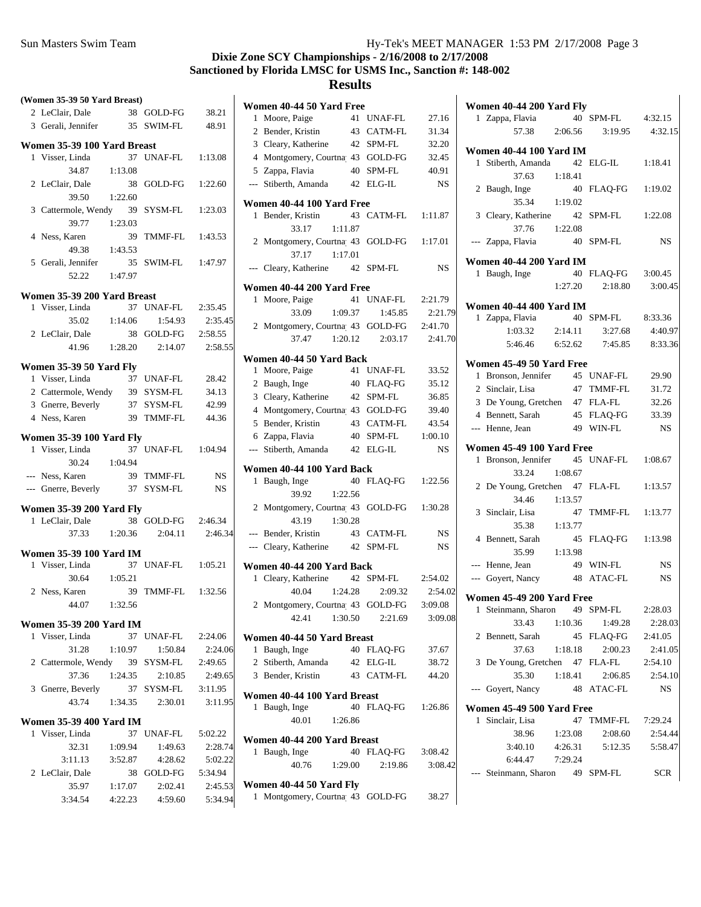# Dixie Zone SCY Championships - 2/16/2008 to 2/17/2008

## Sanctioned by Florida LMSC for USMS Inc., Sanction #: 148-002

## Results

**(Women 35-39 50 Yard Breast)**

| | | | | |
|---|---|---|---|---|
| 2 | LeClair, Dale | 38 | GOLD-FG | 38.21 |
| 3 | Gerali, Jennifer | 35 | SWIM-FL | 48.91 |

**Women 35-39 100 Yard Breast**

| | | | | |
|---|---|---|---|---|
| 1 | Visser, Linda | 37 | UNAF-FL | 1:13.08 |
| | 34.87 | 1:13.08 | | |
| 2 | LeClair, Dale | 38 | GOLD-FG | 1:22.60 |
| | 39.50 | 1:22.60 | | |
| 3 | Cattermole, Wendy | 39 | SYSM-FL | 1:23.03 |
| | 39.77 | 1:23.03 | | |
| 4 | Ness, Karen | 39 | TMMF-FL | 1:43.53 |
| | 49.38 | 1:43.53 | | |
| 5 | Gerali, Jennifer | 35 | SWIM-FL | 1:47.97 |
| | 52.22 | 1:47.97 | | |

**Women 35-39 200 Yard Breast**

| | | | | | |
|---|---|---|---|---|---|
| 1 | Visser, Linda | 37 | UNAF-FL | 2:35.45 | |
| | 35.02 | 1:14.06 | 1:54.93 | 2:35.45 | |
| 2 | LeClair, Dale | 38 | GOLD-FG | 2:58.55 | |
| | 41.96 | 1:28.20 | 2:14.07 | 2:58.55 | |

**Women 35-39 50 Yard Fly**

| | | | | |
|---|---|---|---|---|
| 1 | Visser, Linda | 37 | UNAF-FL | 28.42 |
| 2 | Cattermole, Wendy | 39 | SYSM-FL | 34.13 |
| 3 | Gnerre, Beverly | 37 | SYSM-FL | 42.99 |
| 4 | Ness, Karen | 39 | TMMF-FL | 44.36 |

**Women 35-39 100 Yard Fly**

| | | | | |
|---|---|---|---|---|
| 1 | Visser, Linda | 37 | UNAF-FL | 1:04.94 |
| | 30.24 | 1:04.94 | | |
| --- | Ness, Karen | 39 | TMMF-FL | NS |
| --- | Gnerre, Beverly | 37 | SYSM-FL | NS |

**Women 35-39 200 Yard Fly**

| | | | | |
|---|---|---|---|---|
| 1 | LeClair, Dale | 38 | GOLD-FG | 2:46.34 |
| | 37.33 | 1:20.36 | 2:04.11 | 2:46.34 |

**Women 35-39 100 Yard IM**

| | | | | |
|---|---|---|---|---|
| 1 | Visser, Linda | 37 | UNAF-FL | 1:05.21 |
| | 30.64 | 1:05.21 | | |
| 2 | Ness, Karen | 39 | TMMF-FL | 1:32.56 |
| | 44.07 | 1:32.56 | | |

**Women 35-39 200 Yard IM**

| | | | | |
|---|---|---|---|---|
| 1 | Visser, Linda | 37 | UNAF-FL | 2:24.06 |
| | 31.28 | 1:10.97 | 1:50.84 | 2:24.06 |
| 2 | Cattermole, Wendy | 39 | SYSM-FL | 2:49.65 |
| | 37.36 | 1:24.35 | 2:10.85 | 2:49.65 |
| 3 | Gnerre, Beverly | 37 | SYSM-FL | 3:11.95 |
| | 43.74 | 1:34.35 | 2:30.01 | 3:11.95 |

**Women 35-39 400 Yard IM**

| | | | | |
|---|---|---|---|---|
| 1 | Visser, Linda | 37 | UNAF-FL | 5:02.22 |
| | 32.31 | 1:09.94 | 1:49.63 | 2:28.74 |
| | 3:11.13 | 3:52.87 | 4:28.62 | 5:02.22 |
| 2 | LeClair, Dale | 38 | GOLD-FG | 5:34.94 |
| | 35.97 | 1:17.07 | 2:02.41 | 2:45.53 |
| | 3:34.54 | 4:22.23 | 4:59.60 | 5:34.94 |

**Women 40-44 50 Yard Free**

| | | | | |
|---|---|---|---|---|
| 1 | Moore, Paige | 41 | UNAF-FL | 27.16 |
| 2 | Bender, Kristin | 43 | CATM-FL | 31.34 |
| 3 | Cleary, Katherine | 42 | SPM-FL | 32.20 |
| 4 | Montgomery, Courtna | 43 | GOLD-FG | 32.45 |
| 5 | Zappa, Flavia | 40 | SPM-FL | 40.91 |
| --- | Stiberth, Amanda | 42 | ELG-IL | NS |

**Women 40-44 100 Yard Free**

| | | | | |
|---|---|---|---|---|
| 1 | Bender, Kristin | 43 | CATM-FL | 1:11.87 |
| | 33.17 | 1:11.87 | | |
| 2 | Montgomery, Courtna | 43 | GOLD-FG | 1:17.01 |
| | 37.17 | 1:17.01 | | |
| --- | Cleary, Katherine | 42 | SPM-FL | NS |

**Women 40-44 200 Yard Free**

| | | | | |
|---|---|---|---|---|
| 1 | Moore, Paige | 41 | UNAF-FL | 2:21.79 |
| | 33.09 | 1:09.37 | 1:45.85 | 2:21.79 |
| 2 | Montgomery, Courtna | 43 | GOLD-FG | 2:41.70 |
| | 37.47 | 1:20.12 | 2:03.17 | 2:41.70 |

**Women 40-44 50 Yard Back**

| | | | | |
|---|---|---|---|---|
| 1 | Moore, Paige | 41 | UNAF-FL | 33.52 |
| 2 | Baugh, Inge | 40 | FLAQ-FG | 35.12 |
| 3 | Cleary, Katherine | 42 | SPM-FL | 36.85 |
| 4 | Montgomery, Courtna | 43 | GOLD-FG | 39.40 |
| 5 | Bender, Kristin | 43 | CATM-FL | 43.54 |
| 6 | Zappa, Flavia | 40 | SPM-FL | 1:00.10 |
| --- | Stiberth, Amanda | 42 | ELG-IL | NS |

**Women 40-44 100 Yard Back**

| | | | | |
|---|---|---|---|---|
| 1 | Baugh, Inge | 40 | FLAQ-FG | 1:22.56 |
| | 39.92 | 1:22.56 | | |
| 2 | Montgomery, Courtna | 43 | GOLD-FG | 1:30.28 |
| | 43.19 | 1:30.28 | | |
| --- | Bender, Kristin | 43 | CATM-FL | NS |
| --- | Cleary, Katherine | 42 | SPM-FL | NS |

**Women 40-44 200 Yard Back**

| | | | | |
|---|---|---|---|---|
| 1 | Cleary, Katherine | 42 | SPM-FL | 2:54.02 |
| | 40.04 | 1:24.28 | 2:09.32 | 2:54.02 |
| 2 | Montgomery, Courtna | 43 | GOLD-FG | 3:09.08 |
| | 42.41 | 1:30.50 | 2:21.69 | 3:09.08 |

**Women 40-44 50 Yard Breast**

| | | | | |
|---|---|---|---|---|
| 1 | Baugh, Inge | 40 | FLAQ-FG | 37.67 |
| 2 | Stiberth, Amanda | 42 | ELG-IL | 38.72 |
| 3 | Bender, Kristin | 43 | CATM-FL | 44.20 |

**Women 40-44 100 Yard Breast**

| | | | | |
|---|---|---|---|---|
| 1 | Baugh, Inge | 40 | FLAQ-FG | 1:26.86 |
| | 40.01 | 1:26.86 | | |

**Women 40-44 200 Yard Breast**

| | | | | |
|---|---|---|---|---|
| 1 | Baugh, Inge | 40 | FLAQ-FG | 3:08.42 |
| | 40.76 | 1:29.00 | 2:19.86 | 3:08.42 |

**Women 40-44 50 Yard Fly**

| | | | | |
|---|---|---|---|---|
| 1 | Montgomery, Courtna | 43 | GOLD-FG | 38.27 |

**Women 40-44 200 Yard Fly**

| | | | | |
|---|---|---|---|---|
| 1 | Zappa, Flavia | 40 | SPM-FL | 4:32.15 |
| | 57.38 | 2:06.56 | 3:19.95 | 4:32.15 |

**Women 40-44 100 Yard IM**

| | | | | |
|---|---|---|---|---|
| 1 | Stiberth, Amanda | 42 | ELG-IL | 1:18.41 |
| | 37.63 | 1:18.41 | | |
| 2 | Baugh, Inge | 40 | FLAQ-FG | 1:19.02 |
| | 35.34 | 1:19.02 | | |
| 3 | Cleary, Katherine | 42 | SPM-FL | 1:22.08 |
| | 37.76 | 1:22.08 | | |
| --- | Zappa, Flavia | 40 | SPM-FL | NS |

**Women 40-44 200 Yard IM**

| | | | | |
|---|---|---|---|---|
| 1 | Baugh, Inge | 40 | FLAQ-FG | 3:00.45 |
| | | 1:27.20 | 2:18.80 | 3:00.45 |

**Women 40-44 400 Yard IM**

| | | | | |
|---|---|---|---|---|
| 1 | Zappa, Flavia | 40 | SPM-FL | 8:33.36 |
| | 1:03.32 | 2:14.11 | 3:27.68 | 4:40.97 |
| | 5:46.46 | 6:52.62 | 7:45.85 | 8:33.36 |

**Women 45-49 50 Yard Free**

| | | | | |
|---|---|---|---|---|
| 1 | Bronson, Jennifer | 45 | UNAF-FL | 29.90 |
| 2 | Sinclair, Lisa | 47 | TMMF-FL | 31.72 |
| 3 | De Young, Gretchen | 47 | FLA-FL | 32.26 |
| 4 | Bennett, Sarah | 45 | FLAQ-FG | 33.39 |
| --- | Henne, Jean | 49 | WIN-FL | NS |

**Women 45-49 100 Yard Free**

| | | | | |
|---|---|---|---|---|
| 1 | Bronson, Jennifer | 45 | UNAF-FL | 1:08.67 |
| | 33.24 | 1:08.67 | | |
| 2 | De Young, Gretchen | 47 | FLA-FL | 1:13.57 |
| | 34.46 | 1:13.57 | | |
| 3 | Sinclair, Lisa | 47 | TMMF-FL | 1:13.77 |
| | 35.38 | 1:13.77 | | |
| 4 | Bennett, Sarah | 45 | FLAQ-FG | 1:13.98 |
| | 35.99 | 1:13.98 | | |
| --- | Henne, Jean | 49 | WIN-FL | NS |
| --- | Goyert, Nancy | 48 | ATAC-FL | NS |

**Women 45-49 200 Yard Free**

| | | | | |
|---|---|---|---|---|
| 1 | Steinmann, Sharon | 49 | SPM-FL | 2:28.03 |
| | 33.43 | 1:10.36 | 1:49.28 | 2:28.03 |
| 2 | Bennett, Sarah | 45 | FLAQ-FG | 2:41.05 |
| | 37.63 | 1:18.18 | 2:00.23 | 2:41.05 |
| 3 | De Young, Gretchen | 47 | FLA-FL | 2:54.10 |
| | 35.30 | 1:18.41 | 2:06.85 | 2:54.10 |
| --- | Goyert, Nancy | 48 | ATAC-FL | NS |

**Women 45-49 500 Yard Free**

| | | | | |
|---|---|---|---|---|
| 1 | Sinclair, Lisa | 47 | TMMF-FL | 7:29.24 |
| | 38.96 | 1:23.08 | 2:08.60 | 2:54.44 |
| | 3:40.10 | 4:26.31 | 5:12.35 | 5:58.47 |
| | 6:44.47 | 7:29.24 | | |
| --- | Steinmann, Sharon | 49 | SPM-FL | SCR |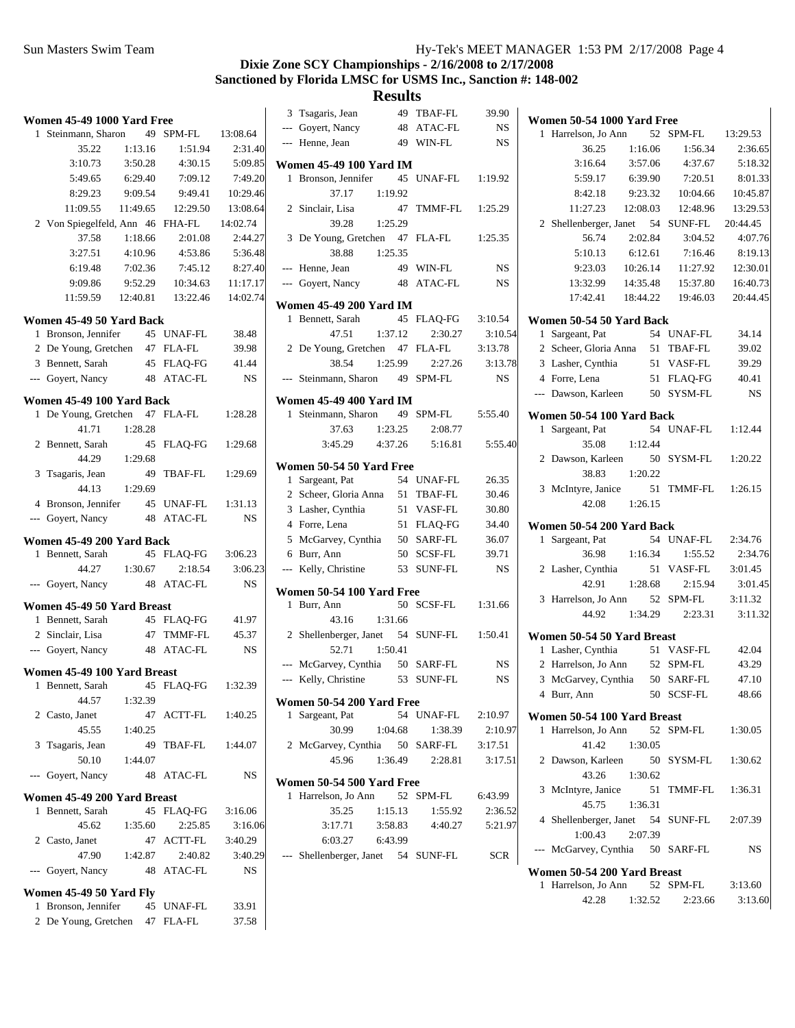**Dixie Zone SCY Championships - 2/16/2008 to 2/17/2008**
**Sanctioned by Florida LMSC for USMS Inc., Sanction #: 148-002**
**Results**

### Women 45-49 1000 Yard Free

| | | | | |
|---|---|---|---|---|
| 1 Steinmann, Sharon | 49 | SPM-FL | | 13:08.64 |
| 35.22 | 1:13.16 | 1:51.94 | 2:31.40 | |
| 3:10.73 | 3:50.28 | 4:30.15 | 5:09.85 | |
| 5:49.65 | 6:29.40 | 7:09.12 | 7:49.20 | |
| 8:29.23 | 9:09.54 | 9:49.41 | 10:29.46 | |
| 11:09.55 | 11:49.65 | 12:29.50 | 13:08.64 | |
| 2 Von Spiegelfeld, Ann | 46 | FHA-FL | | 14:02.74 |
| 37.58 | 1:18.66 | 2:01.08 | 2:44.27 | |
| 3:27.51 | 4:10.96 | 4:53.86 | 5:36.48 | |
| 6:19.48 | 7:02.36 | 7:45.12 | 8:27.40 | |
| 9:09.86 | 9:52.29 | 10:34.63 | 11:17.17 | |
| 11:59.59 | 12:40.81 | 13:22.46 | 14:02.74 | |

### Women 45-49 50 Yard Back

| | | | |
|---|---|---|---|
| 1 Bronson, Jennifer | 45 | UNAF-FL | 38.48 |
| 2 De Young, Gretchen | 47 | FLA-FL | 39.98 |
| 3 Bennett, Sarah | 45 | FLAQ-FG | 41.44 |
| --- Goyert, Nancy | 48 | ATAC-FL | NS |

### Women 45-49 100 Yard Back

| | | | |
|---|---|---|---|
| 1 De Young, Gretchen | 47 | FLA-FL | 1:28.28 |
| 41.71 | 1:28.28 | | |
| 2 Bennett, Sarah | 45 | FLAQ-FG | 1:29.68 |
| 44.29 | 1:29.68 | | |
| 3 Tsagaris, Jean | 49 | TBAF-FL | 1:29.69 |
| 44.13 | 1:29.69 | | |
| 4 Bronson, Jennifer | 45 | UNAF-FL | 1:31.13 |
| --- Goyert, Nancy | 48 | ATAC-FL | NS |

### Women 45-49 200 Yard Back

| | | | | |
|---|---|---|---|---|
| 1 Bennett, Sarah | 45 | FLAQ-FG | | 3:06.23 |
| 44.27 | 1:30.67 | 2:18.54 | 3:06.23 | |
| --- Goyert, Nancy | 48 | ATAC-FL | | NS |

### Women 45-49 50 Yard Breast

| | | | |
|---|---|---|---|
| 1 Bennett, Sarah | 45 | FLAQ-FG | 41.97 |
| 2 Sinclair, Lisa | 47 | TMMF-FL | 45.37 |
| --- Goyert, Nancy | 48 | ATAC-FL | NS |

### Women 45-49 100 Yard Breast

| | | | |
|---|---|---|---|
| 1 Bennett, Sarah | 45 | FLAQ-FG | 1:32.39 |
| 44.57 | 1:32.39 | | |
| 2 Casto, Janet | 47 | ACTT-FL | 1:40.25 |
| 45.55 | 1:40.25 | | |
| 3 Tsagaris, Jean | 49 | TBAF-FL | 1:44.07 |
| 50.10 | 1:44.07 | | |
| --- Goyert, Nancy | 48 | ATAC-FL | NS |

### Women 45-49 200 Yard Breast

| | | | | |
|---|---|---|---|---|
| 1 Bennett, Sarah | 45 | FLAQ-FG | | 3:16.06 |
| 45.62 | 1:35.60 | 2:25.85 | 3:16.06 | |
| 2 Casto, Janet | 47 | ACTT-FL | | 3:40.29 |
| 47.90 | 1:42.87 | 2:40.82 | 3:40.29 | |
| --- Goyert, Nancy | 48 | ATAC-FL | | NS |

### Women 45-49 50 Yard Fly

| | | | |
|---|---|---|---|
| 1 Bronson, Jennifer | 45 | UNAF-FL | 33.91 |
| 2 De Young, Gretchen | 47 | FLA-FL | 37.58 |
| 3 Tsagaris, Jean | 49 | TBAF-FL | 39.90 |
| --- Goyert, Nancy | 48 | ATAC-FL | NS |
| --- Henne, Jean | 49 | WIN-FL | NS |

### Women 45-49 100 Yard IM

| | | | |
|---|---|---|---|
| 1 Bronson, Jennifer | 45 | UNAF-FL | 1:19.92 |
| 37.17 | 1:19.92 | | |
| 2 Sinclair, Lisa | 47 | TMMF-FL | 1:25.29 |
| 39.28 | 1:25.29 | | |
| 3 De Young, Gretchen | 47 | FLA-FL | 1:25.35 |
| 38.88 | 1:25.35 | | |
| --- Henne, Jean | 49 | WIN-FL | NS |
| --- Goyert, Nancy | 48 | ATAC-FL | NS |

### Women 45-49 200 Yard IM

| | | | | |
|---|---|---|---|---|
| 1 Bennett, Sarah | 45 | FLAQ-FG | | 3:10.54 |
| 47.51 | 1:37.12 | 2:30.27 | 3:10.54 | |
| 2 De Young, Gretchen | 47 | FLA-FL | | 3:13.78 |
| 38.54 | 1:25.99 | 2:27.26 | 3:13.78 | |
| --- Steinmann, Sharon | 49 | SPM-FL | | NS |

### Women 45-49 400 Yard IM

| | | | | |
|---|---|---|---|---|
| 1 Steinmann, Sharon | 49 | SPM-FL | | 5:55.40 |
| 37.63 | 1:23.25 | 2:08.77 | | |
| 3:45.29 | 4:37.26 | 5:16.81 | 5:55.40 | |

### Women 50-54 50 Yard Free

| | | | |
|---|---|---|---|
| 1 Sargeant, Pat | 54 | UNAF-FL | 26.35 |
| 2 Scheer, Gloria Anna | 51 | TBAF-FL | 30.46 |
| 3 Lasher, Cynthia | 51 | VASF-FL | 30.80 |
| 4 Forre, Lena | 51 | FLAQ-FG | 34.40 |
| 5 McGarvey, Cynthia | 50 | SARF-FL | 36.07 |
| 6 Burr, Ann | 50 | SCSF-FL | 39.71 |
| --- Kelly, Christine | 53 | SUNF-FL | NS |

### Women 50-54 100 Yard Free

| | | | |
|---|---|---|---|
| 1 Burr, Ann | 50 | SCSF-FL | 1:31.66 |
| 43.16 | 1:31.66 | | |
| 2 Shellenberger, Janet | 54 | SUNF-FL | 1:50.41 |
| 52.71 | 1:50.41 | | |
| --- McGarvey, Cynthia | 50 | SARF-FL | NS |
| --- Kelly, Christine | 53 | SUNF-FL | NS |

### Women 50-54 200 Yard Free

| | | | | |
|---|---|---|---|---|
| 1 Sargeant, Pat | 54 | UNAF-FL | | 2:10.97 |
| 30.99 | 1:04.68 | 1:38.39 | 2:10.97 | |
| 2 McGarvey, Cynthia | 50 | SARF-FL | | 3:17.51 |
| 45.96 | 1:36.49 | 2:28.81 | 3:17.51 | |

### Women 50-54 500 Yard Free

| | | | | |
|---|---|---|---|---|
| 1 Harrelson, Jo Ann | 52 | SPM-FL | | 6:43.99 |
| 35.25 | 1:15.13 | 1:55.92 | 2:36.52 | |
| 3:17.71 | 3:58.83 | 4:40.27 | 5:21.97 | |
| 6:03.27 | 6:43.99 | | | |
| --- Shellenberger, Janet | 54 | SUNF-FL | | SCR |

### Women 50-54 1000 Yard Free

| | | | | |
|---|---|---|---|---|
| 1 Harrelson, Jo Ann | 52 | SPM-FL | | 13:29.53 |
| 36.25 | 1:16.06 | 1:56.34 | 2:36.65 | |
| 3:16.64 | 3:57.06 | 4:37.67 | 5:18.32 | |
| 5:59.17 | 6:39.90 | 7:20.51 | 8:01.33 | |
| 8:42.18 | 9:23.32 | 10:04.66 | 10:45.87 | |
| 11:27.23 | 12:08.03 | 12:48.96 | 13:29.53 | |
| 2 Shellenberger, Janet | 54 | SUNF-FL | | 20:44.45 |
| 56.74 | 2:02.84 | 3:04.52 | 4:07.76 | |
| 5:10.13 | 6:12.61 | 7:16.46 | 8:19.13 | |
| 9:23.03 | 10:26.14 | 11:27.92 | 12:30.01 | |
| 13:32.99 | 14:35.48 | 15:37.80 | 16:40.73 | |
| 17:42.41 | 18:44.22 | 19:46.03 | 20:44.45 | |

### Women 50-54 50 Yard Back

| | | | |
|---|---|---|---|
| 1 Sargeant, Pat | 54 | UNAF-FL | 34.14 |
| 2 Scheer, Gloria Anna | 51 | TBAF-FL | 39.02 |
| 3 Lasher, Cynthia | 51 | VASF-FL | 39.29 |
| 4 Forre, Lena | 51 | FLAQ-FG | 40.41 |
| --- Dawson, Karleen | 50 | SYSM-FL | NS |

### Women 50-54 100 Yard Back

| | | | |
|---|---|---|---|
| 1 Sargeant, Pat | 54 | UNAF-FL | 1:12.44 |
| 35.08 | 1:12.44 | | |
| 2 Dawson, Karleen | 50 | SYSM-FL | 1:20.22 |
| 38.83 | 1:20.22 | | |
| 3 McIntyre, Janice | 51 | TMMF-FL | 1:26.15 |
| 42.08 | 1:26.15 | | |

### Women 50-54 200 Yard Back

| | | | | |
|---|---|---|---|---|
| 1 Sargeant, Pat | 54 | UNAF-FL | | 2:34.76 |
| 36.98 | 1:16.34 | 1:55.52 | 2:34.76 | |
| 2 Lasher, Cynthia | 51 | VASF-FL | | 3:01.45 |
| 42.91 | 1:28.68 | 2:15.94 | 3:01.45 | |
| 3 Harrelson, Jo Ann | 52 | SPM-FL | | 3:11.32 |
| 44.92 | 1:34.29 | 2:23.31 | 3:11.32 | |

### Women 50-54 50 Yard Breast

| | | | |
|---|---|---|---|
| 1 Lasher, Cynthia | 51 | VASF-FL | 42.04 |
| 2 Harrelson, Jo Ann | 52 | SPM-FL | 43.29 |
| 3 McGarvey, Cynthia | 50 | SARF-FL | 47.10 |
| 4 Burr, Ann | 50 | SCSF-FL | 48.66 |

### Women 50-54 100 Yard Breast

| | | | |
|---|---|---|---|
| 1 Harrelson, Jo Ann | 52 | SPM-FL | 1:30.05 |
| 41.42 | 1:30.05 | | |
| 2 Dawson, Karleen | 50 | SYSM-FL | 1:30.62 |
| 43.26 | 1:30.62 | | |
| 3 McIntyre, Janice | 51 | TMMF-FL | 1:36.31 |
| 45.75 | 1:36.31 | | |
| 4 Shellenberger, Janet | 54 | SUNF-FL | 2:07.39 |
| 1:00.43 | 2:07.39 | | |
| --- McGarvey, Cynthia | 50 | SARF-FL | NS |

### Women 50-54 200 Yard Breast

| | | | | |
|---|---|---|---|---|
| 1 Harrelson, Jo Ann | 52 | SPM-FL | | 3:13.60 |
| 42.28 | 1:32.52 | 2:23.66 | 3:13.60 | |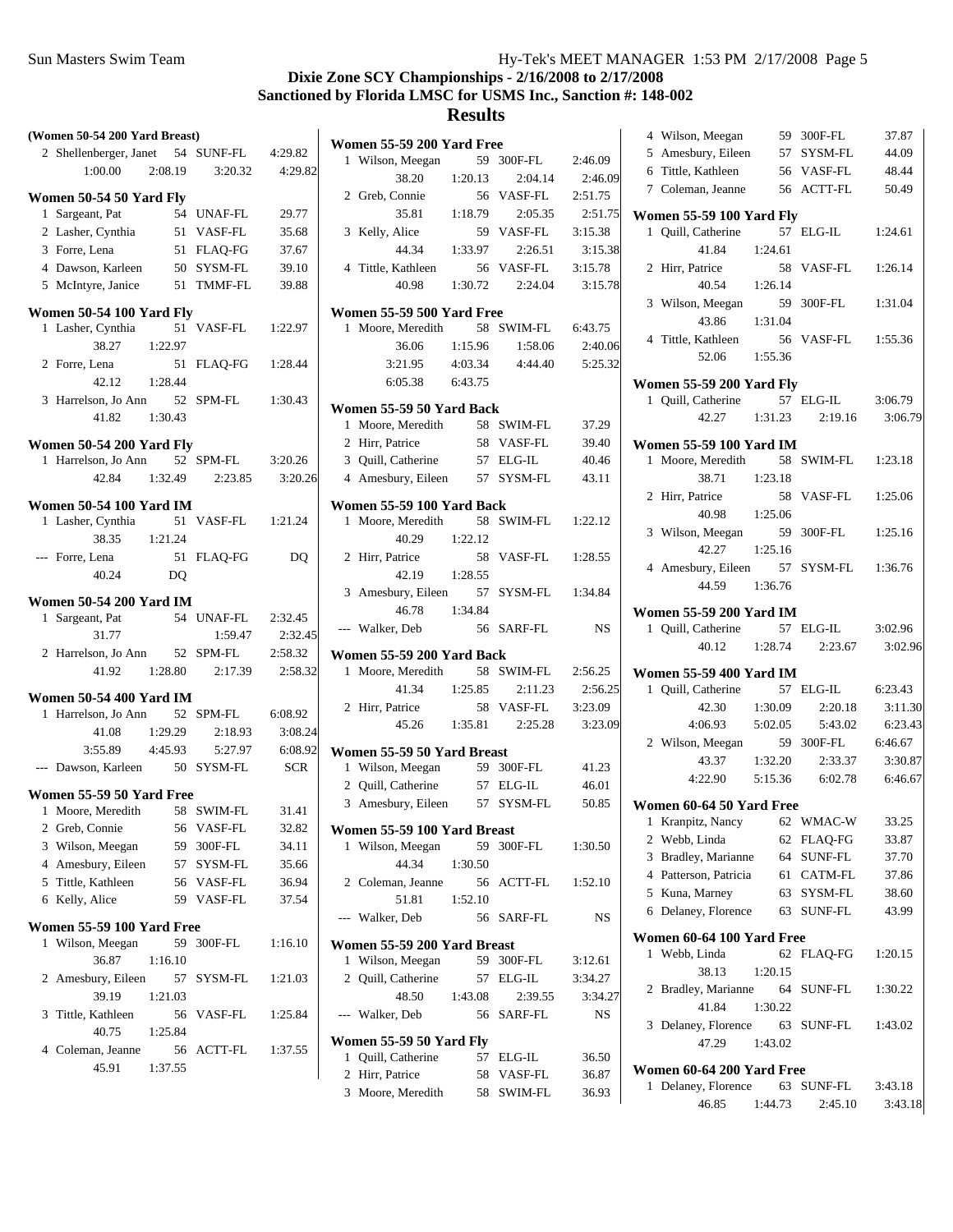# Dixie Zone SCY Championships - 2/16/2008 to 2/17/2008

## Sanctioned by Florida LMSC for USMS Inc., Sanction #: 148-002

## Results

**(Women 50-54 200 Yard Breast)**

2 Shellenberger, Janet 54 SUNF-FL 4:29.82
1:00.00 2:08.19 3:20.32 4:29.82

**Women 50-54 50 Yard Fly**

1 Sargeant, Pat 54 UNAF-FL 29.77
2 Lasher, Cynthia 51 VASF-FL 35.68
3 Forre, Lena 51 FLAQ-FG 37.67
4 Dawson, Karleen 50 SYSM-FL 39.10
5 McIntyre, Janice 51 TMMF-FL 39.88

**Women 50-54 100 Yard Fly**

1 Lasher, Cynthia 51 VASF-FL 1:22.97
38.27 1:22.97
2 Forre, Lena 51 FLAQ-FG 1:28.44
42.12 1:28.44
3 Harrelson, Jo Ann 52 SPM-FL 1:30.43
41.82 1:30.43

**Women 50-54 200 Yard Fly**

1 Harrelson, Jo Ann 52 SPM-FL 3:20.26
42.84 1:32.49 2:23.85 3:20.26

**Women 50-54 100 Yard IM**

1 Lasher, Cynthia 51 VASF-FL 1:21.24
38.35 1:21.24
--- Forre, Lena 51 FLAQ-FG DQ
40.24 DQ

**Women 50-54 200 Yard IM**

1 Sargeant, Pat 54 UNAF-FL 2:32.45
31.77 1:59.47 2:32.45
2 Harrelson, Jo Ann 52 SPM-FL 2:58.32
41.92 1:28.80 2:17.39 2:58.32

**Women 50-54 400 Yard IM**

1 Harrelson, Jo Ann 52 SPM-FL 6:08.92
41.08 1:29.29 2:18.93 3:08.24
3:55.89 4:45.93 5:27.97 6:08.92
--- Dawson, Karleen 50 SYSM-FL SCR

**Women 55-59 50 Yard Free**

1 Moore, Meredith 58 SWIM-FL 31.41
2 Greb, Connie 56 VASF-FL 32.82
3 Wilson, Meegan 59 300F-FL 34.11
4 Amesbury, Eileen 57 SYSM-FL 35.66
5 Tittle, Kathleen 56 VASF-FL 36.94
6 Kelly, Alice 59 VASF-FL 37.54

**Women 55-59 100 Yard Free**

1 Wilson, Meegan 59 300F-FL 1:16.10
36.87 1:16.10
2 Amesbury, Eileen 57 SYSM-FL 1:21.03
39.19 1:21.03
3 Tittle, Kathleen 56 VASF-FL 1:25.84
40.75 1:25.84
4 Coleman, Jeanne 56 ACTT-FL 1:37.55
45.91 1:37.55

**Women 55-59 200 Yard Free**

1 Wilson, Meegan 59 300F-FL 2:46.09
38.20 1:20.13 2:04.14 2:46.09
2 Greb, Connie 56 VASF-FL 2:51.75
35.81 1:18.79 2:05.35 2:51.75
3 Kelly, Alice 59 VASF-FL 3:15.38
44.34 1:33.97 2:26.51 3:15.38
4 Tittle, Kathleen 56 VASF-FL 3:15.78
40.98 1:30.72 2:24.04 3:15.78

**Women 55-59 500 Yard Free**

1 Moore, Meredith 58 SWIM-FL 6:43.75
36.06 1:15.96 1:58.06 2:40.06
3:21.95 4:03.34 4:44.40 5:25.32
6:05.38 6:43.75

**Women 55-59 50 Yard Back**

1 Moore, Meredith 58 SWIM-FL 37.29
2 Hirr, Patrice 58 VASF-FL 39.40
3 Quill, Catherine 57 ELG-IL 40.46
4 Amesbury, Eileen 57 SYSM-FL 43.11

**Women 55-59 100 Yard Back**

1 Moore, Meredith 58 SWIM-FL 1:22.12
40.29 1:22.12
2 Hirr, Patrice 58 VASF-FL 1:28.55
42.19 1:28.55
3 Amesbury, Eileen 57 SYSM-FL 1:34.84
46.78 1:34.84
--- Walker, Deb 56 SARF-FL NS

**Women 55-59 200 Yard Back**

1 Moore, Meredith 58 SWIM-FL 2:56.25
41.34 1:25.85 2:11.23 2:56.25
2 Hirr, Patrice 58 VASF-FL 3:23.09
45.26 1:35.81 2:25.28 3:23.09

**Women 55-59 50 Yard Breast**

1 Wilson, Meegan 59 300F-FL 41.23
2 Quill, Catherine 57 ELG-IL 46.01
3 Amesbury, Eileen 57 SYSM-FL 50.85

**Women 55-59 100 Yard Breast**

1 Wilson, Meegan 59 300F-FL 1:30.50
44.34 1:30.50
2 Coleman, Jeanne 56 ACTT-FL 1:52.10
51.81 1:52.10
--- Walker, Deb 56 SARF-FL NS

**Women 55-59 200 Yard Breast**

1 Wilson, Meegan 59 300F-FL 3:12.61
2 Quill, Catherine 57 ELG-IL 3:34.27
48.50 1:43.08 2:39.55 3:34.27
--- Walker, Deb 56 SARF-FL NS

**Women 55-59 50 Yard Fly**

1 Quill, Catherine 57 ELG-IL 36.50
2 Hirr, Patrice 58 VASF-FL 36.87
3 Moore, Meredith 58 SWIM-FL 36.93
4 Wilson, Meegan 59 300F-FL 37.87
5 Amesbury, Eileen 57 SYSM-FL 44.09
6 Tittle, Kathleen 56 VASF-FL 48.44
7 Coleman, Jeanne 56 ACTT-FL 50.49

**Women 55-59 100 Yard Fly**

1 Quill, Catherine 57 ELG-IL 1:24.61
41.84 1:24.61
2 Hirr, Patrice 58 VASF-FL 1:26.14
40.54 1:26.14
3 Wilson, Meegan 59 300F-FL 1:31.04
43.86 1:31.04
4 Tittle, Kathleen 56 VASF-FL 1:55.36
52.06 1:55.36

**Women 55-59 200 Yard Fly**

1 Quill, Catherine 57 ELG-IL 3:06.79
42.27 1:31.23 2:19.16 3:06.79

**Women 55-59 100 Yard IM**

1 Moore, Meredith 58 SWIM-FL 1:23.18
38.71 1:23.18
2 Hirr, Patrice 58 VASF-FL 1:25.06
40.98 1:25.06
3 Wilson, Meegan 59 300F-FL 1:25.16
42.27 1:25.16
4 Amesbury, Eileen 57 SYSM-FL 1:36.76
44.59 1:36.76

**Women 55-59 200 Yard IM**

1 Quill, Catherine 57 ELG-IL 3:02.96
40.12 1:28.74 2:23.67 3:02.96

**Women 55-59 400 Yard IM**

1 Quill, Catherine 57 ELG-IL 6:23.43
42.30 1:30.09 2:20.18 3:11.30
4:06.93 5:02.05 5:43.02 6:23.43
2 Wilson, Meegan 59 300F-FL 6:46.67
43.37 1:32.20 2:33.37 3:30.87
4:22.90 5:15.36 6:02.78 6:46.67

**Women 60-64 50 Yard Free**

1 Kranpitz, Nancy 62 WMAC-W 33.25
2 Webb, Linda 62 FLAQ-FG 33.87
3 Bradley, Marianne 64 SUNF-FL 37.70
4 Patterson, Patricia 61 CATM-FL 37.86
5 Kuna, Marney 63 SYSM-FL 38.60
6 Delaney, Florence 63 SUNF-FL 43.99

**Women 60-64 100 Yard Free**

1 Webb, Linda 62 FLAQ-FG 1:20.15
38.13 1:20.15
2 Bradley, Marianne 64 SUNF-FL 1:30.22
41.84 1:30.22
3 Delaney, Florence 63 SUNF-FL 1:43.02
47.29 1:43.02

**Women 60-64 200 Yard Free**

1 Delaney, Florence 63 SUNF-FL 3:43.18
46.85 1:44.73 2:45.10 3:43.18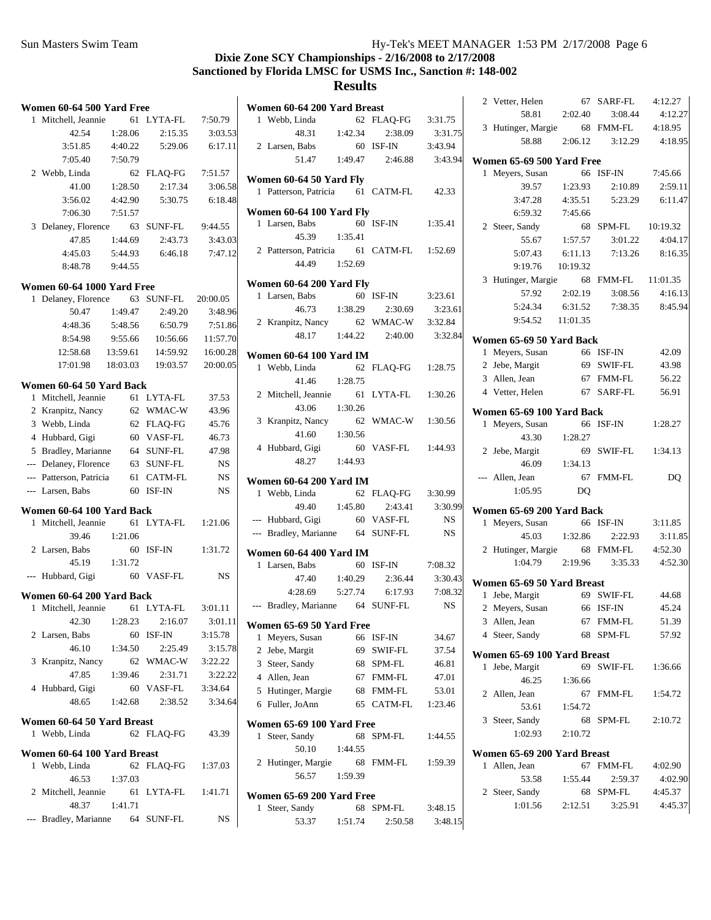**Dixie Zone SCY Championships - 2/16/2008 to 2/17/2008**
**Sanctioned by Florida LMSC for USMS Inc., Sanction #: 148-002**

## Results

### Women 60-64 500 Yard Free

| | | | | |
|---|---|---|---|---|
| 1 Mitchell, Jeannie | 61 | LYTA-FL | | 7:50.79 |
| 42.54 | 1:28.06 | 2:15.35 | | 3:03.53 |
| 3:51.85 | 4:40.22 | 5:29.06 | | 6:17.11 |
| 7:05.40 | 7:50.79 | | | |
| 2 Webb, Linda | 62 | FLAQ-FG | | 7:51.57 |
| 41.00 | 1:28.50 | 2:17.34 | | 3:06.58 |
| 3:56.02 | 4:42.90 | 5:30.75 | | 6:18.48 |
| 7:06.30 | 7:51.57 | | | |
| 3 Delaney, Florence | 63 | SUNF-FL | | 9:44.55 |
| 47.85 | 1:44.69 | 2:43.73 | | 3:43.03 |
| 4:45.03 | 5:44.93 | 6:46.18 | | 7:47.12 |
| 8:48.78 | 9:44.55 | | | |

### Women 60-64 1000 Yard Free

| | | | |
|---|---|---|---|
| 1 Delaney, Florence | 63 | SUNF-FL | 20:00.05 |
| 50.47 | 1:49.47 | 2:49.20 | 3:48.96 |
| 4:48.36 | 5:48.56 | 6:50.79 | 7:51.86 |
| 8:54.98 | 9:55.66 | 10:56.66 | 11:57.70 |
| 12:58.68 | 13:59.61 | 14:59.92 | 16:00.28 |
| 17:01.98 | 18:03.03 | 19:03.57 | 20:00.05 |

### Women 60-64 50 Yard Back

| | | | |
|---|---|---|---|
| 1 Mitchell, Jeannie | 61 | LYTA-FL | 37.53 |
| 2 Kranpitz, Nancy | 62 | WMAC-W | 43.96 |
| 3 Webb, Linda | 62 | FLAQ-FG | 45.76 |
| 4 Hubbard, Gigi | 60 | VASF-FL | 46.73 |
| 5 Bradley, Marianne | 64 | SUNF-FL | 47.98 |
| --- Delaney, Florence | 63 | SUNF-FL | NS |
| --- Patterson, Patricia | 61 | CATM-FL | NS |
| --- Larsen, Babs | 60 | ISF-IN | NS |

### Women 60-64 100 Yard Back

| | | | |
|---|---|---|---|
| 1 Mitchell, Jeannie | 61 | LYTA-FL | 1:21.06 |
| 39.46 | 1:21.06 | | |
| 2 Larsen, Babs | 60 | ISF-IN | 1:31.72 |
| 45.19 | 1:31.72 | | |
| --- Hubbard, Gigi | 60 | VASF-FL | NS |

### Women 60-64 200 Yard Back

| | | | |
|---|---|---|---|
| 1 Mitchell, Jeannie | 61 | LYTA-FL | 3:01.11 |
| 42.30 | 1:28.23 | 2:16.07 | 3:01.11 |
| 2 Larsen, Babs | 60 | ISF-IN | 3:15.78 |
| 46.10 | 1:34.50 | 2:25.49 | 3:15.78 |
| 3 Kranpitz, Nancy | 62 | WMAC-W | 3:22.22 |
| 47.85 | 1:39.46 | 2:31.71 | 3:22.22 |
| 4 Hubbard, Gigi | 60 | VASF-FL | 3:34.64 |
| 48.65 | 1:42.68 | 2:38.52 | 3:34.64 |

### Women 60-64 50 Yard Breast

| | | | |
|---|---|---|---|
| 1 Webb, Linda | 62 | FLAQ-FG | 43.39 |

### Women 60-64 100 Yard Breast

| | | | |
|---|---|---|---|
| 1 Webb, Linda | 62 | FLAQ-FG | 1:37.03 |
| 46.53 | 1:37.03 | | |
| 2 Mitchell, Jeannie | 61 | LYTA-FL | 1:41.71 |
| 48.37 | 1:41.71 | | |
| --- Bradley, Marianne | 64 | SUNF-FL | NS |

### Women 60-64 200 Yard Breast

| | | | |
|---|---|---|---|
| 1 Webb, Linda | 62 | FLAQ-FG | 3:31.75 |
| 48.31 | 1:42.34 | 2:38.09 | 3:31.75 |
| 2 Larsen, Babs | 60 | ISF-IN | 3:43.94 |
| 51.47 | 1:49.47 | 2:46.88 | 3:43.94 |

### Women 60-64 50 Yard Fly

| | | | |
|---|---|---|---|
| 1 Patterson, Patricia | 61 | CATM-FL | 42.33 |

### Women 60-64 100 Yard Fly

| | | | |
|---|---|---|---|
| 1 Larsen, Babs | 60 | ISF-IN | 1:35.41 |
| 45.39 | 1:35.41 | | |
| 2 Patterson, Patricia | 61 | CATM-FL | 1:52.69 |
| 44.49 | 1:52.69 | | |

### Women 60-64 200 Yard Fly

| | | | |
|---|---|---|---|
| 1 Larsen, Babs | 60 | ISF-IN | 3:23.61 |
| 46.73 | 1:38.29 | 2:30.69 | 3:23.61 |
| 2 Kranpitz, Nancy | 62 | WMAC-W | 3:32.84 |
| 48.17 | 1:44.22 | 2:40.00 | 3:32.84 |

### Women 60-64 100 Yard IM

| | | | |
|---|---|---|---|
| 1 Webb, Linda | 62 | FLAQ-FG | 1:28.75 |
| 41.46 | 1:28.75 | | |
| 2 Mitchell, Jeannie | 61 | LYTA-FL | 1:30.26 |
| 43.06 | 1:30.26 | | |
| 3 Kranpitz, Nancy | 62 | WMAC-W | 1:30.56 |
| 41.60 | 1:30.56 | | |
| 4 Hubbard, Gigi | 60 | VASF-FL | 1:44.93 |
| 48.27 | 1:44.93 | | |

### Women 60-64 200 Yard IM

| | | | |
|---|---|---|---|
| 1 Webb, Linda | 62 | FLAQ-FG | 3:30.99 |
| 49.40 | 1:45.80 | 2:43.41 | 3:30.99 |
| --- Hubbard, Gigi | 60 | VASF-FL | NS |
| --- Bradley, Marianne | 64 | SUNF-FL | NS |

### Women 60-64 400 Yard IM

| | | | |
|---|---|---|---|
| 1 Larsen, Babs | 60 | ISF-IN | 7:08.32 |
| 47.40 | 1:40.29 | 2:36.44 | 3:30.43 |
| 4:28.69 | 5:27.74 | 6:17.93 | 7:08.32 |
| --- Bradley, Marianne | 64 | SUNF-FL | NS |

### Women 65-69 50 Yard Free

| | | | |
|---|---|---|---|
| 1 Meyers, Susan | 66 | ISF-IN | 34.67 |
| 2 Jebe, Margit | 69 | SWIF-FL | 37.54 |
| 3 Steer, Sandy | 68 | SPM-FL | 46.81 |
| 4 Allen, Jean | 67 | FMM-FL | 47.01 |
| 5 Hutinger, Margie | 68 | FMM-FL | 53.01 |
| 6 Fuller, JoAnn | 65 | CATM-FL | 1:23.46 |

### Women 65-69 100 Yard Free

| | | | |
|---|---|---|---|
| 1 Steer, Sandy | 68 | SPM-FL | 1:44.55 |
| 50.10 | 1:44.55 | | |
| 2 Hutinger, Margie | 68 | FMM-FL | 1:59.39 |
| 56.57 | 1:59.39 | | |

### Women 65-69 200 Yard Free

| | | | |
|---|---|---|---|
| 1 Steer, Sandy | 68 | SPM-FL | 3:48.15 |
| 53.37 | 1:51.74 | 2:50.58 | 3:48.15 |
| 2 Vetter, Helen | 67 | SARF-FL | 4:12.27 |
| 58.81 | 2:02.40 | 3:08.44 | 4:12.27 |
| 3 Hutinger, Margie | 68 | FMM-FL | 4:18.95 |
| 58.88 | 2:06.12 | 3:12.29 | 4:18.95 |

### Women 65-69 500 Yard Free

| | | | |
|---|---|---|---|
| 1 Meyers, Susan | 66 | ISF-IN | 7:45.66 |
| 39.57 | 1:23.93 | 2:10.89 | 2:59.11 |
| 3:47.28 | 4:35.51 | 5:23.29 | 6:11.47 |
| 6:59.32 | 7:45.66 | | |
| 2 Steer, Sandy | 68 | SPM-FL | 10:19.32 |
| 55.67 | 1:57.57 | 3:01.22 | 4:04.17 |
| 5:07.43 | 6:11.13 | 7:13.26 | 8:16.35 |
| 9:19.76 | 10:19.32 | | |
| 3 Hutinger, Margie | 68 | FMM-FL | 11:01.35 |
| 57.92 | 2:02.19 | 3:08.56 | 4:16.13 |
| 5:24.34 | 6:31.52 | 7:38.35 | 8:45.94 |
| 9:54.52 | 11:01.35 | | |

### Women 65-69 50 Yard Back

| | | | |
|---|---|---|---|
| 1 Meyers, Susan | 66 | ISF-IN | 42.09 |
| 2 Jebe, Margit | 69 | SWIF-FL | 43.98 |
| 3 Allen, Jean | 67 | FMM-FL | 56.22 |
| 4 Vetter, Helen | 67 | SARF-FL | 56.91 |

### Women 65-69 100 Yard Back

| | | | |
|---|---|---|---|
| 1 Meyers, Susan | 66 | ISF-IN | 1:28.27 |
| 43.30 | 1:28.27 | | |
| 2 Jebe, Margit | 69 | SWIF-FL | 1:34.13 |
| 46.09 | 1:34.13 | | |
| --- Allen, Jean | 67 | FMM-FL | DQ |
| 1:05.95 | DQ | | |

### Women 65-69 200 Yard Back

| | | | |
|---|---|---|---|
| 1 Meyers, Susan | 66 | ISF-IN | 3:11.85 |
| 45.03 | 1:32.86 | 2:22.93 | 3:11.85 |
| 2 Hutinger, Margie | 68 | FMM-FL | 4:52.30 |
| 1:04.79 | 2:19.96 | 3:35.33 | 4:52.30 |

### Women 65-69 50 Yard Breast

| | | | |
|---|---|---|---|
| 1 Jebe, Margit | 69 | SWIF-FL | 44.68 |
| 2 Meyers, Susan | 66 | ISF-IN | 45.24 |
| 3 Allen, Jean | 67 | FMM-FL | 51.39 |
| 4 Steer, Sandy | 68 | SPM-FL | 57.92 |

### Women 65-69 100 Yard Breast

| | | | |
|---|---|---|---|
| 1 Jebe, Margit | 69 | SWIF-FL | 1:36.66 |
| 46.25 | 1:36.66 | | |
| 2 Allen, Jean | 67 | FMM-FL | 1:54.72 |
| 53.61 | 1:54.72 | | |
| 3 Steer, Sandy | 68 | SPM-FL | 2:10.72 |
| 1:02.93 | 2:10.72 | | |

### Women 65-69 200 Yard Breast

| | | | |
|---|---|---|---|
| 1 Allen, Jean | 67 | FMM-FL | 4:02.90 |
| 53.58 | 1:55.44 | 2:59.37 | 4:02.90 |
| 2 Steer, Sandy | 68 | SPM-FL | 4:45.37 |
| 1:01.56 | 2:12.51 | 3:25.91 | 4:45.37 |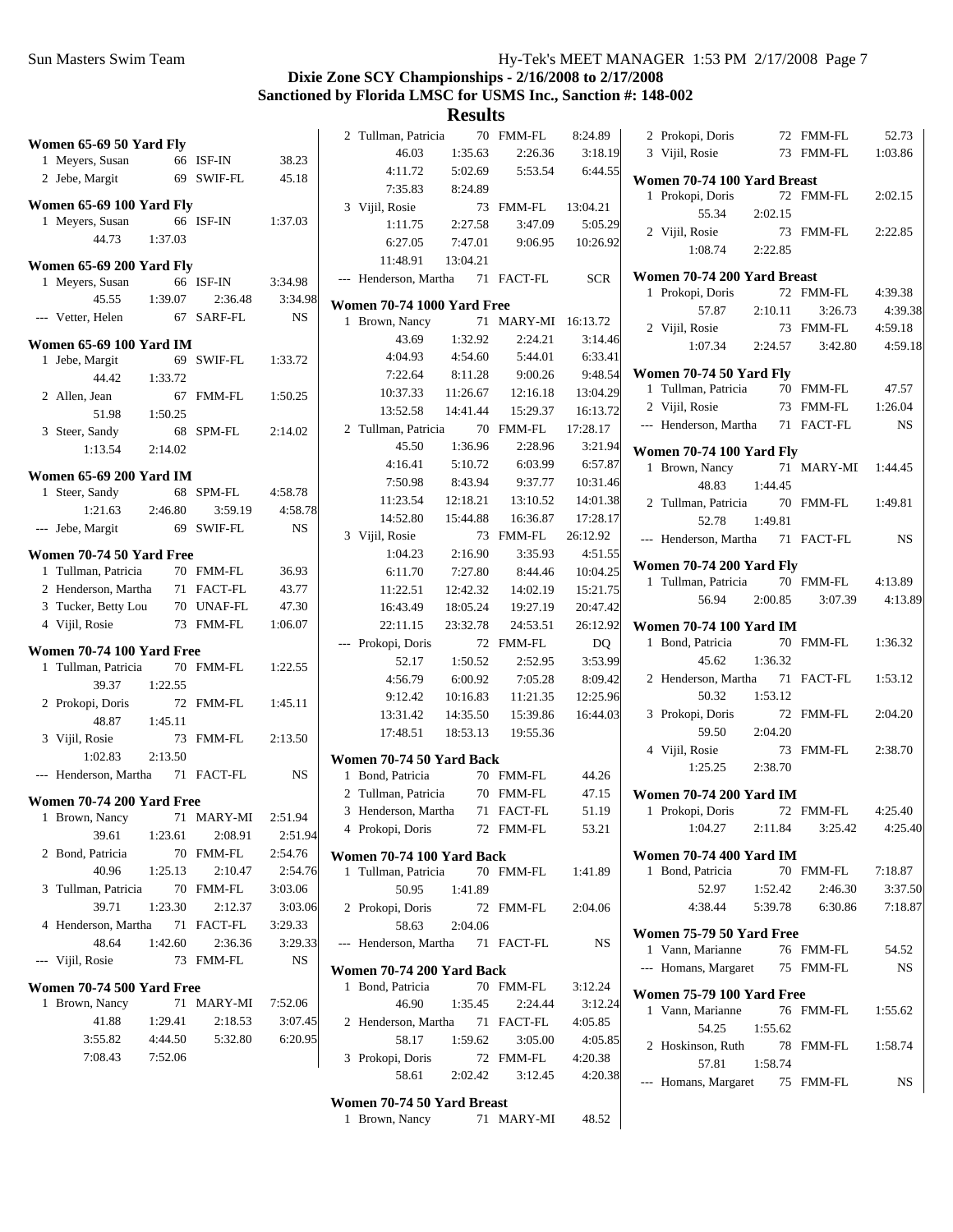# Dixie Zone SCY Championships - 2/16/2008 to 2/17/2008

## Sanctioned by Florida LMSC for USMS Inc., Sanction #: 148-002

## Results

### Women 65-69 50 Yard Fly

| | | | | |
|---|---|---|---|---|
| 1 | Meyers, Susan | 66 | ISF-IN | 38.23 |
| 2 | Jebe, Margit | 69 | SWIF-FL | 45.18 |

### Women 65-69 100 Yard Fly

| | | | | |
|---|---|---|---|---|
| 1 | Meyers, Susan | 66 | ISF-IN | 1:37.03 |
| | 44.73 | 1:37.03 | | |

### Women 65-69 200 Yard Fly

| | | | | |
|---|---|---|---|---|
| 1 | Meyers, Susan | 66 | ISF-IN | 3:34.98 |
| | 45.55 | 1:39.07 | 2:36.48 | 3:34.98 |
| --- | Vetter, Helen | 67 | SARF-FL | NS |

### Women 65-69 100 Yard IM

| | | | | |
|---|---|---|---|---|
| 1 | Jebe, Margit | 69 | SWIF-FL | 1:33.72 |
| | 44.42 | 1:33.72 | | |
| 2 | Allen, Jean | 67 | FMM-FL | 1:50.25 |
| | 51.98 | 1:50.25 | | |
| 3 | Steer, Sandy | 68 | SPM-FL | 2:14.02 |
| | 1:13.54 | 2:14.02 | | |

### Women 65-69 200 Yard IM

| | | | | |
|---|---|---|---|---|
| 1 | Steer, Sandy | 68 | SPM-FL | 4:58.78 |
| | 1:21.63 | 2:46.80 | 3:59.19 | 4:58.78 |
| --- | Jebe, Margit | 69 | SWIF-FL | NS |

### Women 70-74 50 Yard Free

| | | | | |
|---|---|---|---|---|
| 1 | Tullman, Patricia | 70 | FMM-FL | 36.93 |
| 2 | Henderson, Martha | 71 | FACT-FL | 43.77 |
| 3 | Tucker, Betty Lou | 70 | UNAF-FL | 47.30 |
| 4 | Vijil, Rosie | 73 | FMM-FL | 1:06.07 |

### Women 70-74 100 Yard Free

| | | | | |
|---|---|---|---|---|
| 1 | Tullman, Patricia | 70 | FMM-FL | 1:22.55 |
| | 39.37 | 1:22.55 | | |
| 2 | Prokopi, Doris | 72 | FMM-FL | 1:45.11 |
| | 48.87 | 1:45.11 | | |
| 3 | Vijil, Rosie | 73 | FMM-FL | 2:13.50 |
| | 1:02.83 | 2:13.50 | | |
| --- | Henderson, Martha | 71 | FACT-FL | NS |

### Women 70-74 200 Yard Free

| | | | | |
|---|---|---|---|---|
| 1 | Brown, Nancy | 71 | MARY-MI | 2:51.94 |
| | 39.61 | 1:23.61 | 2:08.91 | 2:51.94 |
| 2 | Bond, Patricia | 70 | FMM-FL | 2:54.76 |
| | 40.96 | 1:25.13 | 2:10.47 | 2:54.76 |
| 3 | Tullman, Patricia | 70 | FMM-FL | 3:03.06 |
| | 39.71 | 1:23.30 | 2:12.37 | 3:03.06 |
| 4 | Henderson, Martha | 71 | FACT-FL | 3:29.33 |
| | 48.64 | 1:42.60 | 2:36.36 | 3:29.33 |
| --- | Vijil, Rosie | 73 | FMM-FL | NS |

### Women 70-74 500 Yard Free

| | | | | |
|---|---|---|---|---|
| 1 | Brown, Nancy | 71 | MARY-MI | 7:52.06 |
| | 41.88 | 1:29.41 | 2:18.53 | 3:07.45 |
| | 3:55.82 | 4:44.50 | 5:32.80 | 6:20.95 |
| | 7:08.43 | 7:52.06 | | |
| 2 | Tullman, Patricia | 70 | FMM-FL | 8:24.89 |
| | 46.03 | 1:35.63 | 2:26.36 | 3:18.19 |
| | 4:11.72 | 5:02.69 | 5:53.54 | 6:44.55 |
| | 7:35.83 | 8:24.89 | | |
| 3 | Vijil, Rosie | 73 | FMM-FL | 13:04.21 |
| | 1:11.75 | 2:27.58 | 3:47.09 | 5:05.29 |
| | 6:27.05 | 7:47.01 | 9:06.95 | 10:26.92 |
| | 11:48.91 | 13:04.21 | | |
| --- | Henderson, Martha | 71 | FACT-FL | SCR |

### Women 70-74 1000 Yard Free

| | | | | |
|---|---|---|---|---|
| 1 | Brown, Nancy | 71 | MARY-MI | 16:13.72 |
| | 43.69 | 1:32.92 | 2:24.21 | 3:14.46 |
| | 4:04.93 | 4:54.60 | 5:44.01 | 6:33.41 |
| | 7:22.64 | 8:11.28 | 9:00.26 | 9:48.54 |
| | 10:37.33 | 11:26.67 | 12:16.18 | 13:04.29 |
| | 13:52.58 | 14:41.44 | 15:29.37 | 16:13.72 |
| 2 | Tullman, Patricia | 70 | FMM-FL | 17:28.17 |
| | 45.50 | 1:36.96 | 2:28.96 | 3:21.94 |
| | 4:16.41 | 5:10.72 | 6:03.99 | 6:57.87 |
| | 7:50.98 | 8:43.94 | 9:37.77 | 10:31.46 |
| | 11:23.54 | 12:18.21 | 13:10.52 | 14:01.38 |
| | 14:52.80 | 15:44.88 | 16:36.87 | 17:28.17 |
| 3 | Vijil, Rosie | 73 | FMM-FL | 26:12.92 |
| | 1:04.23 | 2:16.90 | 3:35.93 | 4:51.55 |
| | 6:11.70 | 7:27.80 | 8:44.46 | 10:04.25 |
| | 11:22.51 | 12:42.32 | 14:02.19 | 15:21.75 |
| | 16:43.49 | 18:05.24 | 19:27.19 | 20:47.42 |
| | 22:11.15 | 23:32.78 | 24:53.51 | 26:12.92 |
| --- | Prokopi, Doris | 72 | FMM-FL | DQ |
| | 52.17 | 1:50.52 | 2:52.95 | 3:53.99 |
| | 4:56.79 | 6:00.92 | 7:05.28 | 8:09.42 |
| | 9:12.42 | 10:16.83 | 11:21.35 | 12:25.96 |
| | 13:31.42 | 14:35.50 | 15:39.86 | 16:44.03 |
| | 17:48.51 | 18:53.13 | 19:55.36 | |

### Women 70-74 50 Yard Back

| | | | | |
|---|---|---|---|---|
| 1 | Bond, Patricia | 70 | FMM-FL | 44.26 |
| 2 | Tullman, Patricia | 70 | FMM-FL | 47.15 |
| 3 | Henderson, Martha | 71 | FACT-FL | 51.19 |
| 4 | Prokopi, Doris | 72 | FMM-FL | 53.21 |

### Women 70-74 100 Yard Back

| | | | | |
|---|---|---|---|---|
| 1 | Tullman, Patricia | 70 | FMM-FL | 1:41.89 |
| | 50.95 | 1:41.89 | | |
| 2 | Prokopi, Doris | 72 | FMM-FL | 2:04.06 |
| | 58.63 | 2:04.06 | | |
| --- | Henderson, Martha | 71 | FACT-FL | NS |

### Women 70-74 200 Yard Back

| | | | | |
|---|---|---|---|---|
| 1 | Bond, Patricia | 70 | FMM-FL | 3:12.24 |
| | 46.90 | 1:35.45 | 2:24.44 | 3:12.24 |
| 2 | Henderson, Martha | 71 | FACT-FL | 4:05.85 |
| | 58.17 | 1:59.62 | 3:05.00 | 4:05.85 |
| 3 | Prokopi, Doris | 72 | FMM-FL | 4:20.38 |
| | 58.61 | 2:02.42 | 3:12.45 | 4:20.38 |

### Women 70-74 50 Yard Breast

| | | | | |
|---|---|---|---|---|
| 1 | Brown, Nancy | 71 | MARY-MI | 48.52 |
| 2 | Prokopi, Doris | 72 | FMM-FL | 52.73 |
| 3 | Vijil, Rosie | 73 | FMM-FL | 1:03.86 |

### Women 70-74 100 Yard Breast

| | | | | |
|---|---|---|---|---|
| 1 | Prokopi, Doris | 72 | FMM-FL | 2:02.15 |
| | 55.34 | 2:02.15 | | |
| 2 | Vijil, Rosie | 73 | FMM-FL | 2:22.85 |
| | 1:08.74 | 2:22.85 | | |

### Women 70-74 200 Yard Breast

| | | | | |
|---|---|---|---|---|
| 1 | Prokopi, Doris | 72 | FMM-FL | 4:39.38 |
| | 57.87 | 2:10.11 | 3:26.73 | 4:39.38 |
| 2 | Vijil, Rosie | 73 | FMM-FL | 4:59.18 |
| | 1:07.34 | 2:24.57 | 3:42.80 | 4:59.18 |

### Women 70-74 50 Yard Fly

| | | | | |
|---|---|---|---|---|
| 1 | Tullman, Patricia | 70 | FMM-FL | 47.57 |
| 2 | Vijil, Rosie | 73 | FMM-FL | 1:26.04 |
| --- | Henderson, Martha | 71 | FACT-FL | NS |

### Women 70-74 100 Yard Fly

| | | | | |
|---|---|---|---|---|
| 1 | Brown, Nancy | 71 | MARY-MI | 1:44.45 |
| | 48.83 | 1:44.45 | | |
| 2 | Tullman, Patricia | 70 | FMM-FL | 1:49.81 |
| | 52.78 | 1:49.81 | | |
| --- | Henderson, Martha | 71 | FACT-FL | NS |

### Women 70-74 200 Yard Fly

| | | | | |
|---|---|---|---|---|
| 1 | Tullman, Patricia | 70 | FMM-FL | 4:13.89 |
| | 56.94 | 2:00.85 | 3:07.39 | 4:13.89 |

### Women 70-74 100 Yard IM

| | | | | |
|---|---|---|---|---|
| 1 | Bond, Patricia | 70 | FMM-FL | 1:36.32 |
| | 45.62 | 1:36.32 | | |
| 2 | Henderson, Martha | 71 | FACT-FL | 1:53.12 |
| | 50.32 | 1:53.12 | | |
| 3 | Prokopi, Doris | 72 | FMM-FL | 2:04.20 |
| | 59.50 | 2:04.20 | | |
| 4 | Vijil, Rosie | 73 | FMM-FL | 2:38.70 |
| | 1:25.25 | 2:38.70 | | |

### Women 70-74 200 Yard IM

| | | | | |
|---|---|---|---|---|
| 1 | Prokopi, Doris | 72 | FMM-FL | 4:25.40 |
| | 1:04.27 | 2:11.84 | 3:25.42 | 4:25.40 |

### Women 70-74 400 Yard IM

| | | | | |
|---|---|---|---|---|
| 1 | Bond, Patricia | 70 | FMM-FL | 7:18.87 |
| | 52.97 | 1:52.42 | 2:46.30 | 3:37.50 |
| | 4:38.44 | 5:39.78 | 6:30.86 | 7:18.87 |

### Women 75-79 50 Yard Free

| | | | | |
|---|---|---|---|---|
| 1 | Vann, Marianne | 76 | FMM-FL | 54.52 |
| --- | Homans, Margaret | 75 | FMM-FL | NS |

### Women 75-79 100 Yard Free

| | | | | |
|---|---|---|---|---|
| 1 | Vann, Marianne | 76 | FMM-FL | 1:55.62 |
| | 54.25 | 1:55.62 | | |
| 2 | Hoskinson, Ruth | 78 | FMM-FL | 1:58.74 |
| | 57.81 | 1:58.74 | | |
| --- | Homans, Margaret | 75 | FMM-FL | NS |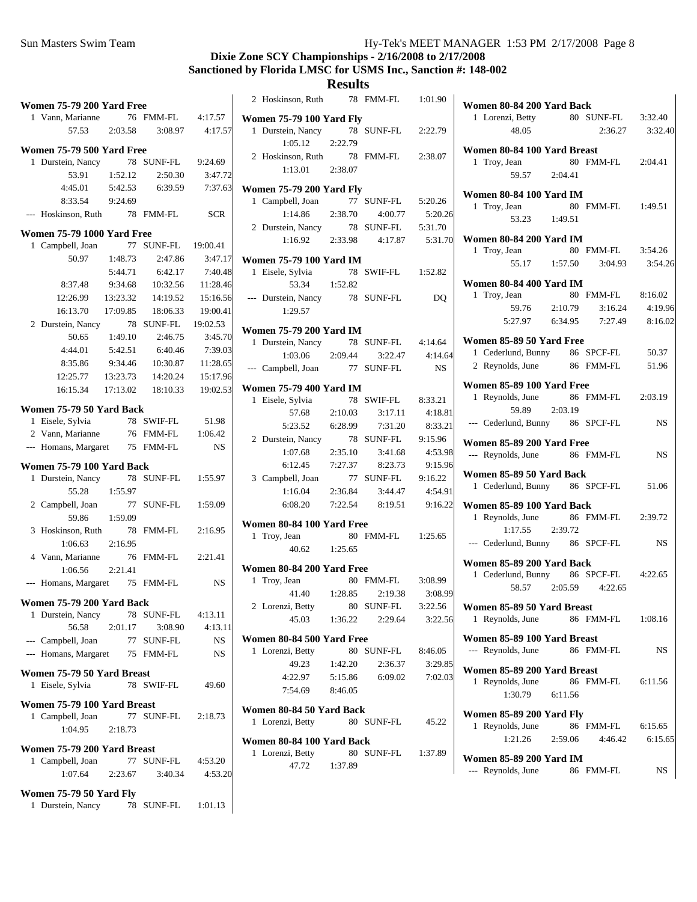# Dixie Zone SCY Championships - 2/16/2008 to 2/17/2008

## Sanctioned by Florida LMSC for USMS Inc., Sanction #: 148-002

## Results

### Women 75-79 200 Yard Free

1 Vann, Marianne 76 FMM-FL 4:17.57
57.53 2:03.58 3:08.97 4:17.57

### Women 75-79 500 Yard Free

1 Durstein, Nancy 78 SUNF-FL 9:24.69
53.91 1:52.12 2:50.30 3:47.72
4:45.01 5:42.53 6:39.59 7:37.63
8:33.54 9:24.69
--- Hoskinson, Ruth 78 FMM-FL SCR

### Women 75-79 1000 Yard Free

1 Campbell, Joan 77 SUNF-FL 19:00.41
50.97 1:48.73 2:47.86 3:47.17
5:44.71 6:42.17 7:40.48
8:37.48 9:34.68 10:32.56 11:28.46
12:26.99 13:23.32 14:19.52 15:16.56
16:13.70 17:09.85 18:06.33 19:00.41
2 Durstein, Nancy 78 SUNF-FL 19:02.53
50.65 1:49.10 2:46.75 3:45.70
4:44.01 5:42.51 6:40.46 7:39.03
8:35.86 9:34.46 10:30.87 11:28.65
12:25.77 13:23.73 14:20.24 15:17.96
16:15.34 17:13.02 18:10.33 19:02.53

### Women 75-79 50 Yard Back

1 Eisele, Sylvia 78 SWIF-FL 51.98
2 Vann, Marianne 76 FMM-FL 1:06.42
--- Homans, Margaret 75 FMM-FL NS

### Women 75-79 100 Yard Back

1 Durstein, Nancy 78 SUNF-FL 1:55.97
55.28 1:55.97
2 Campbell, Joan 77 SUNF-FL 1:59.09
59.86 1:59.09
3 Hoskinson, Ruth 78 FMM-FL 2:16.95
1:06.63 2:16.95
4 Vann, Marianne 76 FMM-FL 2:21.41
1:06.56 2:21.41
--- Homans, Margaret 75 FMM-FL NS

### Women 75-79 200 Yard Back

1 Durstein, Nancy 78 SUNF-FL 4:13.11
56.58 2:01.17 3:08.90 4:13.11
--- Campbell, Joan 77 SUNF-FL NS
--- Homans, Margaret 75 FMM-FL NS

### Women 75-79 50 Yard Breast

1 Eisele, Sylvia 78 SWIF-FL 49.60

### Women 75-79 100 Yard Breast

1 Campbell, Joan 77 SUNF-FL 2:18.73
1:04.95 2:18.73

### Women 75-79 200 Yard Breast

1 Campbell, Joan 77 SUNF-FL 4:53.20
1:07.64 2:23.67 3:40.34 4:53.20

### Women 75-79 50 Yard Fly

1 Durstein, Nancy 78 SUNF-FL 1:01.13
2 Hoskinson, Ruth 78 FMM-FL 1:01.90

### Women 75-79 100 Yard Fly

1 Durstein, Nancy 78 SUNF-FL 2:22.79
1:05.12 2:22.79
2 Hoskinson, Ruth 78 FMM-FL 2:38.07
1:13.01 2:38.07

### Women 75-79 200 Yard Fly

1 Campbell, Joan 77 SUNF-FL 5:20.26
1:14.86 2:38.70 4:00.77 5:20.26
2 Durstein, Nancy 78 SUNF-FL 5:31.70
1:16.92 2:33.98 4:17.87 5:31.70

### Women 75-79 100 Yard IM

1 Eisele, Sylvia 78 SWIF-FL 1:52.82
53.34 1:52.82
--- Durstein, Nancy 78 SUNF-FL DQ
1:29.57

### Women 75-79 200 Yard IM

1 Durstein, Nancy 78 SUNF-FL 4:14.64
1:03.06 2:09.44 3:22.47 4:14.64
--- Campbell, Joan 77 SUNF-FL NS

### Women 75-79 400 Yard IM

1 Eisele, Sylvia 78 SWIF-FL 8:33.21
57.68 2:10.03 3:17.11 4:18.81
5:23.52 6:28.99 7:31.20 8:33.21
2 Durstein, Nancy 78 SUNF-FL 9:15.96
1:07.68 2:35.10 3:41.68 4:53.98
6:12.45 7:27.37 8:23.73 9:15.96
3 Campbell, Joan 77 SUNF-FL 9:16.22
1:16.04 2:36.84 3:44.47 4:54.91
6:08.20 7:22.54 8:19.51 9:16.22

### Women 80-84 100 Yard Free

1 Troy, Jean 80 FMM-FL 1:25.65
40.62 1:25.65

### Women 80-84 200 Yard Free

1 Troy, Jean 80 FMM-FL 3:08.99
41.40 1:28.85 2:19.38 3:08.99
2 Lorenzi, Betty 80 SUNF-FL 3:22.56
45.03 1:36.22 2:29.64 3:22.56

### Women 80-84 500 Yard Free

1 Lorenzi, Betty 80 SUNF-FL 8:46.05
49.23 1:42.20 2:36.37 3:29.85
4:22.97 5:15.86 6:09.02 7:02.03
7:54.69 8:46.05

### Women 80-84 50 Yard Back

1 Lorenzi, Betty 80 SUNF-FL 45.22

### Women 80-84 100 Yard Back

1 Lorenzi, Betty 80 SUNF-FL 1:37.89
47.72 1:37.89

### Women 80-84 200 Yard Back

1 Lorenzi, Betty 80 SUNF-FL 3:32.40
48.05 2:36.27 3:32.40

### Women 80-84 100 Yard Breast

1 Troy, Jean 80 FMM-FL 2:04.41
59.57 2:04.41

### Women 80-84 100 Yard IM

1 Troy, Jean 80 FMM-FL 1:49.51
53.23 1:49.51

### Women 80-84 200 Yard IM

1 Troy, Jean 80 FMM-FL 3:54.26
55.17 1:57.50 3:04.93 3:54.26

### Women 80-84 400 Yard IM

1 Troy, Jean 80 FMM-FL 8:16.02
59.76 2:10.79 3:16.24 4:19.96
5:27.97 6:34.95 7:27.49 8:16.02

### Women 85-89 50 Yard Free

1 Cederlund, Bunny 86 SPCF-FL 50.37
2 Reynolds, June 86 FMM-FL 51.96

### Women 85-89 100 Yard Free

1 Reynolds, June 86 FMM-FL 2:03.19
59.89 2:03.19
--- Cederlund, Bunny 86 SPCF-FL NS

### Women 85-89 200 Yard Free

--- Reynolds, June 86 FMM-FL NS

### Women 85-89 50 Yard Back

1 Cederlund, Bunny 86 SPCF-FL 51.06

### Women 85-89 100 Yard Back

1 Reynolds, June 86 FMM-FL 2:39.72
1:17.55 2:39.72
--- Cederlund, Bunny 86 SPCF-FL NS

### Women 85-89 200 Yard Back

1 Cederlund, Bunny 86 SPCF-FL 4:22.65
58.57 2:05.59 4:22.65

### Women 85-89 50 Yard Breast

1 Reynolds, June 86 FMM-FL 1:08.16

### Women 85-89 100 Yard Breast

--- Reynolds, June 86 FMM-FL NS

### Women 85-89 200 Yard Breast

1 Reynolds, June 86 FMM-FL 6:11.56
1:30.79 6:11.56

### Women 85-89 200 Yard Fly

1 Reynolds, June 86 FMM-FL 6:15.65
1:21.26 2:59.06 4:46.42 6:15.65

### Women 85-89 200 Yard IM

--- Reynolds, June 86 FMM-FL NS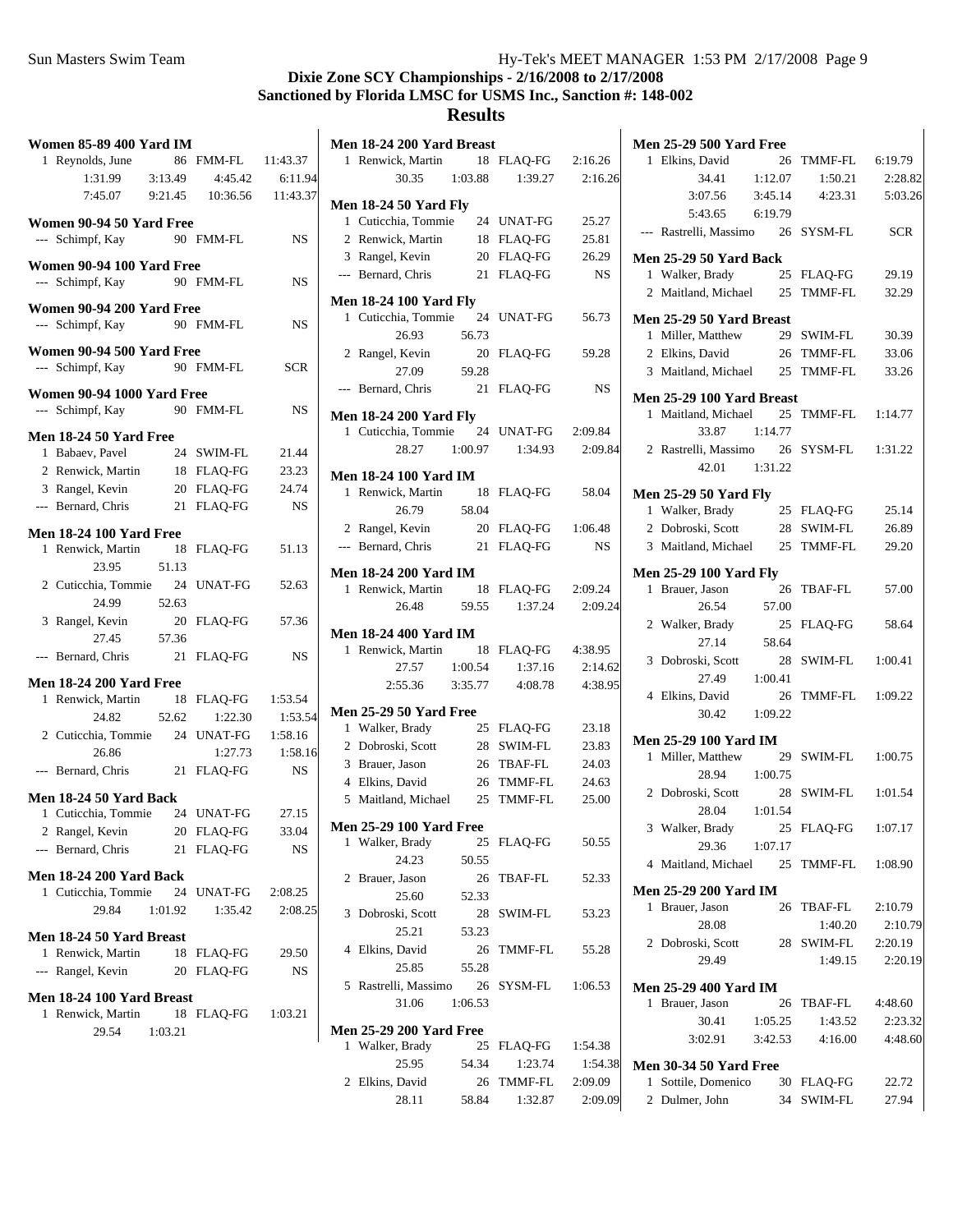# Dixie Zone SCY Championships - 2/16/2008 to 2/17/2008

## Sanctioned by Florida LMSC for USMS Inc., Sanction #: 148-002

## Results

### Women 85-89 400 Yard IM

| | | | | |
|---|---|---|---|---|
| 1 | Reynolds, June | 86 | FMM-FL | 11:43.37 |
| | 1:31.99 | 3:13.49 | 4:45.42 | 6:11.94 |
| | 7:45.07 | 9:21.45 | 10:36.56 | 11:43.37 |

### Women 90-94 50 Yard Free

| | | | | |
|---|---|---|---|---|
| --- | Schimpf, Kay | 90 | FMM-FL | NS |

### Women 90-94 100 Yard Free

| | | | | |
|---|---|---|---|---|
| --- | Schimpf, Kay | 90 | FMM-FL | NS |

### Women 90-94 200 Yard Free

| | | | | |
|---|---|---|---|---|
| --- | Schimpf, Kay | 90 | FMM-FL | NS |

### Women 90-94 500 Yard Free

| | | | | |
|---|---|---|---|---|
| --- | Schimpf, Kay | 90 | FMM-FL | SCR |

### Women 90-94 1000 Yard Free

| | | | | |
|---|---|---|---|---|
| --- | Schimpf, Kay | 90 | FMM-FL | NS |

### Men 18-24 50 Yard Free

| | | | | |
|---|---|---|---|---|
| 1 | Babaev, Pavel | 24 | SWIM-FL | 21.44 |
| 2 | Renwick, Martin | 18 | FLAQ-FG | 23.23 |
| 3 | Rangel, Kevin | 20 | FLAQ-FG | 24.74 |
| --- | Bernard, Chris | 21 | FLAQ-FG | NS |

### Men 18-24 100 Yard Free

| | | | | |
|---|---|---|---|---|
| 1 | Renwick, Martin | 18 | FLAQ-FG | 51.13 |
| | 23.95 | 51.13 | | |
| 2 | Cuticchia, Tommie | 24 | UNAT-FG | 52.63 |
| | 24.99 | 52.63 | | |
| 3 | Rangel, Kevin | 20 | FLAQ-FG | 57.36 |
| | 27.45 | 57.36 | | |
| --- | Bernard, Chris | 21 | FLAQ-FG | NS |

### Men 18-24 200 Yard Free

| | | | | |
|---|---|---|---|---|
| 1 | Renwick, Martin | 18 | FLAQ-FG | 1:53.54 |
| | 24.82 | 52.62 | 1:22.30 | 1:53.54 |
| 2 | Cuticchia, Tommie | 24 | UNAT-FG | 1:58.16 |
| | 26.86 | | 1:27.73 | 1:58.16 |
| --- | Bernard, Chris | 21 | FLAQ-FG | NS |

### Men 18-24 50 Yard Back

| | | | | |
|---|---|---|---|---|
| 1 | Cuticchia, Tommie | 24 | UNAT-FG | 27.15 |
| 2 | Rangel, Kevin | 20 | FLAQ-FG | 33.04 |
| --- | Bernard, Chris | 21 | FLAQ-FG | NS |

### Men 18-24 200 Yard Back

| | | | | |
|---|---|---|---|---|
| 1 | Cuticchia, Tommie | 24 | UNAT-FG | 2:08.25 |
| | 29.84 | 1:01.92 | 1:35.42 | 2:08.25 |

### Men 18-24 50 Yard Breast

| | | | | |
|---|---|---|---|---|
| 1 | Renwick, Martin | 18 | FLAQ-FG | 29.50 |
| --- | Rangel, Kevin | 20 | FLAQ-FG | NS |

### Men 18-24 100 Yard Breast

| | | | | |
|---|---|---|---|---|
| 1 | Renwick, Martin | 18 | FLAQ-FG | 1:03.21 |
| | 29.54 | 1:03.21 | | |

### Men 18-24 200 Yard Breast

| | | | | |
|---|---|---|---|---|
| 1 | Renwick, Martin | 18 | FLAQ-FG | 2:16.26 |
| | 30.35 | 1:03.88 | 1:39.27 | 2:16.26 |

### Men 18-24 50 Yard Fly

| | | | | |
|---|---|---|---|---|
| 1 | Cuticchia, Tommie | 24 | UNAT-FG | 25.27 |
| 2 | Renwick, Martin | 18 | FLAQ-FG | 25.81 |
| 3 | Rangel, Kevin | 20 | FLAQ-FG | 26.29 |
| --- | Bernard, Chris | 21 | FLAQ-FG | NS |

### Men 18-24 100 Yard Fly

| | | | | |
|---|---|---|---|---|
| 1 | Cuticchia, Tommie | 24 | UNAT-FG | 56.73 |
| | 26.93 | 56.73 | | |
| 2 | Rangel, Kevin | 20 | FLAQ-FG | 59.28 |
| | 27.09 | 59.28 | | |
| --- | Bernard, Chris | 21 | FLAQ-FG | NS |

### Men 18-24 200 Yard Fly

| | | | | |
|---|---|---|---|---|
| 1 | Cuticchia, Tommie | 24 | UNAT-FG | 2:09.84 |
| | 28.27 | 1:00.97 | 1:34.93 | 2:09.84 |

### Men 18-24 100 Yard IM

| | | | | |
|---|---|---|---|---|
| 1 | Renwick, Martin | 18 | FLAQ-FG | 58.04 |
| | 26.79 | 58.04 | | |
| 2 | Rangel, Kevin | 20 | FLAQ-FG | 1:06.48 |
| --- | Bernard, Chris | 21 | FLAQ-FG | NS |

### Men 18-24 200 Yard IM

| | | | | |
|---|---|---|---|---|
| 1 | Renwick, Martin | 18 | FLAQ-FG | 2:09.24 |
| | 26.48 | 59.55 | 1:37.24 | 2:09.24 |

### Men 18-24 400 Yard IM

| | | | | |
|---|---|---|---|---|
| 1 | Renwick, Martin | 18 | FLAQ-FG | 4:38.95 |
| | 27.57 | 1:00.54 | 1:37.16 | 2:14.62 |
| | 2:55.36 | 3:35.77 | 4:08.78 | 4:38.95 |

### Men 25-29 50 Yard Free

| | | | | |
|---|---|---|---|---|
| 1 | Walker, Brady | 25 | FLAQ-FG | 23.18 |
| 2 | Dobroski, Scott | 28 | SWIM-FL | 23.83 |
| 3 | Brauer, Jason | 26 | TBAF-FL | 24.03 |
| 4 | Elkins, David | 26 | TMMF-FL | 24.63 |
| 5 | Maitland, Michael | 25 | TMMF-FL | 25.00 |

### Men 25-29 100 Yard Free

| | | | | |
|---|---|---|---|---|
| 1 | Walker, Brady | 25 | FLAQ-FG | 50.55 |
| | 24.23 | 50.55 | | |
| 2 | Brauer, Jason | 26 | TBAF-FL | 52.33 |
| | 25.60 | 52.33 | | |
| 3 | Dobroski, Scott | 28 | SWIM-FL | 53.23 |
| | 25.21 | 53.23 | | |
| 4 | Elkins, David | 26 | TMMF-FL | 55.28 |
| | 25.85 | 55.28 | | |
| 5 | Rastrelli, Massimo | 26 | SYSM-FL | 1:06.53 |
| | 31.06 | 1:06.53 | | |

### Men 25-29 200 Yard Free

| | | | | |
|---|---|---|---|---|
| 1 | Walker, Brady | 25 | FLAQ-FG | 1:54.38 |
| | 25.95 | 54.34 | 1:23.74 | 1:54.38 |
| 2 | Elkins, David | 26 | TMMF-FL | 2:09.09 |
| | 28.11 | 58.84 | 1:32.87 | 2:09.09 |

### Men 25-29 500 Yard Free

| | | | | |
|---|---|---|---|---|
| 1 | Elkins, David | 26 | TMMF-FL | 6:19.79 |
| | 34.41 | 1:12.07 | 1:50.21 | 2:28.82 |
| | 3:07.56 | 3:45.14 | 4:23.31 | 5:03.26 |
| | 5:43.65 | 6:19.79 | | |
| --- | Rastrelli, Massimo | 26 | SYSM-FL | SCR |

### Men 25-29 50 Yard Back

| | | | | |
|---|---|---|---|---|
| 1 | Walker, Brady | 25 | FLAQ-FG | 29.19 |
| 2 | Maitland, Michael | 25 | TMMF-FL | 32.29 |

### Men 25-29 50 Yard Breast

| | | | | |
|---|---|---|---|---|
| 1 | Miller, Matthew | 29 | SWIM-FL | 30.39 |
| 2 | Elkins, David | 26 | TMMF-FL | 33.06 |
| 3 | Maitland, Michael | 25 | TMMF-FL | 33.26 |

### Men 25-29 100 Yard Breast

| | | | | |
|---|---|---|---|---|
| 1 | Maitland, Michael | 25 | TMMF-FL | 1:14.77 |
| | 33.87 | 1:14.77 | | |
| 2 | Rastrelli, Massimo | 26 | SYSM-FL | 1:31.22 |
| | 42.01 | 1:31.22 | | |

### Men 25-29 50 Yard Fly

| | | | | |
|---|---|---|---|---|
| 1 | Walker, Brady | 25 | FLAQ-FG | 25.14 |
| 2 | Dobroski, Scott | 28 | SWIM-FL | 26.89 |
| 3 | Maitland, Michael | 25 | TMMF-FL | 29.20 |

### Men 25-29 100 Yard Fly

| | | | | |
|---|---|---|---|---|
| 1 | Brauer, Jason | 26 | TBAF-FL | 57.00 |
| | 26.54 | 57.00 | | |
| 2 | Walker, Brady | 25 | FLAQ-FG | 58.64 |
| | 27.14 | 58.64 | | |
| 3 | Dobroski, Scott | 28 | SWIM-FL | 1:00.41 |
| | 27.49 | 1:00.41 | | |
| 4 | Elkins, David | 26 | TMMF-FL | 1:09.22 |
| | 30.42 | 1:09.22 | | |

### Men 25-29 100 Yard IM

| | | | | |
|---|---|---|---|---|
| 1 | Miller, Matthew | 29 | SWIM-FL | 1:00.75 |
| | 28.94 | 1:00.75 | | |
| 2 | Dobroski, Scott | 28 | SWIM-FL | 1:01.54 |
| | 28.04 | 1:01.54 | | |
| 3 | Walker, Brady | 25 | FLAQ-FG | 1:07.17 |
| | 29.36 | 1:07.17 | | |
| 4 | Maitland, Michael | 25 | TMMF-FL | 1:08.90 |

### Men 25-29 200 Yard IM

| | | | | |
|---|---|---|---|---|
| 1 | Brauer, Jason | 26 | TBAF-FL | 2:10.79 |
| | 28.08 | | 1:40.20 | 2:10.79 |
| 2 | Dobroski, Scott | 28 | SWIM-FL | 2:20.19 |
| | 29.49 | | 1:49.15 | 2:20.19 |

### Men 25-29 400 Yard IM

| | | | | |
|---|---|---|---|---|
| 1 | Brauer, Jason | 26 | TBAF-FL | 4:48.60 |
| | 30.41 | 1:05.25 | 1:43.52 | 2:23.32 |
| | 3:02.91 | 3:42.53 | 4:16.00 | 4:48.60 |

### Men 30-34 50 Yard Free

| | | | | |
|---|---|---|---|---|
| 1 | Sottile, Domenico | 30 | FLAQ-FG | 22.72 |
| 2 | Dulmer, John | 34 | SWIM-FL | 27.94 |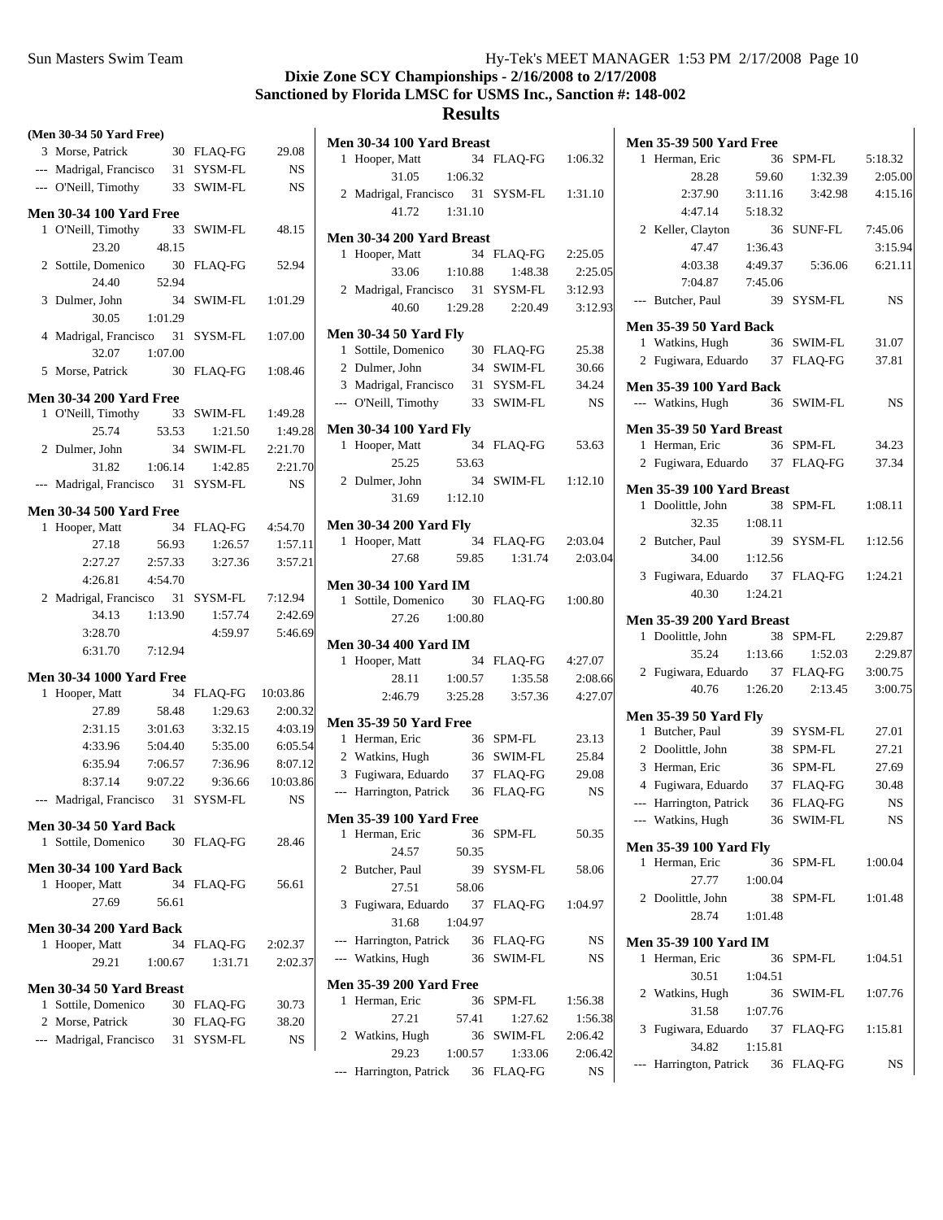## Dixie Zone SCY Championships - 2/16/2008 to 2/17/2008

## Sanctioned by Florida LMSC for USMS Inc., Sanction #: 148-002

# Results

### (Men 30-34 50 Yard Free)

| | | | | |
|---|---|---|---|---|
| 3 | Morse, Patrick | 30 | FLAQ-FG | 29.08 |
| --- | Madrigal, Francisco | 31 | SYSM-FL | NS |
| --- | O'Neill, Timothy | 33 | SWIM-FL | NS |

### Men 30-34 100 Yard Free

| | | | | |
|---|---|---|---|---|
| 1 | O'Neill, Timothy | 33 | SWIM-FL | 48.15 |
| | 23.20 | 48.15 | | |
| 2 | Sottile, Domenico | 30 | FLAQ-FG | 52.94 |
| | 24.40 | 52.94 | | |
| 3 | Dulmer, John | 34 | SWIM-FL | 1:01.29 |
| | 30.05 | 1:01.29 | | |
| 4 | Madrigal, Francisco | 31 | SYSM-FL | 1:07.00 |
| | 32.07 | 1:07.00 | | |
| 5 | Morse, Patrick | 30 | FLAQ-FG | 1:08.46 |

### Men 30-34 200 Yard Free

| | | | | | |
|---|---|---|---|---|---|
| 1 | O'Neill, Timothy | 33 | SWIM-FL | | 1:49.28 |
| | 25.74 | 53.53 | 1:21.50 | 1:49.28 | |
| 2 | Dulmer, John | 34 | SWIM-FL | | 2:21.70 |
| | 31.82 | 1:06.14 | 1:42.85 | 2:21.70 | |
| --- | Madrigal, Francisco | 31 | SYSM-FL | | NS |

### Men 30-34 500 Yard Free

| | | | | | |
|---|---|---|---|---|---|
| 1 | Hooper, Matt | 34 | FLAQ-FG | | 4:54.70 |
| | 27.18 | 56.93 | 1:26.57 | 1:57.11 | |
| | 2:27.27 | 2:57.33 | 3:27.36 | 3:57.21 | |
| | 4:26.81 | 4:54.70 | | | |
| 2 | Madrigal, Francisco | 31 | SYSM-FL | | 7:12.94 |
| | 34.13 | 1:13.90 | 1:57.74 | 2:42.69 | |
| | 3:28.70 | | 4:59.97 | 5:46.69 | |
| | 6:31.70 | 7:12.94 | | | |

### Men 30-34 1000 Yard Free

| | | | | | |
|---|---|---|---|---|---|
| 1 | Hooper, Matt | 34 | FLAQ-FG | | 10:03.86 |
| | 27.89 | 58.48 | 1:29.63 | 2:00.32 | |
| | 2:31.15 | 3:01.63 | 3:32.15 | 4:03.19 | |
| | 4:33.96 | 5:04.40 | 5:35.00 | 6:05.54 | |
| | 6:35.94 | 7:06.57 | 7:36.96 | 8:07.12 | |
| | 8:37.14 | 9:07.22 | 9:36.66 | 10:03.86 | |
| --- | Madrigal, Francisco | 31 | SYSM-FL | | NS |

### Men 30-34 50 Yard Back

| | | | | |
|---|---|---|---|---|
| 1 | Sottile, Domenico | 30 | FLAQ-FG | 28.46 |

### Men 30-34 100 Yard Back

| | | | | |
|---|---|---|---|---|
| 1 | Hooper, Matt | 34 | FLAQ-FG | 56.61 |
| | 27.69 | 56.61 | | |

### Men 30-34 200 Yard Back

| | | | | | |
|---|---|---|---|---|---|
| 1 | Hooper, Matt | 34 | FLAQ-FG | | 2:02.37 |
| | 29.21 | 1:00.67 | 1:31.71 | 2:02.37 | |

### Men 30-34 50 Yard Breast

| | | | | |
|---|---|---|---|---|
| 1 | Sottile, Domenico | 30 | FLAQ-FG | 30.73 |
| 2 | Morse, Patrick | 30 | FLAQ-FG | 38.20 |
| --- | Madrigal, Francisco | 31 | SYSM-FL | NS |

### Men 30-34 100 Yard Breast

| | | | | |
|---|---|---|---|---|
| 1 | Hooper, Matt | 34 | FLAQ-FG | 1:06.32 |
| | 31.05 | 1:06.32 | | |
| 2 | Madrigal, Francisco | 31 | SYSM-FL | 1:31.10 |
| | 41.72 | 1:31.10 | | |

### Men 30-34 200 Yard Breast

| | | | | | |
|---|---|---|---|---|---|
| 1 | Hooper, Matt | 34 | FLAQ-FG | | 2:25.05 |
| | 33.06 | 1:10.88 | 1:48.38 | 2:25.05 | |
| 2 | Madrigal, Francisco | 31 | SYSM-FL | | 3:12.93 |
| | 40.60 | 1:29.28 | 2:20.49 | 3:12.93 | |

### Men 30-34 50 Yard Fly

| | | | | |
|---|---|---|---|---|
| 1 | Sottile, Domenico | 30 | FLAQ-FG | 25.38 |
| 2 | Dulmer, John | 34 | SWIM-FL | 30.66 |
| 3 | Madrigal, Francisco | 31 | SYSM-FL | 34.24 |
| --- | O'Neill, Timothy | 33 | SWIM-FL | NS |

### Men 30-34 100 Yard Fly

| | | | | |
|---|---|---|---|---|
| 1 | Hooper, Matt | 34 | FLAQ-FG | 53.63 |
| | 25.25 | 53.63 | | |
| 2 | Dulmer, John | 34 | SWIM-FL | 1:12.10 |
| | 31.69 | 1:12.10 | | |

### Men 30-34 200 Yard Fly

| | | | | | |
|---|---|---|---|---|---|
| 1 | Hooper, Matt | 34 | FLAQ-FG | | 2:03.04 |
| | 27.68 | 59.85 | 1:31.74 | 2:03.04 | |

### Men 30-34 100 Yard IM

| | | | | |
|---|---|---|---|---|
| 1 | Sottile, Domenico | 30 | FLAQ-FG | 1:00.80 |
| | 27.26 | 1:00.80 | | |

### Men 30-34 400 Yard IM

| | | | | | |
|---|---|---|---|---|---|
| 1 | Hooper, Matt | 34 | FLAQ-FG | | 4:27.07 |
| | 28.11 | 1:00.57 | 1:35.58 | 2:08.66 | |
| | 2:46.79 | 3:25.28 | 3:57.36 | 4:27.07 | |

### Men 35-39 50 Yard Free

| | | | | |
|---|---|---|---|---|
| 1 | Herman, Eric | 36 | SPM-FL | 23.13 |
| 2 | Watkins, Hugh | 36 | SWIM-FL | 25.84 |
| 3 | Fugiwara, Eduardo | 37 | FLAQ-FG | 29.08 |
| --- | Harrington, Patrick | 36 | FLAQ-FG | NS |

### Men 35-39 100 Yard Free

| | | | | |
|---|---|---|---|---|
| 1 | Herman, Eric | 36 | SPM-FL | 50.35 |
| | 24.57 | 50.35 | | |
| 2 | Butcher, Paul | 39 | SYSM-FL | 58.06 |
| | 27.51 | 58.06 | | |
| 3 | Fugiwara, Eduardo | 37 | FLAQ-FG | 1:04.97 |
| | 31.68 | 1:04.97 | | |
| --- | Harrington, Patrick | 36 | FLAQ-FG | NS |
| --- | Watkins, Hugh | 36 | SWIM-FL | NS |

### Men 35-39 200 Yard Free

| | | | | | |
|---|---|---|---|---|---|
| 1 | Herman, Eric | 36 | SPM-FL | | 1:56.38 |
| | 27.21 | 57.41 | 1:27.62 | 1:56.38 | |
| 2 | Watkins, Hugh | 36 | SWIM-FL | | 2:06.42 |
| | 29.23 | 1:00.57 | 1:33.06 | 2:06.42 | |
| --- | Harrington, Patrick | 36 | FLAQ-FG | | NS |

### Men 35-39 500 Yard Free

| | | | | | |
|---|---|---|---|---|---|
| 1 | Herman, Eric | 36 | SPM-FL | | 5:18.32 |
| | 28.28 | 59.60 | 1:32.39 | 2:05.00 | |
| | 2:37.90 | 3:11.16 | 3:42.98 | 4:15.16 | |
| | 4:47.14 | 5:18.32 | | | |
| 2 | Keller, Clayton | 36 | SUNF-FL | | 7:45.06 |
| | 47.47 | 1:36.43 | | 3:15.94 | |
| | 4:03.38 | 4:49.37 | 5:36.06 | 6:21.11 | |
| | 7:04.87 | 7:45.06 | | | |
| --- | Butcher, Paul | 39 | SYSM-FL | | NS |

### Men 35-39 50 Yard Back

| | | | | |
|---|---|---|---|---|
| 1 | Watkins, Hugh | 36 | SWIM-FL | 31.07 |
| 2 | Fugiwara, Eduardo | 37 | FLAQ-FG | 37.81 |

### Men 35-39 100 Yard Back

| | | | | |
|---|---|---|---|---|
| --- | Watkins, Hugh | 36 | SWIM-FL | NS |

### Men 35-39 50 Yard Breast

| | | | | |
|---|---|---|---|---|
| 1 | Herman, Eric | 36 | SPM-FL | 34.23 |
| 2 | Fugiwara, Eduardo | 37 | FLAQ-FG | 37.34 |

### Men 35-39 100 Yard Breast

| | | | | |
|---|---|---|---|---|
| 1 | Doolittle, John | 38 | SPM-FL | 1:08.11 |
| | 32.35 | 1:08.11 | | |
| 2 | Butcher, Paul | 39 | SYSM-FL | 1:12.56 |
| | 34.00 | 1:12.56 | | |
| 3 | Fugiwara, Eduardo | 37 | FLAQ-FG | 1:24.21 |
| | 40.30 | 1:24.21 | | |

### Men 35-39 200 Yard Breast

| | | | | | |
|---|---|---|---|---|---|
| 1 | Doolittle, John | 38 | SPM-FL | | 2:29.87 |
| | 35.24 | 1:13.66 | 1:52.03 | 2:29.87 | |
| 2 | Fugiwara, Eduardo | 37 | FLAQ-FG | | 3:00.75 |
| | 40.76 | 1:26.20 | 2:13.45 | 3:00.75 | |

### Men 35-39 50 Yard Fly

| | | | | |
|---|---|---|---|---|
| 1 | Butcher, Paul | 39 | SYSM-FL | 27.01 |
| 2 | Doolittle, John | 38 | SPM-FL | 27.21 |
| 3 | Herman, Eric | 36 | SPM-FL | 27.69 |
| 4 | Fugiwara, Eduardo | 37 | FLAQ-FG | 30.48 |
| --- | Harrington, Patrick | 36 | FLAQ-FG | NS |
| --- | Watkins, Hugh | 36 | SWIM-FL | NS |

### Men 35-39 100 Yard Fly

| | | | | |
|---|---|---|---|---|
| 1 | Herman, Eric | 36 | SPM-FL | 1:00.04 |
| | 27.77 | 1:00.04 | | |
| 2 | Doolittle, John | 38 | SPM-FL | 1:01.48 |
| | 28.74 | 1:01.48 | | |

### Men 35-39 100 Yard IM

| | | | | |
|---|---|---|---|---|
| 1 | Herman, Eric | 36 | SPM-FL | 1:04.51 |
| | 30.51 | 1:04.51 | | |
| 2 | Watkins, Hugh | 36 | SWIM-FL | 1:07.76 |
| | 31.58 | 1:07.76 | | |
| 3 | Fugiwara, Eduardo | 37 | FLAQ-FG | 1:15.81 |
| | 34.82 | 1:15.81 | | |
| --- | Harrington, Patrick | 36 | FLAQ-FG | NS |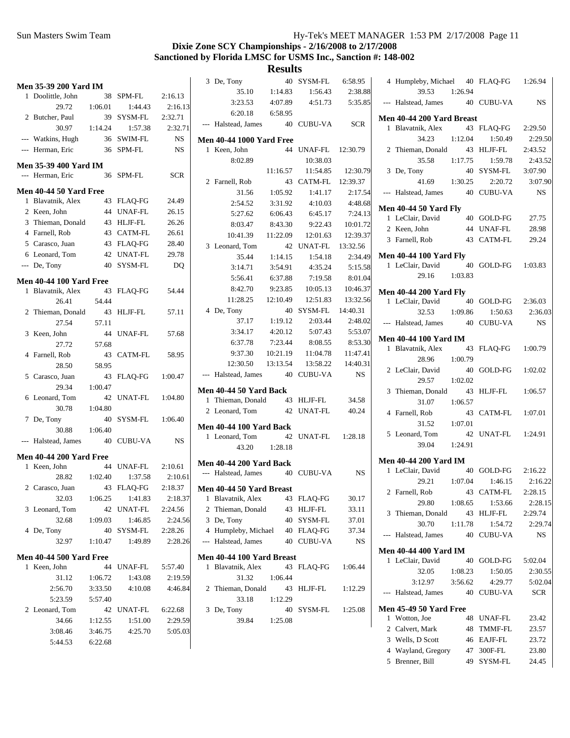Dixie Zone SCY Championships - 2/16/2008 to 2/17/2008

Sanctioned by Florida LMSC for USMS Inc., Sanction #: 148-002

## Results

### Men 35-39 200 Yard IM

1 Doolittle, John 38 SPM-FL 2:16.13
29.72 1:06.01 1:44.43 2:16.13

2 Butcher, Paul 39 SYSM-FL 2:32.71
30.97 1:14.24 1:57.38 2:32.71

--- Watkins, Hugh 36 SWIM-FL NS

--- Herman, Eric 36 SPM-FL NS

### Men 35-39 400 Yard IM

--- Herman, Eric 36 SPM-FL SCR

### Men 40-44 50 Yard Free

1 Blavatnik, Alex 43 FLAQ-FG 24.49

2 Keen, John 44 UNAF-FL 26.15

3 Thieman, Donald 43 HLJF-FL 26.26

4 Farnell, Rob 43 CATM-FL 26.61

5 Carasco, Juan 43 FLAQ-FG 28.40

6 Leonard, Tom 42 UNAT-FL 29.78

--- De, Tony 40 SYSM-FL DQ

### Men 40-44 100 Yard Free

1 Blavatnik, Alex 43 FLAQ-FG 54.44
26.41 54.44

2 Thieman, Donald 43 HLJF-FL 57.11
27.54 57.11

3 Keen, John 44 UNAF-FL 57.68
27.72 57.68

4 Farnell, Rob 43 CATM-FL 58.95
28.50 58.95

5 Carasco, Juan 43 FLAQ-FG 1:00.47
29.34 1:00.47

6 Leonard, Tom 42 UNAT-FL 1:04.80
30.78 1:04.80

7 De, Tony 40 SYSM-FL 1:06.40
30.88 1:06.40

--- Halstead, James 40 CUBU-VA NS

### Men 40-44 200 Yard Free

1 Keen, John 44 UNAF-FL 2:10.61
28.82 1:02.40 1:37.58 2:10.61

2 Carasco, Juan 43 FLAQ-FG 2:18.37
32.03 1:06.25 1:41.83 2:18.37

3 Leonard, Tom 42 UNAT-FL 2:24.56
32.68 1:09.03 1:46.85 2:24.56

4 De, Tony 40 SYSM-FL 2:28.26
32.97 1:10.47 1:49.89 2:28.26

### Men 40-44 500 Yard Free

1 Keen, John 44 UNAF-FL 5:57.40
31.12 1:06.72 1:43.08 2:19.59
2:56.70 3:33.50 4:10.08 4:46.84
5:23.59 5:57.40

2 Leonard, Tom 42 UNAT-FL 6:22.68
34.66 1:12.55 1:51.00 2:29.59
3:08.46 3:46.75 4:25.70 5:05.03
5:44.53 6:22.68

3 De, Tony 40 SYSM-FL 6:58.95
35.10 1:14.83 1:56.43 2:38.88
3:23.53 4:07.89 4:51.73 5:35.85
6:20.18 6:58.95

--- Halstead, James 40 CUBU-VA SCR

### Men 40-44 1000 Yard Free

1 Keen, John 44 UNAF-FL 12:30.79
8:02.89 10:38.03
11:16.57 11:54.85 12:30.79

2 Farnell, Rob 43 CATM-FL 12:39.37
31.56 1:05.92 1:41.17 2:17.54
2:54.52 3:31.92 4:10.03 4:48.68
5:27.62 6:06.43 6:45.17 7:24.13
8:03.47 8:43.30 9:22.43 10:01.72
10:41.39 11:22.09 12:01.63 12:39.37

3 Leonard, Tom 42 UNAT-FL 13:32.56
35.44 1:14.15 1:54.18 2:34.49
3:14.71 3:54.91 4:35.24 5:15.58
5:56.41 6:37.88 7:19.58 8:01.04
8:42.70 9:23.85 10:05.13 10:46.37
11:28.25 12:10.49 12:51.83 13:32.56

4 De, Tony 40 SYSM-FL 14:40.31
37.17 1:19.12 2:03.44 2:48.02
3:34.17 4:20.12 5:07.43 5:53.07
6:37.78 7:23.44 8:08.55 8:53.30
9:37.30 10:21.19 11:04.78 11:47.41
12:30.50 13:13.54 13:58.22 14:40.31

--- Halstead, James 40 CUBU-VA NS

### Men 40-44 50 Yard Back

1 Thieman, Donald 43 HLJF-FL 34.58

2 Leonard, Tom 42 UNAT-FL 40.24

### Men 40-44 100 Yard Back

1 Leonard, Tom 42 UNAT-FL 1:28.18
43.20 1:28.18

### Men 40-44 200 Yard Back

--- Halstead, James 40 CUBU-VA NS

### Men 40-44 50 Yard Breast

1 Blavatnik, Alex 43 FLAQ-FG 30.17

2 Thieman, Donald 43 HLJF-FL 33.11

3 De, Tony 40 SYSM-FL 37.01

4 Humpleby, Michael 40 FLAQ-FG 37.34

--- Halstead, James 40 CUBU-VA NS

### Men 40-44 100 Yard Breast

1 Blavatnik, Alex 43 FLAQ-FG 1:06.44
31.32 1:06.44

2 Thieman, Donald 43 HLJF-FL 1:12.29
33.18 1:12.29

3 De, Tony 40 SYSM-FL 1:25.08
39.84 1:25.08

4 Humpleby, Michael 40 FLAQ-FG 1:26.94
39.53 1:26.94

--- Halstead, James 40 CUBU-VA NS

### Men 40-44 200 Yard Breast

1 Blavatnik, Alex 43 FLAQ-FG 2:29.50
34.23 1:12.04 1:50.49 2:29.50

2 Thieman, Donald 43 HLJF-FL 2:43.52
35.58 1:17.75 1:59.78 2:43.52

3 De, Tony 40 SYSM-FL 3:07.90
41.69 1:30.25 2:20.72 3:07.90

--- Halstead, James 40 CUBU-VA NS

### Men 40-44 50 Yard Fly

1 LeClair, David 40 GOLD-FG 27.75

2 Keen, John 44 UNAF-FL 28.98

3 Farnell, Rob 43 CATM-FL 29.24

### Men 40-44 100 Yard Fly

1 LeClair, David 40 GOLD-FG 1:03.83
29.16 1:03.83

### Men 40-44 200 Yard Fly

1 LeClair, David 40 GOLD-FG 2:36.03
32.53 1:09.86 1:50.63 2:36.03

--- Halstead, James 40 CUBU-VA NS

### Men 40-44 100 Yard IM

1 Blavatnik, Alex 43 FLAQ-FG 1:00.79
28.96 1:00.79

2 LeClair, David 40 GOLD-FG 1:02.02
29.57 1:02.02

3 Thieman, Donald 43 HLJF-FL 1:06.57
31.07 1:06.57

4 Farnell, Rob 43 CATM-FL 1:07.01
31.52 1:07.01

5 Leonard, Tom 42 UNAT-FL 1:24.91
39.04 1:24.91

### Men 40-44 200 Yard IM

1 LeClair, David 40 GOLD-FG 2:16.22
29.21 1:07.04 1:46.15 2:16.22

2 Farnell, Rob 43 CATM-FL 2:28.15
29.80 1:08.65 1:53.66 2:28.15

3 Thieman, Donald 43 HLJF-FL 2:29.74
30.70 1:11.78 1:54.72 2:29.74

--- Halstead, James 40 CUBU-VA NS

### Men 40-44 400 Yard IM

1 LeClair, David 40 GOLD-FG 5:02.04
32.05 1:08.23 1:50.05 2:30.55
3:12.97 3:56.62 4:29.77 5:02.04

--- Halstead, James 40 CUBU-VA SCR

### Men 45-49 50 Yard Free

1 Wotton, Joe 48 UNAF-FL 23.42

2 Calvert, Mark 48 TMMF-FL 23.57

3 Wells, D Scott 46 EAJF-FL 23.72

4 Wayland, Gregory 47 300F-FL 23.80

5 Brenner, Bill 49 SYSM-FL 24.45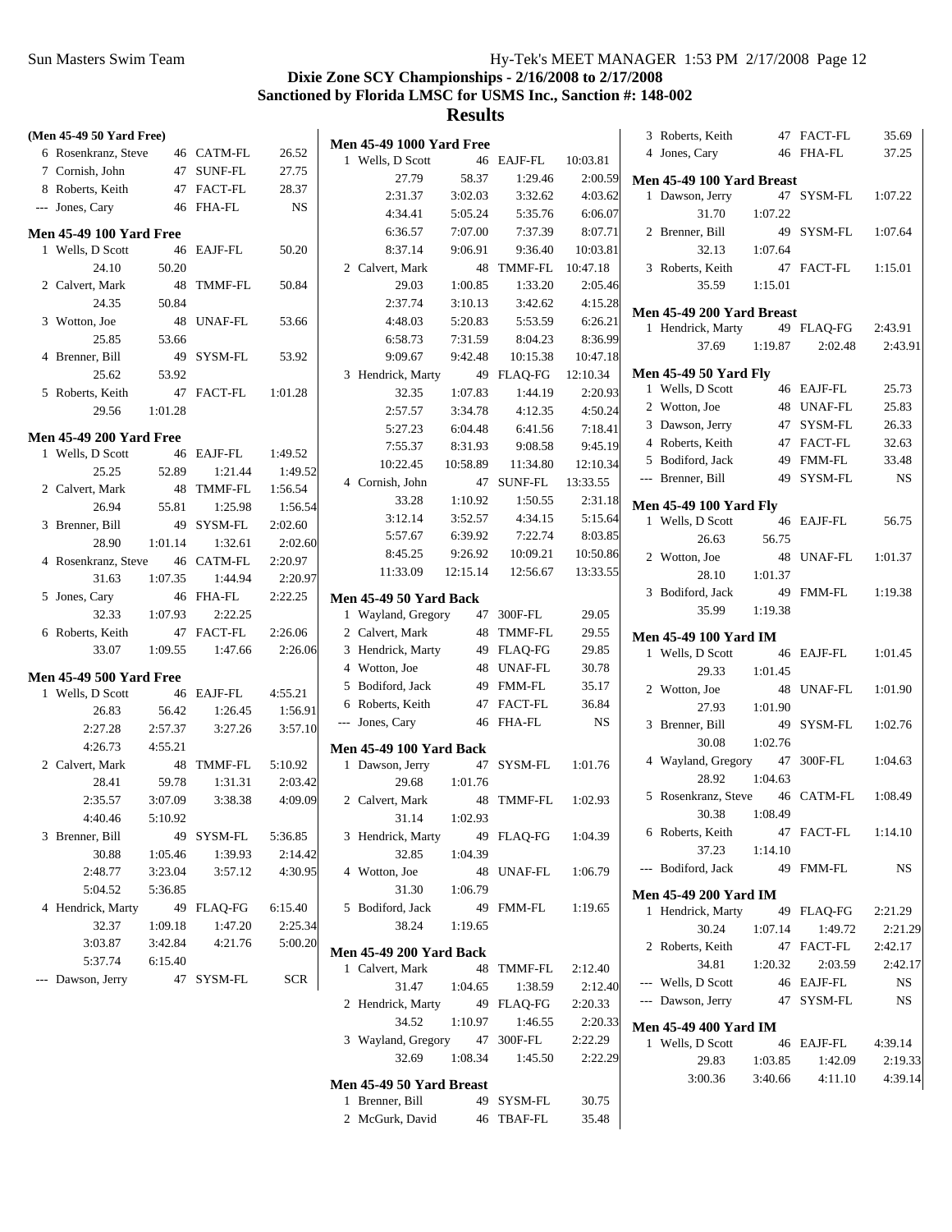# Dixie Zone SCY Championships - 2/16/2008 to 2/17/2008

## Sanctioned by Florida LMSC for USMS Inc., Sanction #: 148-002

## Results

### (Men 45-49 50 Yard Free)

| | | | | |
|---|---|---|---|---|
| 6 | Rosenkranz, Steve | 46 | CATM-FL | 26.52 |
| 7 | Cornish, John | 47 | SUNF-FL | 27.75 |
| 8 | Roberts, Keith | 47 | FACT-FL | 28.37 |
| --- | Jones, Cary | 46 | FHA-FL | NS |

### Men 45-49 100 Yard Free

| | | | | |
|---|---|---|---|---|
| 1 | Wells, D Scott | 46 | EAJF-FL | 50.20 |
| | 24.10 | 50.20 | | |
| 2 | Calvert, Mark | 48 | TMMF-FL | 50.84 |
| | 24.35 | 50.84 | | |
| 3 | Wotton, Joe | 48 | UNAF-FL | 53.66 |
| | 25.85 | 53.66 | | |
| 4 | Brenner, Bill | 49 | SYSM-FL | 53.92 |
| | 25.62 | 53.92 | | |
| 5 | Roberts, Keith | 47 | FACT-FL | 1:01.28 |
| | 29.56 | 1:01.28 | | |

### Men 45-49 200 Yard Free

| | | | | |
|---|---|---|---|---|
| 1 | Wells, D Scott | 46 | EAJF-FL | 1:49.52 |
| | 25.25 | 52.89 | 1:21.44 | 1:49.52 |
| 2 | Calvert, Mark | 48 | TMMF-FL | 1:56.54 |
| | 26.94 | 55.81 | 1:25.98 | 1:56.54 |
| 3 | Brenner, Bill | 49 | SYSM-FL | 2:02.60 |
| | 28.90 | 1:01.14 | 1:32.61 | 2:02.60 |
| 4 | Rosenkranz, Steve | 46 | CATM-FL | 2:20.97 |
| | 31.63 | 1:07.35 | 1:44.94 | 2:20.97 |
| 5 | Jones, Cary | 46 | FHA-FL | 2:22.25 |
| | 32.33 | 1:07.93 | 2:22.25 | |
| 6 | Roberts, Keith | 47 | FACT-FL | 2:26.06 |
| | 33.07 | 1:09.55 | 1:47.66 | 2:26.06 |

### Men 45-49 500 Yard Free

| | | | | |
|---|---|---|---|---|
| 1 | Wells, D Scott | 46 | EAJF-FL | 4:55.21 |
| | 26.83 | 56.42 | 1:26.45 | 1:56.91 |
| | 2:27.28 | 2:57.37 | 3:27.26 | 3:57.10 |
| | 4:26.73 | 4:55.21 | | |
| 2 | Calvert, Mark | 48 | TMMF-FL | 5:10.92 |
| | 28.41 | 59.78 | 1:31.31 | 2:03.42 |
| | 2:35.57 | 3:07.09 | 3:38.38 | 4:09.09 |
| | 4:40.46 | 5:10.92 | | |
| 3 | Brenner, Bill | 49 | SYSM-FL | 5:36.85 |
| | 30.88 | 1:05.46 | 1:39.93 | 2:14.42 |
| | 2:48.77 | 3:23.04 | 3:57.12 | 4:30.95 |
| | 5:04.52 | 5:36.85 | | |
| 4 | Hendrick, Marty | 49 | FLAQ-FG | 6:15.40 |
| | 32.37 | 1:09.18 | 1:47.20 | 2:25.34 |
| | 3:03.87 | 3:42.84 | 4:21.76 | 5:00.20 |
| | 5:37.74 | 6:15.40 | | |
| --- | Dawson, Jerry | 47 | SYSM-FL | SCR |

### Men 45-49 1000 Yard Free

| | | | | |
|---|---|---|---|---|
| 1 | Wells, D Scott | 46 | EAJF-FL | 10:03.81 |
| | 27.79 | 58.37 | 1:29.46 | 2:00.59 |
| | 2:31.37 | 3:02.03 | 3:32.62 | 4:03.62 |
| | 4:34.41 | 5:05.24 | 5:35.76 | 6:06.07 |
| | 6:36.57 | 7:07.00 | 7:37.39 | 8:07.71 |
| | 8:37.14 | 9:06.91 | 9:36.40 | 10:03.81 |
| 2 | Calvert, Mark | 48 | TMMF-FL | 10:47.18 |
| | 29.03 | 1:00.85 | 1:33.20 | 2:05.46 |
| | 2:37.74 | 3:10.13 | 3:42.62 | 4:15.28 |
| | 4:48.03 | 5:20.83 | 5:53.59 | 6:26.21 |
| | 6:58.73 | 7:31.59 | 8:04.23 | 8:36.99 |
| | 9:09.67 | 9:42.48 | 10:15.38 | 10:47.18 |
| 3 | Hendrick, Marty | 49 | FLAQ-FG | 12:10.34 |
| | 32.35 | 1:07.83 | 1:44.19 | 2:20.93 |
| | 2:57.57 | 3:34.78 | 4:12.35 | 4:50.24 |
| | 5:27.23 | 6:04.48 | 6:41.56 | 7:18.41 |
| | 7:55.37 | 8:31.93 | 9:08.58 | 9:45.19 |
| | 10:22.45 | 10:58.89 | 11:34.80 | 12:10.34 |
| 4 | Cornish, John | 47 | SUNF-FL | 13:33.55 |
| | 33.28 | 1:10.92 | 1:50.55 | 2:31.18 |
| | 3:12.14 | 3:52.57 | 4:34.15 | 5:15.64 |
| | 5:57.67 | 6:39.92 | 7:22.74 | 8:03.85 |
| | 8:45.25 | 9:26.92 | 10:09.21 | 10:50.86 |
| | 11:33.09 | 12:15.14 | 12:56.67 | 13:33.55 |

### Men 45-49 50 Yard Back

| | | | | |
|---|---|---|---|---|
| 1 | Wayland, Gregory | 47 | 300F-FL | 29.05 |
| 2 | Calvert, Mark | 48 | TMMF-FL | 29.55 |
| 3 | Hendrick, Marty | 49 | FLAQ-FG | 29.85 |
| 4 | Wotton, Joe | 48 | UNAF-FL | 30.78 |
| 5 | Bodiford, Jack | 49 | FMM-FL | 35.17 |
| 6 | Roberts, Keith | 47 | FACT-FL | 36.84 |
| --- | Jones, Cary | 46 | FHA-FL | NS |

### Men 45-49 100 Yard Back

| | | | | |
|---|---|---|---|---|
| 1 | Dawson, Jerry | 47 | SYSM-FL | 1:01.76 |
| | 29.68 | 1:01.76 | | |
| 2 | Calvert, Mark | 48 | TMMF-FL | 1:02.93 |
| | 31.14 | 1:02.93 | | |
| 3 | Hendrick, Marty | 49 | FLAQ-FG | 1:04.39 |
| | 32.85 | 1:04.39 | | |
| 4 | Wotton, Joe | 48 | UNAF-FL | 1:06.79 |
| | 31.30 | 1:06.79 | | |
| 5 | Bodiford, Jack | 49 | FMM-FL | 1:19.65 |
| | 38.24 | 1:19.65 | | |

### Men 45-49 200 Yard Back

| | | | | |
|---|---|---|---|---|
| 1 | Calvert, Mark | 48 | TMMF-FL | 2:12.40 |
| | 31.47 | 1:04.65 | 1:38.59 | 2:12.40 |
| 2 | Hendrick, Marty | 49 | FLAQ-FG | 2:20.33 |
| | 34.52 | 1:10.97 | 1:46.55 | 2:20.33 |
| 3 | Wayland, Gregory | 47 | 300F-FL | 2:22.29 |
| | 32.69 | 1:08.34 | 1:45.50 | 2:22.29 |

### Men 45-49 50 Yard Breast

| | | | | |
|---|---|---|---|---|
| 1 | Brenner, Bill | 49 | SYSM-FL | 30.75 |
| 2 | McGurk, David | 46 | TBAF-FL | 35.48 |
| 3 | Roberts, Keith | 47 | FACT-FL | 35.69 |
| 4 | Jones, Cary | 46 | FHA-FL | 37.25 |

### Men 45-49 100 Yard Breast

| | | | | |
|---|---|---|---|---|
| 1 | Dawson, Jerry | 47 | SYSM-FL | 1:07.22 |
| | 31.70 | 1:07.22 | | |
| 2 | Brenner, Bill | 49 | SYSM-FL | 1:07.64 |
| | 32.13 | 1:07.64 | | |
| 3 | Roberts, Keith | 47 | FACT-FL | 1:15.01 |
| | 35.59 | 1:15.01 | | |

### Men 45-49 200 Yard Breast

| | | | | |
|---|---|---|---|---|
| 1 | Hendrick, Marty | 49 | FLAQ-FG | 2:43.91 |
| | 37.69 | 1:19.87 | 2:02.48 | 2:43.91 |

### Men 45-49 50 Yard Fly

| | | | | |
|---|---|---|---|---|
| 1 | Wells, D Scott | 46 | EAJF-FL | 25.73 |
| 2 | Wotton, Joe | 48 | UNAF-FL | 25.83 |
| 3 | Dawson, Jerry | 47 | SYSM-FL | 26.33 |
| 4 | Roberts, Keith | 47 | FACT-FL | 32.63 |
| 5 | Bodiford, Jack | 49 | FMM-FL | 33.48 |
| --- | Brenner, Bill | 49 | SYSM-FL | NS |

### Men 45-49 100 Yard Fly

| | | | | |
|---|---|---|---|---|
| 1 | Wells, D Scott | 46 | EAJF-FL | 56.75 |
| | 26.63 | 56.75 | | |
| 2 | Wotton, Joe | 48 | UNAF-FL | 1:01.37 |
| | 28.10 | 1:01.37 | | |
| 3 | Bodiford, Jack | 49 | FMM-FL | 1:19.38 |
| | 35.99 | 1:19.38 | | |

### Men 45-49 100 Yard IM

| | | | | |
|---|---|---|---|---|
| 1 | Wells, D Scott | 46 | EAJF-FL | 1:01.45 |
| | 29.33 | 1:01.45 | | |
| 2 | Wotton, Joe | 48 | UNAF-FL | 1:01.90 |
| | 27.93 | 1:01.90 | | |
| 3 | Brenner, Bill | 49 | SYSM-FL | 1:02.76 |
| | 30.08 | 1:02.76 | | |
| 4 | Wayland, Gregory | 47 | 300F-FL | 1:04.63 |
| | 28.92 | 1:04.63 | | |
| 5 | Rosenkranz, Steve | 46 | CATM-FL | 1:08.49 |
| | 30.38 | 1:08.49 | | |
| 6 | Roberts, Keith | 47 | FACT-FL | 1:14.10 |
| | 37.23 | 1:14.10 | | |
| --- | Bodiford, Jack | 49 | FMM-FL | NS |

### Men 45-49 200 Yard IM

| | | | | |
|---|---|---|---|---|
| 1 | Hendrick, Marty | 49 | FLAQ-FG | 2:21.29 |
| | 30.24 | 1:07.14 | 1:49.72 | 2:21.29 |
| 2 | Roberts, Keith | 47 | FACT-FL | 2:42.17 |
| | 34.81 | 1:20.32 | 2:03.59 | 2:42.17 |
| --- | Wells, D Scott | 46 | EAJF-FL | NS |
| --- | Dawson, Jerry | 47 | SYSM-FL | NS |

### Men 45-49 400 Yard IM

| | | | | |
|---|---|---|---|---|
| 1 | Wells, D Scott | 46 | EAJF-FL | 4:39.14 |
| | 29.83 | 1:03.85 | 1:42.09 | 2:19.33 |
| | 3:00.36 | 3:40.66 | 4:11.10 | 4:39.14 |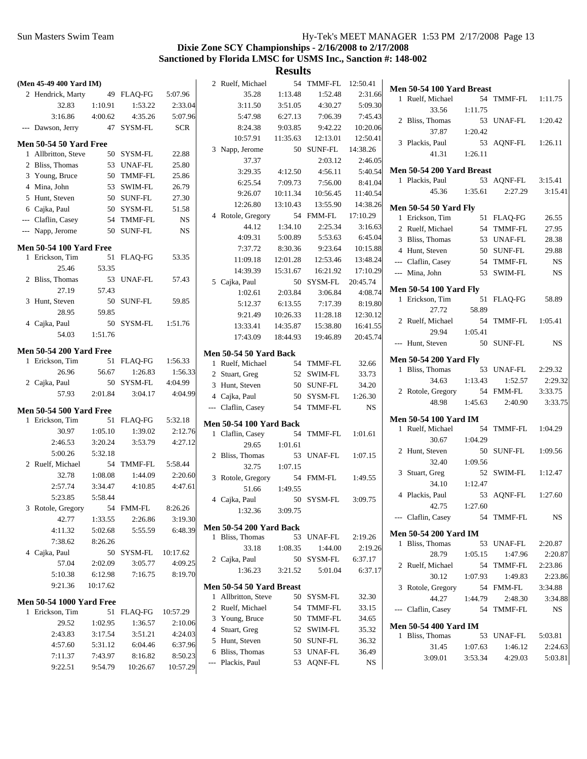# Dixie Zone SCY Championships - 2/16/2008 to 2/17/2008

## Sanctioned by Florida LMSC for USMS Inc., Sanction #: 148-002

## Results

### (Men 45-49 400 Yard IM)

| | | | | |
|---|---|---|---|---|
| 2 | Hendrick, Marty | 49 | FLAQ-FG | 5:07.96 |
| | 32.83 | 1:10.91 | 1:53.22 | 2:33.04 |
| | 3:16.86 | 4:00.62 | 4:35.26 | 5:07.96 |
| --- | Dawson, Jerry | 47 | SYSM-FL | SCR |

### Men 50-54 50 Yard Free

| | | | | |
|---|---|---|---|---|
| 1 | Allbritton, Steve | 50 | SYSM-FL | 22.88 |
| 2 | Bliss, Thomas | 53 | UNAF-FL | 25.80 |
| 3 | Young, Bruce | 50 | TMMF-FL | 25.86 |
| 4 | Mina, John | 53 | SWIM-FL | 26.79 |
| 5 | Hunt, Steven | 50 | SUNF-FL | 27.30 |
| 6 | Cajka, Paul | 50 | SYSM-FL | 51.58 |
| --- | Claflin, Casey | 54 | TMMF-FL | NS |
| --- | Napp, Jerome | 50 | SUNF-FL | NS |

### Men 50-54 100 Yard Free

| | | | | |
|---|---|---|---|---|
| 1 | Erickson, Tim | 51 | FLAQ-FG | 53.35 |
| | 25.46 | 53.35 | | |
| 2 | Bliss, Thomas | 53 | UNAF-FL | 57.43 |
| | 27.19 | 57.43 | | |
| 3 | Hunt, Steven | 50 | SUNF-FL | 59.85 |
| | 28.95 | 59.85 | | |
| 4 | Cajka, Paul | 50 | SYSM-FL | 1:51.76 |
| | 54.03 | 1:51.76 | | |

### Men 50-54 200 Yard Free

| | | | | |
|---|---|---|---|---|
| 1 | Erickson, Tim | 51 | FLAQ-FG | 1:56.33 |
| | 26.96 | 56.67 | 1:26.83 | 1:56.33 |
| 2 | Cajka, Paul | 50 | SYSM-FL | 4:04.99 |
| | 57.93 | 2:01.84 | 3:04.17 | 4:04.99 |

### Men 50-54 500 Yard Free

| | | | | |
|---|---|---|---|---|
| 1 | Erickson, Tim | 51 | FLAQ-FG | 5:32.18 |
| | 30.97 | 1:05.10 | 1:39.02 | 2:12.76 |
| | 2:46.53 | 3:20.24 | 3:53.79 | 4:27.12 |
| | 5:00.26 | 5:32.18 | | |
| 2 | Ruelf, Michael | 54 | TMMF-FL | 5:58.44 |
| | 32.78 | 1:08.08 | 1:44.09 | 2:20.60 |
| | 2:57.74 | 3:34.47 | 4:10.85 | 4:47.61 |
| | 5:23.85 | 5:58.44 | | |
| 3 | Rotole, Gregory | 54 | FMM-FL | 8:26.26 |
| | 42.77 | 1:33.55 | 2:26.86 | 3:19.30 |
| | 4:11.32 | 5:02.68 | 5:55.59 | 6:48.39 |
| | 7:38.62 | 8:26.26 | | |
| 4 | Cajka, Paul | 50 | SYSM-FL | 10:17.62 |
| | 57.04 | 2:02.09 | 3:05.77 | 4:09.25 |
| | 5:10.38 | 6:12.98 | 7:16.75 | 8:19.70 |
| | 9:21.36 | 10:17.62 | | |

### Men 50-54 1000 Yard Free

| | | | | |
|---|---|---|---|---|
| 1 | Erickson, Tim | 51 | FLAQ-FG | 10:57.29 |
| | 29.52 | 1:02.95 | 1:36.57 | 2:10.06 |
| | 2:43.83 | 3:17.54 | 3:51.21 | 4:24.03 |
| | 4:57.60 | 5:31.12 | 6:04.46 | 6:37.96 |
| | 7:11.37 | 7:43.97 | 8:16.82 | 8:50.23 |
| | 9:22.51 | 9:54.79 | 10:26.67 | 10:57.29 |
| 2 | Ruelf, Michael | 54 | TMMF-FL | 12:50.41 |
| | 35.28 | 1:13.48 | 1:52.48 | 2:31.66 |
| | 3:11.50 | 3:51.05 | 4:30.27 | 5:09.30 |
| | 5:47.98 | 6:27.13 | 7:06.39 | 7:45.43 |
| | 8:24.38 | 9:03.85 | 9:42.22 | 10:20.06 |
| | 10:57.91 | 11:35.63 | 12:13.01 | 12:50.41 |
| 3 | Napp, Jerome | 50 | SUNF-FL | 14:38.26 |
| | 37.37 | | 2:03.12 | 2:46.05 |
| | 3:29.35 | 4:12.50 | 4:56.11 | 5:40.54 |
| | 6:25.54 | 7:09.73 | 7:56.00 | 8:41.04 |
| | 9:26.07 | 10:11.34 | 10:56.45 | 11:40.54 |
| | 12:26.80 | 13:10.43 | 13:55.90 | 14:38.26 |
| 4 | Rotole, Gregory | 54 | FMM-FL | 17:10.29 |
| | 44.12 | 1:34.10 | 2:25.34 | 3:16.63 |
| | 4:09.31 | 5:00.89 | 5:53.63 | 6:45.04 |
| | 7:37.72 | 8:30.36 | 9:23.64 | 10:15.88 |
| | 11:09.18 | 12:01.28 | 12:53.46 | 13:48.24 |
| | 14:39.39 | 15:31.67 | 16:21.92 | 17:10.29 |
| 5 | Cajka, Paul | 50 | SYSM-FL | 20:45.74 |
| | 1:02.61 | 2:03.84 | 3:06.84 | 4:08.74 |
| | 5:12.37 | 6:13.55 | 7:17.39 | 8:19.80 |
| | 9:21.49 | 10:26.33 | 11:28.18 | 12:30.12 |
| | 13:33.41 | 14:35.87 | 15:38.80 | 16:41.55 |
| | 17:43.09 | 18:44.93 | 19:46.89 | 20:45.74 |

### Men 50-54 50 Yard Back

| | | | | |
|---|---|---|---|---|
| 1 | Ruelf, Michael | 54 | TMMF-FL | 32.66 |
| 2 | Stuart, Greg | 52 | SWIM-FL | 33.73 |
| 3 | Hunt, Steven | 50 | SUNF-FL | 34.20 |
| 4 | Cajka, Paul | 50 | SYSM-FL | 1:26.30 |
| --- | Claflin, Casey | 54 | TMMF-FL | NS |

### Men 50-54 100 Yard Back

| | | | | |
|---|---|---|---|---|
| 1 | Claflin, Casey | 54 | TMMF-FL | 1:01.61 |
| | 29.65 | 1:01.61 | | |
| 2 | Bliss, Thomas | 53 | UNAF-FL | 1:07.15 |
| | 32.75 | 1:07.15 | | |
| 3 | Rotole, Gregory | 54 | FMM-FL | 1:49.55 |
| | 51.66 | 1:49.55 | | |
| 4 | Cajka, Paul | 50 | SYSM-FL | 3:09.75 |
| | 1:32.36 | 3:09.75 | | |

### Men 50-54 200 Yard Back

| | | | | |
|---|---|---|---|---|
| 1 | Bliss, Thomas | 53 | UNAF-FL | 2:19.26 |
| | 33.18 | 1:08.35 | 1:44.00 | 2:19.26 |
| 2 | Cajka, Paul | 50 | SYSM-FL | 6:37.17 |
| | 1:36.23 | 3:21.52 | 5:01.04 | 6:37.17 |

### Men 50-54 50 Yard Breast

| | | | | |
|---|---|---|---|---|
| 1 | Allbritton, Steve | 50 | SYSM-FL | 32.30 |
| 2 | Ruelf, Michael | 54 | TMMF-FL | 33.15 |
| 3 | Young, Bruce | 50 | TMMF-FL | 34.65 |
| 4 | Stuart, Greg | 52 | SWIM-FL | 35.32 |
| 5 | Hunt, Steven | 50 | SUNF-FL | 36.32 |
| 6 | Bliss, Thomas | 53 | UNAF-FL | 36.49 |
| --- | Plackis, Paul | 53 | AQNF-FL | NS |

### Men 50-54 100 Yard Breast

| | | | | |
|---|---|---|---|---|
| 1 | Ruelf, Michael | 54 | TMMF-FL | 1:11.75 |
| | 33.56 | 1:11.75 | | |
| 2 | Bliss, Thomas | 53 | UNAF-FL | 1:20.42 |
| | 37.87 | 1:20.42 | | |
| 3 | Plackis, Paul | 53 | AQNF-FL | 1:26.11 |
| | 41.31 | 1:26.11 | | |

### Men 50-54 200 Yard Breast

| | | | | |
|---|---|---|---|---|
| 1 | Plackis, Paul | 53 | AQNF-FL | 3:15.41 |
| | 45.36 | 1:35.61 | 2:27.29 | 3:15.41 |

### Men 50-54 50 Yard Fly

| | | | | |
|---|---|---|---|---|
| 1 | Erickson, Tim | 51 | FLAQ-FG | 26.55 |
| 2 | Ruelf, Michael | 54 | TMMF-FL | 27.95 |
| 3 | Bliss, Thomas | 53 | UNAF-FL | 28.38 |
| 4 | Hunt, Steven | 50 | SUNF-FL | 29.88 |
| --- | Claflin, Casey | 54 | TMMF-FL | NS |
| --- | Mina, John | 53 | SWIM-FL | NS |

### Men 50-54 100 Yard Fly

| | | | | |
|---|---|---|---|---|
| 1 | Erickson, Tim | 51 | FLAQ-FG | 58.89 |
| | 27.72 | 58.89 | | |
| 2 | Ruelf, Michael | 54 | TMMF-FL | 1:05.41 |
| | 29.94 | 1:05.41 | | |
| --- | Hunt, Steven | 50 | SUNF-FL | NS |

### Men 50-54 200 Yard Fly

| | | | | |
|---|---|---|---|---|
| 1 | Bliss, Thomas | 53 | UNAF-FL | 2:29.32 |
| | 34.63 | 1:13.43 | 1:52.57 | 2:29.32 |
| 2 | Rotole, Gregory | 54 | FMM-FL | 3:33.75 |
| | 48.98 | 1:45.63 | 2:40.90 | 3:33.75 |

### Men 50-54 100 Yard IM

| | | | | |
|---|---|---|---|---|
| 1 | Ruelf, Michael | 54 | TMMF-FL | 1:04.29 |
| | 30.67 | 1:04.29 | | |
| 2 | Hunt, Steven | 50 | SUNF-FL | 1:09.56 |
| | 32.40 | 1:09.56 | | |
| 3 | Stuart, Greg | 52 | SWIM-FL | 1:12.47 |
| | 34.10 | 1:12.47 | | |
| 4 | Plackis, Paul | 53 | AQNF-FL | 1:27.60 |
| | 42.75 | 1:27.60 | | |
| --- | Claflin, Casey | 54 | TMMF-FL | NS |

### Men 50-54 200 Yard IM

| | | | | |
|---|---|---|---|---|
| 1 | Bliss, Thomas | 53 | UNAF-FL | 2:20.87 |
| | 28.79 | 1:05.15 | 1:47.96 | 2:20.87 |
| 2 | Ruelf, Michael | 54 | TMMF-FL | 2:23.86 |
| | 30.12 | 1:07.93 | 1:49.83 | 2:23.86 |
| 3 | Rotole, Gregory | 54 | FMM-FL | 3:34.88 |
| | 44.27 | 1:44.79 | 2:48.30 | 3:34.88 |
| --- | Claflin, Casey | 54 | TMMF-FL | NS |

### Men 50-54 400 Yard IM

| | | | | |
|---|---|---|---|---|
| 1 | Bliss, Thomas | 53 | UNAF-FL | 5:03.81 |
| | 31.45 | 1:07.63 | 1:46.12 | 2:24.63 |
| | 3:09.01 | 3:53.34 | 4:29.03 | 5:03.81 |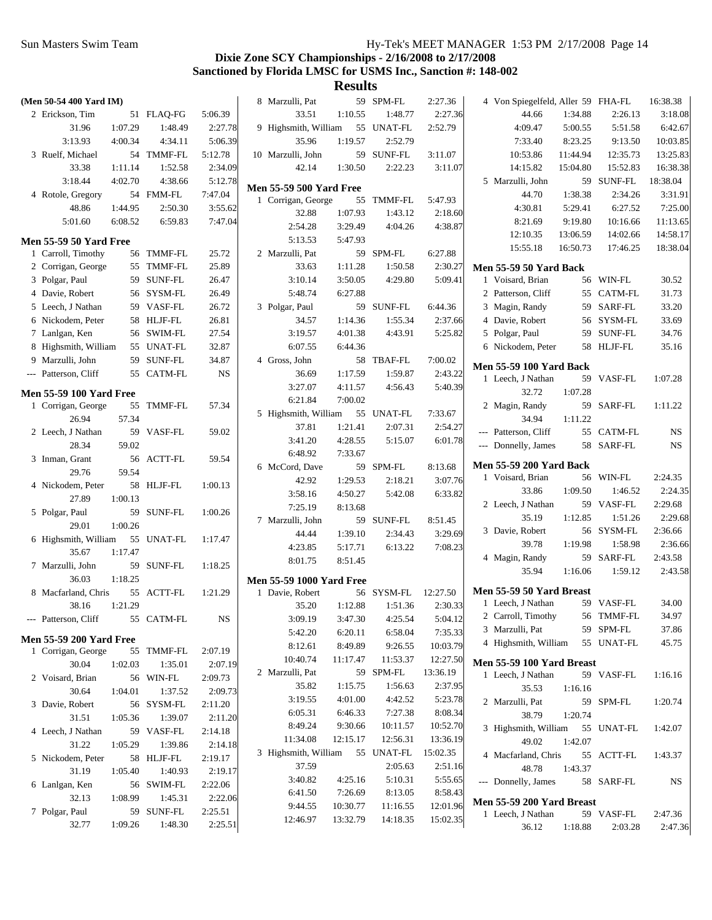Sun Masters Swim Team

## Dixie Zone SCY Championships - 2/16/2008 to 2/17/2008
## Sanctioned by Florida LMSC for USMS Inc., Sanction #: 148-002
## Results

### (Men 50-54 400 Yard IM)

| | | | |
|---|---|---|---|
| 2 Erickson, Tim | 51 | FLAQ-FG | 5:06.39 |
| 31.96 1:07.29 1:48.49 2:27.78 | | | |
| 3:13.93 4:00.34 4:34.11 5:06.39 | | | |
| 3 Ruelf, Michael | 54 | TMMF-FL | 5:12.78 |
| 33.38 1:11.14 1:52.58 2:34.09 | | | |
| 3:18.44 4:02.70 4:38.66 5:12.78 | | | |
| 4 Rotole, Gregory | 54 | FMM-FL | 7:47.04 |
| 48.86 1:44.95 2:50.30 3:55.62 | | | |
| 5:01.60 6:08.52 6:59.83 7:47.04 | | | |

### Men 55-59 50 Yard Free

| | | | |
|---|---|---|---|
| 1 Carroll, Timothy | 56 | TMMF-FL | 25.72 |
| 2 Corrigan, George | 55 | TMMF-FL | 25.89 |
| 3 Polgar, Paul | 59 | SUNF-FL | 26.47 |
| 4 Davie, Robert | 56 | SYSM-FL | 26.49 |
| 5 Leech, J Nathan | 59 | VASF-FL | 26.72 |
| 6 Nickodem, Peter | 58 | HLJF-FL | 26.81 |
| 7 Lanlgan, Ken | 56 | SWIM-FL | 27.54 |
| 8 Highsmith, William | 55 | UNAT-FL | 32.87 |
| 9 Marzulli, John | 59 | SUNF-FL | 34.87 |
| --- Patterson, Cliff | 55 | CATM-FL | NS |

### Men 55-59 100 Yard Free

| | | | |
|---|---|---|---|
| 1 Corrigan, George | 55 | TMMF-FL | 57.34 |
| 26.94 57.34 | | | |
| 2 Leech, J Nathan | 59 | VASF-FL | 59.02 |
| 28.34 59.02 | | | |
| 3 Inman, Grant | 56 | ACTT-FL | 59.54 |
| 29.76 59.54 | | | |
| 4 Nickodem, Peter | 58 | HLJF-FL | 1:00.13 |
| 27.89 1:00.13 | | | |
| 5 Polgar, Paul | 59 | SUNF-FL | 1:00.26 |
| 29.01 1:00.26 | | | |
| 6 Highsmith, William | 55 | UNAT-FL | 1:17.47 |
| 35.67 1:17.47 | | | |
| 7 Marzulli, John | 59 | SUNF-FL | 1:18.25 |
| 36.03 1:18.25 | | | |
| 8 Macfarland, Chris | 55 | ACTT-FL | 1:21.29 |
| 38.16 1:21.29 | | | |
| --- Patterson, Cliff | 55 | CATM-FL | NS |

### Men 55-59 200 Yard Free

| | | | |
|---|---|---|---|
| 1 Corrigan, George | 55 | TMMF-FL | 2:07.19 |
| 30.04 1:02.03 1:35.01 2:07.19 | | | |
| 2 Voisard, Brian | 56 | WIN-FL | 2:09.73 |
| 30.64 1:04.01 1:37.52 2:09.73 | | | |
| 3 Davie, Robert | 56 | SYSM-FL | 2:11.20 |
| 31.51 1:05.36 1:39.07 2:11.20 | | | |
| 4 Leech, J Nathan | 59 | VASF-FL | 2:14.18 |
| 31.22 1:05.29 1:39.86 2:14.18 | | | |
| 5 Nickodem, Peter | 58 | HLJF-FL | 2:19.17 |
| 31.19 1:05.40 1:40.93 2:19.17 | | | |
| 6 Lanlgan, Ken | 56 | SWIM-FL | 2:22.06 |
| 32.13 1:08.99 1:45.31 2:22.06 | | | |
| 7 Polgar, Paul | 59 | SUNF-FL | 2:25.51 |
| 32.77 1:09.26 1:48.30 2:25.51 | | | |
| 8 Marzulli, Pat | 59 | SPM-FL | 2:27.36 |
| 33.51 1:10.55 1:48.77 2:27.36 | | | |
| 9 Highsmith, William | 55 | UNAT-FL | 2:52.79 |
| 35.96 1:19.57 2:52.79 | | | |
| 10 Marzulli, John | 59 | SUNF-FL | 3:11.07 |
| 42.14 1:30.50 2:22.23 3:11.07 | | | |

### Men 55-59 500 Yard Free

| | | | |
|---|---|---|---|
| 1 Corrigan, George | 55 | TMMF-FL | 5:47.93 |
| 32.88 1:07.93 1:43.12 2:18.60 | | | |
| 2:54.28 3:29.49 4:04.26 4:38.87 | | | |
| 5:13.53 5:47.93 | | | |
| 2 Marzulli, Pat | 59 | SPM-FL | 6:27.88 |
| 33.63 1:11.28 1:50.58 2:30.27 | | | |
| 3:10.14 3:50.05 4:29.80 5:09.41 | | | |
| 5:48.74 6:27.88 | | | |
| 3 Polgar, Paul | 59 | SUNF-FL | 6:44.36 |
| 34.57 1:14.36 1:55.34 2:37.66 | | | |
| 3:19.57 4:01.38 4:43.91 5:25.82 | | | |
| 6:07.55 6:44.36 | | | |
| 4 Gross, John | 58 | TBAF-FL | 7:00.02 |
| 36.69 1:17.59 1:59.87 2:43.22 | | | |
| 3:27.07 4:11.57 4:56.43 5:40.39 | | | |
| 6:21.84 7:00.02 | | | |
| 5 Highsmith, William | 55 | UNAT-FL | 7:33.67 |
| 37.81 1:21.41 2:07.31 2:54.27 | | | |
| 3:41.20 4:28.55 5:15.07 6:01.78 | | | |
| 6:48.92 7:33.67 | | | |
| 6 McCord, Dave | 59 | SPM-FL | 8:13.68 |
| 42.92 1:29.53 2:18.21 3:07.76 | | | |
| 3:58.16 4:50.27 5:42.08 6:33.82 | | | |
| 7:25.19 8:13.68 | | | |
| 7 Marzulli, John | 59 | SUNF-FL | 8:51.45 |
| 44.44 1:39.10 2:34.43 3:29.69 | | | |
| 4:23.85 5:17.71 6:13.22 7:08.23 | | | |
| 8:01.75 8:51.45 | | | |

### Men 55-59 1000 Yard Free

| | | | |
|---|---|---|---|
| 1 Davie, Robert | 56 | SYSM-FL | 12:27.50 |
| 35.20 1:12.88 1:51.36 2:30.33 | | | |
| 3:09.19 3:47.30 4:25.54 5:04.12 | | | |
| 5:42.20 6:20.11 6:58.04 7:35.33 | | | |
| 8:12.61 8:49.89 9:26.55 10:03.79 | | | |
| 10:40.74 11:17.47 11:53.37 12:27.50 | | | |
| 2 Marzulli, Pat | 59 | SPM-FL | 13:36.19 |
| 35.82 1:15.75 1:56.63 2:37.95 | | | |
| 3:19.55 4:01.00 4:42.52 5:23.78 | | | |
| 6:05.31 6:46.33 7:27.38 8:08.34 | | | |
| 8:49.24 9:30.66 10:11.57 10:52.70 | | | |
| 11:34.08 12:15.17 12:56.31 13:36.19 | | | |
| 3 Highsmith, William | 55 | UNAT-FL | 15:02.35 |
| 37.59 2:05.63 2:51.16 | | | |
| 3:40.82 4:25.16 5:10.31 5:55.65 | | | |
| 6:41.50 7:26.69 8:13.05 8:58.43 | | | |
| 9:44.55 10:30.77 11:16.55 12:01.96 | | | |
| 12:46.97 13:32.79 14:18.35 15:02.35 | | | |
| 4 Von Spiegelfeld, Aller | 59 | FHA-FL | 16:38.38 |
| 44.66 1:34.88 2:26.13 3:18.08 | | | |
| 4:09.47 5:00.55 5:51.58 6:42.67 | | | |
| 7:33.40 8:23.25 9:13.50 10:03.85 | | | |
| 10:53.86 11:44.94 12:35.73 13:25.83 | | | |
| 14:15.82 15:04.80 15:52.83 16:38.38 | | | |
| 5 Marzulli, John | 59 | SUNF-FL | 18:38.04 |
| 44.70 1:38.38 2:34.26 3:31.91 | | | |
| 4:30.81 5:29.41 6:27.52 7:25.00 | | | |
| 8:21.69 9:19.80 10:16.66 11:13.65 | | | |
| 12:10.35 13:06.59 14:02.66 14:58.17 | | | |
| 15:55.18 16:50.73 17:46.25 18:38.04 | | | |

### Men 55-59 50 Yard Back

| | | | |
|---|---|---|---|
| 1 Voisard, Brian | 56 | WIN-FL | 30.52 |
| 2 Patterson, Cliff | 55 | CATM-FL | 31.73 |
| 3 Magin, Randy | 59 | SARF-FL | 33.20 |
| 4 Davie, Robert | 56 | SYSM-FL | 33.69 |
| 5 Polgar, Paul | 59 | SUNF-FL | 34.76 |
| 6 Nickodem, Peter | 58 | HLJF-FL | 35.16 |

### Men 55-59 100 Yard Back

| | | | |
|---|---|---|---|
| 1 Leech, J Nathan | 59 | VASF-FL | 1:07.28 |
| 32.72 1:07.28 | | | |
| 2 Magin, Randy | 59 | SARF-FL | 1:11.22 |
| 34.94 1:11.22 | | | |
| --- Patterson, Cliff | 55 | CATM-FL | NS |
| --- Donnelly, James | 58 | SARF-FL | NS |

### Men 55-59 200 Yard Back

| | | | |
|---|---|---|---|
| 1 Voisard, Brian | 56 | WIN-FL | 2:24.35 |
| 33.86 1:09.50 1:46.52 2:24.35 | | | |
| 2 Leech, J Nathan | 59 | VASF-FL | 2:29.68 |
| 35.19 1:12.85 1:51.26 2:29.68 | | | |
| 3 Davie, Robert | 56 | SYSM-FL | 2:36.66 |
| 39.78 1:19.98 1:58.98 2:36.66 | | | |
| 4 Magin, Randy | 59 | SARF-FL | 2:43.58 |
| 35.94 1:16.06 1:59.12 2:43.58 | | | |

### Men 55-59 50 Yard Breast

| | | | |
|---|---|---|---|
| 1 Leech, J Nathan | 59 | VASF-FL | 34.00 |
| 2 Carroll, Timothy | 56 | TMMF-FL | 34.97 |
| 3 Marzulli, Pat | 59 | SPM-FL | 37.86 |
| 4 Highsmith, William | 55 | UNAT-FL | 45.75 |

### Men 55-59 100 Yard Breast

| | | | |
|---|---|---|---|
| 1 Leech, J Nathan | 59 | VASF-FL | 1:16.16 |
| 35.53 1:16.16 | | | |
| 2 Marzulli, Pat | 59 | SPM-FL | 1:20.74 |
| 38.79 1:20.74 | | | |
| 3 Highsmith, William | 55 | UNAT-FL | 1:42.07 |
| 49.02 1:42.07 | | | |
| 4 Macfarland, Chris | 55 | ACTT-FL | 1:43.37 |
| 48.78 1:43.37 | | | |
| --- Donnelly, James | 58 | SARF-FL | NS |

### Men 55-59 200 Yard Breast

| | | | |
|---|---|---|---|
| 1 Leech, J Nathan | 59 | VASF-FL | 2:47.36 |
| 36.12 1:18.88 2:03.28 2:47.36 | | | |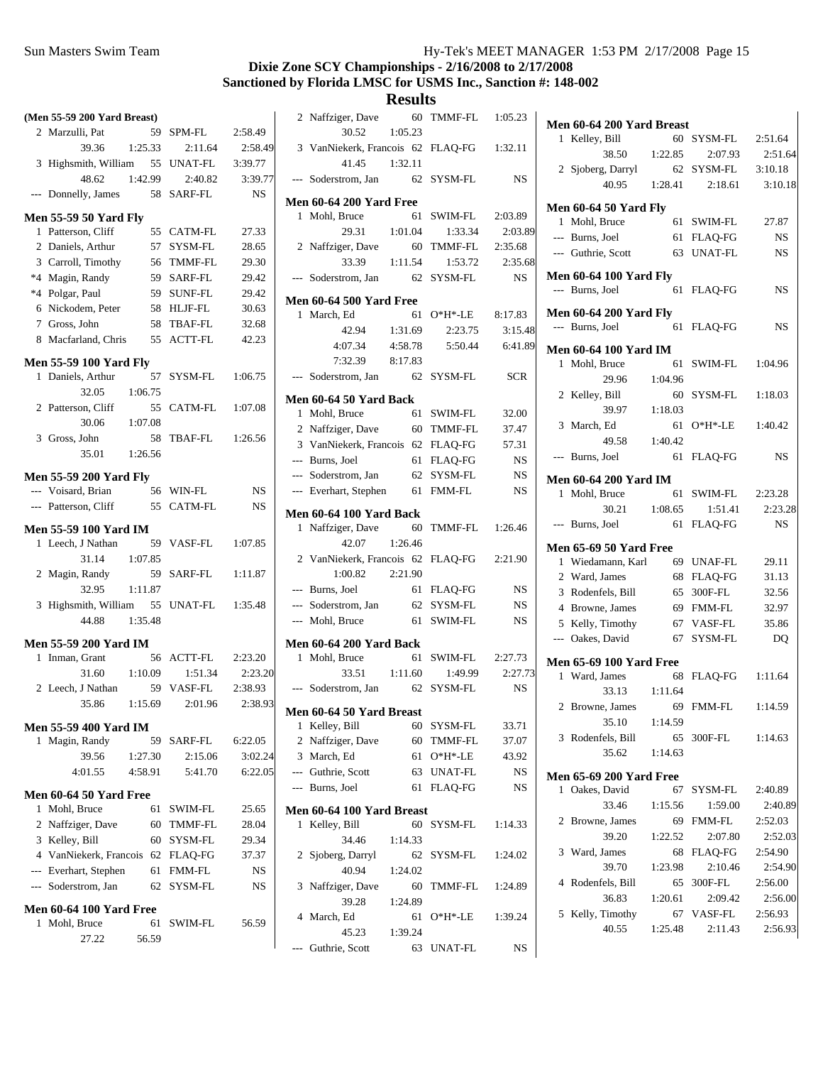## Dixie Zone SCY Championships - 2/16/2008 to 2/17/2008
## Sanctioned by Florida LMSC for USMS Inc., Sanction #: 148-002
## Results

### (Men 55-59 200 Yard Breast)

| | | | | |
|---|---|---|---|---|
| 2 | Marzulli, Pat | 59 | SPM-FL | 2:58.49 |
| | 39.36 | 1:25.33 | 2:11.64 | 2:58.49 |
| 3 | Highsmith, William | 55 | UNAT-FL | 3:39.77 |
| | 48.62 | 1:42.99 | 2:40.82 | 3:39.77 |
| --- | Donnelly, James | 58 | SARF-FL | NS |

### Men 55-59 50 Yard Fly

| | | | | |
|---|---|---|---|---|
| 1 | Patterson, Cliff | 55 | CATM-FL | 27.33 |
| 2 | Daniels, Arthur | 57 | SYSM-FL | 28.65 |
| 3 | Carroll, Timothy | 56 | TMMF-FL | 29.30 |
| *4 | Magin, Randy | 59 | SARF-FL | 29.42 |
| *4 | Polgar, Paul | 59 | SUNF-FL | 29.42 |
| 6 | Nickodem, Peter | 58 | HLJF-FL | 30.63 |
| 7 | Gross, John | 58 | TBAF-FL | 32.68 |
| 8 | Macfarland, Chris | 55 | ACTT-FL | 42.23 |

### Men 55-59 100 Yard Fly

| | | | | |
|---|---|---|---|---|
| 1 | Daniels, Arthur | 57 | SYSM-FL | 1:06.75 |
| | 32.05 | 1:06.75 | | |
| 2 | Patterson, Cliff | 55 | CATM-FL | 1:07.08 |
| | 30.06 | 1:07.08 | | |
| 3 | Gross, John | 58 | TBAF-FL | 1:26.56 |
| | 35.01 | 1:26.56 | | |

### Men 55-59 200 Yard Fly

| | | | | |
|---|---|---|---|---|
| --- | Voisard, Brian | 56 | WIN-FL | NS |
| --- | Patterson, Cliff | 55 | CATM-FL | NS |

### Men 55-59 100 Yard IM

| | | | | |
|---|---|---|---|---|
| 1 | Leech, J Nathan | 59 | VASF-FL | 1:07.85 |
| | 31.14 | 1:07.85 | | |
| 2 | Magin, Randy | 59 | SARF-FL | 1:11.87 |
| | 32.95 | 1:11.87 | | |
| 3 | Highsmith, William | 55 | UNAT-FL | 1:35.48 |
| | 44.88 | 1:35.48 | | |

### Men 55-59 200 Yard IM

| | | | | |
|---|---|---|---|---|
| 1 | Inman, Grant | 56 | ACTT-FL | 2:23.20 |
| | 31.60 | 1:10.09 | 1:51.34 | 2:23.20 |
| 2 | Leech, J Nathan | 59 | VASF-FL | 2:38.93 |
| | 35.86 | 1:15.69 | 2:01.96 | 2:38.93 |

### Men 55-59 400 Yard IM

| | | | | |
|---|---|---|---|---|
| 1 | Magin, Randy | 59 | SARF-FL | 6:22.05 |
| | 39.56 | 1:27.30 | 2:15.06 | 3:02.24 |
| | 4:01.55 | 4:58.91 | 5:41.70 | 6:22.05 |

### Men 60-64 50 Yard Free

| | | | | |
|---|---|---|---|---|
| 1 | Mohl, Bruce | 61 | SWIM-FL | 25.65 |
| 2 | Naffziger, Dave | 60 | TMMF-FL | 28.04 |
| 3 | Kelley, Bill | 60 | SYSM-FL | 29.34 |
| 4 | VanNiekerk, Francois | 62 | FLAQ-FG | 37.37 |
| --- | Everhart, Stephen | 61 | FMM-FL | NS |
| --- | Soderstrom, Jan | 62 | SYSM-FL | NS |

### Men 60-64 100 Yard Free

| | | | | |
|---|---|---|---|---|
| 1 | Mohl, Bruce | 61 | SWIM-FL | 56.59 |
| | 27.22 | 56.59 | | |
| 2 | Naffziger, Dave | 60 | TMMF-FL | 1:05.23 |
| | 30.52 | 1:05.23 | | |
| 3 | VanNiekerk, Francois | 62 | FLAQ-FG | 1:32.11 |
| | 41.45 | 1:32.11 | | |
| --- | Soderstrom, Jan | 62 | SYSM-FL | NS |

### Men 60-64 200 Yard Free

| | | | | |
|---|---|---|---|---|
| 1 | Mohl, Bruce | 61 | SWIM-FL | 2:03.89 |
| | 29.31 | 1:01.04 | 1:33.34 | 2:03.89 |
| 2 | Naffziger, Dave | 60 | TMMF-FL | 2:35.68 |
| | 33.39 | 1:11.54 | 1:53.72 | 2:35.68 |
| --- | Soderstrom, Jan | 62 | SYSM-FL | NS |

### Men 60-64 500 Yard Free

| | | | | |
|---|---|---|---|---|
| 1 | March, Ed | 61 | O*H*-LE | 8:17.83 |
| | 42.94 | 1:31.69 | 2:23.75 | 3:15.48 |
| | 4:07.34 | 4:58.78 | 5:50.44 | 6:41.89 |
| | 7:32.39 | 8:17.83 | | |
| --- | Soderstrom, Jan | 62 | SYSM-FL | SCR |

### Men 60-64 50 Yard Back

| | | | | |
|---|---|---|---|---|
| 1 | Mohl, Bruce | 61 | SWIM-FL | 32.00 |
| 2 | Naffziger, Dave | 60 | TMMF-FL | 37.47 |
| 3 | VanNiekerk, Francois | 62 | FLAQ-FG | 57.31 |
| --- | Burns, Joel | 61 | FLAQ-FG | NS |
| --- | Soderstrom, Jan | 62 | SYSM-FL | NS |
| --- | Everhart, Stephen | 61 | FMM-FL | NS |

### Men 60-64 100 Yard Back

| | | | | |
|---|---|---|---|---|
| 1 | Naffziger, Dave | 60 | TMMF-FL | 1:26.46 |
| | 42.07 | 1:26.46 | | |
| 2 | VanNiekerk, Francois | 62 | FLAQ-FG | 2:21.90 |
| | 1:00.82 | 2:21.90 | | |
| --- | Burns, Joel | 61 | FLAQ-FG | NS |
| --- | Soderstrom, Jan | 62 | SYSM-FL | NS |
| --- | Mohl, Bruce | 61 | SWIM-FL | NS |

### Men 60-64 200 Yard Back

| | | | | |
|---|---|---|---|---|
| 1 | Mohl, Bruce | 61 | SWIM-FL | 2:27.73 |
| | 33.51 | 1:11.60 | 1:49.99 | 2:27.73 |
| --- | Soderstrom, Jan | 62 | SYSM-FL | NS |

### Men 60-64 50 Yard Breast

| | | | | |
|---|---|---|---|---|
| 1 | Kelley, Bill | 60 | SYSM-FL | 33.71 |
| 2 | Naffziger, Dave | 60 | TMMF-FL | 37.07 |
| 3 | March, Ed | 61 | O*H*-LE | 43.92 |
| --- | Guthrie, Scott | 63 | UNAT-FL | NS |
| --- | Burns, Joel | 61 | FLAQ-FG | NS |

### Men 60-64 100 Yard Breast

| | | | | |
|---|---|---|---|---|
| 1 | Kelley, Bill | 60 | SYSM-FL | 1:14.33 |
| | 34.46 | 1:14.33 | | |
| 2 | Sjoberg, Darryl | 62 | SYSM-FL | 1:24.02 |
| | 40.94 | 1:24.02 | | |
| 3 | Naffziger, Dave | 60 | TMMF-FL | 1:24.89 |
| | 39.28 | 1:24.89 | | |
| 4 | March, Ed | 61 | O*H*-LE | 1:39.24 |
| | 45.23 | 1:39.24 | | |
| --- | Guthrie, Scott | 63 | UNAT-FL | NS |

### Men 60-64 200 Yard Breast

| | | | | |
|---|---|---|---|---|
| 1 | Kelley, Bill | 60 | SYSM-FL | 2:51.64 |
| | 38.50 | 1:22.85 | 2:07.93 | 2:51.64 |
| 2 | Sjoberg, Darryl | 62 | SYSM-FL | 3:10.18 |
| | 40.95 | 1:28.41 | 2:18.61 | 3:10.18 |

### Men 60-64 50 Yard Fly

| | | | | |
|---|---|---|---|---|
| 1 | Mohl, Bruce | 61 | SWIM-FL | 27.87 |
| --- | Burns, Joel | 61 | FLAQ-FG | NS |
| --- | Guthrie, Scott | 63 | UNAT-FL | NS |

### Men 60-64 100 Yard Fly

| | | | | |
|---|---|---|---|---|
| --- | Burns, Joel | 61 | FLAQ-FG | NS |

### Men 60-64 200 Yard Fly

| | | | | |
|---|---|---|---|---|
| --- | Burns, Joel | 61 | FLAQ-FG | NS |

### Men 60-64 100 Yard IM

| | | | | |
|---|---|---|---|---|
| 1 | Mohl, Bruce | 61 | SWIM-FL | 1:04.96 |
| | 29.96 | 1:04.96 | | |
| 2 | Kelley, Bill | 60 | SYSM-FL | 1:18.03 |
| | 39.97 | 1:18.03 | | |
| 3 | March, Ed | 61 | O*H*-LE | 1:40.42 |
| | 49.58 | 1:40.42 | | |
| --- | Burns, Joel | 61 | FLAQ-FG | NS |

### Men 60-64 200 Yard IM

| | | | | |
|---|---|---|---|---|
| 1 | Mohl, Bruce | 61 | SWIM-FL | 2:23.28 |
| | 30.21 | 1:08.65 | 1:51.41 | 2:23.28 |
| --- | Burns, Joel | 61 | FLAQ-FG | NS |

### Men 65-69 50 Yard Free

| | | | | |
|---|---|---|---|---|
| 1 | Wiedamann, Karl | 69 | UNAF-FL | 29.11 |
| 2 | Ward, James | 68 | FLAQ-FG | 31.13 |
| 3 | Rodenfels, Bill | 65 | 300F-FL | 32.56 |
| 4 | Browne, James | 69 | FMM-FL | 32.97 |
| 5 | Kelly, Timothy | 67 | VASF-FL | 35.86 |
| --- | Oakes, David | 67 | SYSM-FL | DQ |

### Men 65-69 100 Yard Free

| | | | | |
|---|---|---|---|---|
| 1 | Ward, James | 68 | FLAQ-FG | 1:11.64 |
| | 33.13 | 1:11.64 | | |
| 2 | Browne, James | 69 | FMM-FL | 1:14.59 |
| | 35.10 | 1:14.59 | | |
| 3 | Rodenfels, Bill | 65 | 300F-FL | 1:14.63 |
| | 35.62 | 1:14.63 | | |

### Men 65-69 200 Yard Free

| | | | | |
|---|---|---|---|---|
| 1 | Oakes, David | 67 | SYSM-FL | 2:40.89 |
| | 33.46 | 1:15.56 | 1:59.00 | 2:40.89 |
| 2 | Browne, James | 69 | FMM-FL | 2:52.03 |
| | 39.20 | 1:22.52 | 2:07.80 | 2:52.03 |
| 3 | Ward, James | 68 | FLAQ-FG | 2:54.90 |
| | 39.70 | 1:23.98 | 2:10.46 | 2:54.90 |
| 4 | Rodenfels, Bill | 65 | 300F-FL | 2:56.00 |
| | 36.83 | 1:20.61 | 2:09.42 | 2:56.00 |
| 5 | Kelly, Timothy | 67 | VASF-FL | 2:56.93 |
| | 40.55 | 1:25.48 | 2:11.43 | 2:56.93 |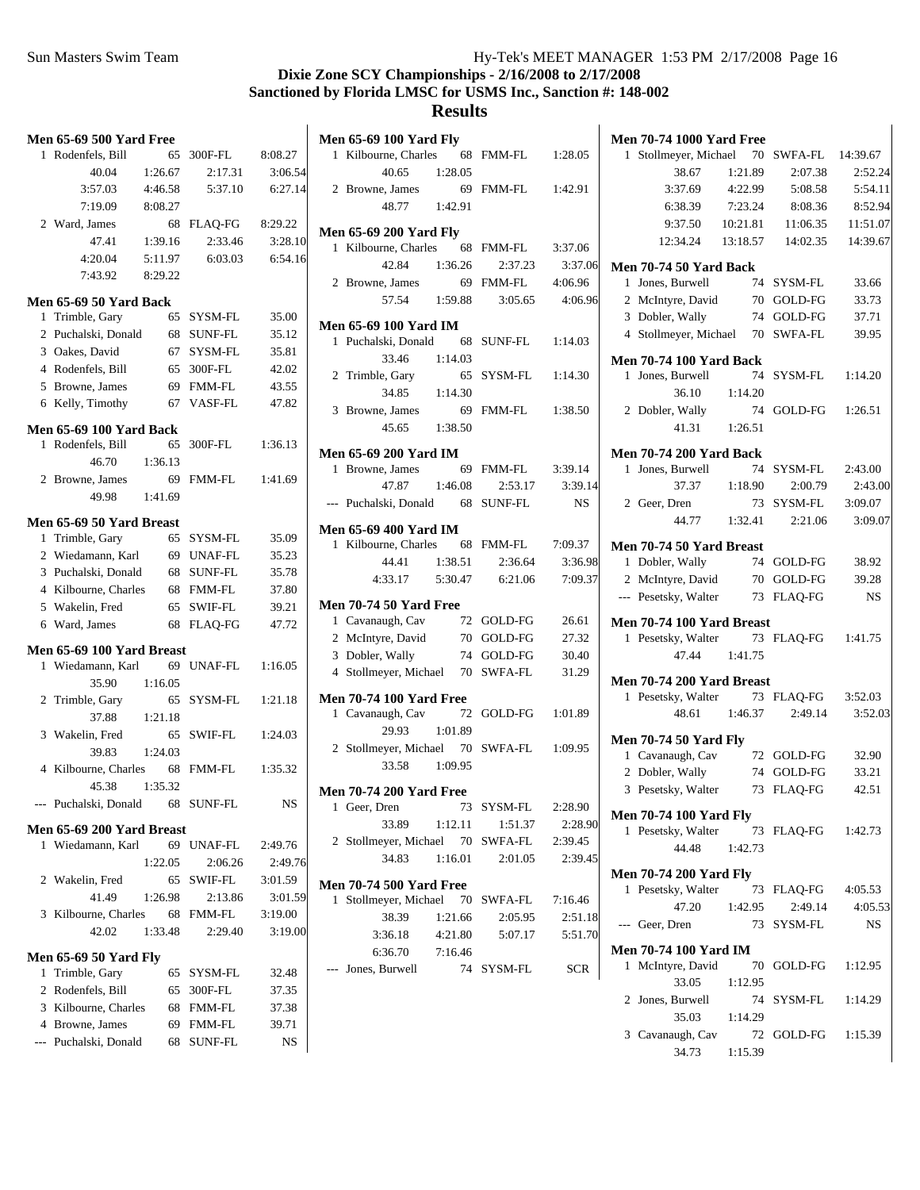# Dixie Zone SCY Championships - 2/16/2008 to 2/17/2008

## Sanctioned by Florida LMSC for USMS Inc., Sanction #: 148-002

## Results

### Men 65-69 500 Yard Free

| | | | | |
|---|---|---|---|---|
| 1 Rodenfels, Bill | 65 | 300F-FL | 8:08.27 | |
| 40.04 | 1:26.67 | 2:17.31 | 3:06.54 | |
| 3:57.03 | 4:46.58 | 5:37.10 | 6:27.14 | |
| 7:19.09 | 8:08.27 | | | |
| 2 Ward, James | 68 | FLAQ-FG | 8:29.22 | |
| 47.41 | 1:39.16 | 2:33.46 | 3:28.10 | |
| 4:20.04 | 5:11.97 | 6:03.03 | 6:54.16 | |
| 7:43.92 | 8:29.22 | | | |

### Men 65-69 50 Yard Back

| | | | |
|---|---|---|---|
| 1 Trimble, Gary | 65 | SYSM-FL | 35.00 |
| 2 Puchalski, Donald | 68 | SUNF-FL | 35.12 |
| 3 Oakes, David | 67 | SYSM-FL | 35.81 |
| 4 Rodenfels, Bill | 65 | 300F-FL | 42.02 |
| 5 Browne, James | 69 | FMM-FL | 43.55 |
| 6 Kelly, Timothy | 67 | VASF-FL | 47.82 |

### Men 65-69 100 Yard Back

| | | | |
|---|---|---|---|
| 1 Rodenfels, Bill | 65 | 300F-FL | 1:36.13 |
| 46.70 | 1:36.13 | | |
| 2 Browne, James | 69 | FMM-FL | 1:41.69 |
| 49.98 | 1:41.69 | | |

### Men 65-69 50 Yard Breast

| | | | |
|---|---|---|---|
| 1 Trimble, Gary | 65 | SYSM-FL | 35.09 |
| 2 Wiedamann, Karl | 69 | UNAF-FL | 35.23 |
| 3 Puchalski, Donald | 68 | SUNF-FL | 35.78 |
| 4 Kilbourne, Charles | 68 | FMM-FL | 37.80 |
| 5 Wakelin, Fred | 65 | SWIF-FL | 39.21 |
| 6 Ward, James | 68 | FLAQ-FG | 47.72 |

### Men 65-69 100 Yard Breast

| | | | |
|---|---|---|---|
| 1 Wiedamann, Karl | 69 | UNAF-FL | 1:16.05 |
| 35.90 | 1:16.05 | | |
| 2 Trimble, Gary | 65 | SYSM-FL | 1:21.18 |
| 37.88 | 1:21.18 | | |
| 3 Wakelin, Fred | 65 | SWIF-FL | 1:24.03 |
| 39.83 | 1:24.03 | | |
| 4 Kilbourne, Charles | 68 | FMM-FL | 1:35.32 |
| 45.38 | 1:35.32 | | |
| --- Puchalski, Donald | 68 | SUNF-FL | NS |

### Men 65-69 200 Yard Breast

| | | | |
|---|---|---|---|
| 1 Wiedamann, Karl | 69 | UNAF-FL | 2:49.76 |
| | 1:22.05 | 2:06.26 | 2:49.76 |
| 2 Wakelin, Fred | 65 | SWIF-FL | 3:01.59 |
| 41.49 | 1:26.98 | 2:13.86 | 3:01.59 |
| 3 Kilbourne, Charles | 68 | FMM-FL | 3:19.00 |
| 42.02 | 1:33.48 | 2:29.40 | 3:19.00 |

### Men 65-69 50 Yard Fly

| | | | |
|---|---|---|---|
| 1 Trimble, Gary | 65 | SYSM-FL | 32.48 |
| 2 Rodenfels, Bill | 65 | 300F-FL | 37.35 |
| 3 Kilbourne, Charles | 68 | FMM-FL | 37.38 |
| 4 Browne, James | 69 | FMM-FL | 39.71 |
| --- Puchalski, Donald | 68 | SUNF-FL | NS |

### Men 65-69 100 Yard Fly

| | | | |
|---|---|---|---|
| 1 Kilbourne, Charles | 68 | FMM-FL | 1:28.05 |
| 40.65 | 1:28.05 | | |
| 2 Browne, James | 69 | FMM-FL | 1:42.91 |
| 48.77 | 1:42.91 | | |

### Men 65-69 200 Yard Fly

| | | | |
|---|---|---|---|
| 1 Kilbourne, Charles | 68 | FMM-FL | 3:37.06 |
| 42.84 | 1:36.26 | 2:37.23 | 3:37.06 |
| 2 Browne, James | 69 | FMM-FL | 4:06.96 |
| 57.54 | 1:59.88 | 3:05.65 | 4:06.96 |

### Men 65-69 100 Yard IM

| | | | |
|---|---|---|---|
| 1 Puchalski, Donald | 68 | SUNF-FL | 1:14.03 |
| 33.46 | 1:14.03 | | |
| 2 Trimble, Gary | 65 | SYSM-FL | 1:14.30 |
| 34.85 | 1:14.30 | | |
| 3 Browne, James | 69 | FMM-FL | 1:38.50 |
| 45.65 | 1:38.50 | | |

### Men 65-69 200 Yard IM

| | | | |
|---|---|---|---|
| 1 Browne, James | 69 | FMM-FL | 3:39.14 |
| 47.87 | 1:46.08 | 2:53.17 | 3:39.14 |
| --- Puchalski, Donald | 68 | SUNF-FL | NS |

### Men 65-69 400 Yard IM

| | | | |
|---|---|---|---|
| 1 Kilbourne, Charles | 68 | FMM-FL | 7:09.37 |
| 44.41 | 1:38.51 | 2:36.64 | 3:36.98 |
| 4:33.17 | 5:30.47 | 6:21.06 | 7:09.37 |

### Men 70-74 50 Yard Free

| | | | |
|---|---|---|---|
| 1 Cavanaugh, Cav | 72 | GOLD-FG | 26.61 |
| 2 McIntyre, David | 70 | GOLD-FG | 27.32 |
| 3 Dobler, Wally | 74 | GOLD-FG | 30.40 |
| 4 Stollmeyer, Michael | 70 | SWFA-FL | 31.29 |

### Men 70-74 100 Yard Free

| | | | |
|---|---|---|---|
| 1 Cavanaugh, Cav | 72 | GOLD-FG | 1:01.89 |
| 29.93 | 1:01.89 | | |
| 2 Stollmeyer, Michael | 70 | SWFA-FL | 1:09.95 |
| 33.58 | 1:09.95 | | |

### Men 70-74 200 Yard Free

| | | | |
|---|---|---|---|
| 1 Geer, Dren | 73 | SYSM-FL | 2:28.90 |
| 33.89 | 1:12.11 | 1:51.37 | 2:28.90 |
| 2 Stollmeyer, Michael | 70 | SWFA-FL | 2:39.45 |
| 34.83 | 1:16.01 | 2:01.05 | 2:39.45 |

### Men 70-74 500 Yard Free

| | | | |
|---|---|---|---|
| 1 Stollmeyer, Michael | 70 | SWFA-FL | 7:16.46 |
| 38.39 | 1:21.66 | 2:05.95 | 2:51.18 |
| 3:36.18 | 4:21.80 | 5:07.17 | 5:51.70 |
| 6:36.70 | 7:16.46 | | |
| --- Jones, Burwell | 74 | SYSM-FL | SCR |

### Men 70-74 1000 Yard Free

| | | | |
|---|---|---|---|
| 1 Stollmeyer, Michael | 70 | SWFA-FL | 14:39.67 |
| 38.67 | 1:21.89 | 2:07.38 | 2:52.24 |
| 3:37.69 | 4:22.99 | 5:08.58 | 5:54.11 |
| 6:38.39 | 7:23.24 | 8:08.36 | 8:52.94 |
| 9:37.50 | 10:21.81 | 11:06.35 | 11:51.07 |
| 12:34.24 | 13:18.57 | 14:02.35 | 14:39.67 |

### Men 70-74 50 Yard Back

| | | | |
|---|---|---|---|
| 1 Jones, Burwell | 74 | SYSM-FL | 33.66 |
| 2 McIntyre, David | 70 | GOLD-FG | 33.73 |
| 3 Dobler, Wally | 74 | GOLD-FG | 37.71 |
| 4 Stollmeyer, Michael | 70 | SWFA-FL | 39.95 |

### Men 70-74 100 Yard Back

| | | | |
|---|---|---|---|
| 1 Jones, Burwell | 74 | SYSM-FL | 1:14.20 |
| 36.10 | 1:14.20 | | |
| 2 Dobler, Wally | 74 | GOLD-FG | 1:26.51 |
| 41.31 | 1:26.51 | | |

### Men 70-74 200 Yard Back

| | | | |
|---|---|---|---|
| 1 Jones, Burwell | 74 | SYSM-FL | 2:43.00 |
| 37.37 | 1:18.90 | 2:00.79 | 2:43.00 |
| 2 Geer, Dren | 73 | SYSM-FL | 3:09.07 |
| 44.77 | 1:32.41 | 2:21.06 | 3:09.07 |

### Men 70-74 50 Yard Breast

| | | | |
|---|---|---|---|
| 1 Dobler, Wally | 74 | GOLD-FG | 38.92 |
| 2 McIntyre, David | 70 | GOLD-FG | 39.28 |
| --- Pesetsky, Walter | 73 | FLAQ-FG | NS |

### Men 70-74 100 Yard Breast

| | | | |
|---|---|---|---|
| 1 Pesetsky, Walter | 73 | FLAQ-FG | 1:41.75 |
| 47.44 | 1:41.75 | | |

### Men 70-74 200 Yard Breast

| | | | |
|---|---|---|---|
| 1 Pesetsky, Walter | 73 | FLAQ-FG | 3:52.03 |
| 48.61 | 1:46.37 | 2:49.14 | 3:52.03 |

### Men 70-74 50 Yard Fly

| | | | |
|---|---|---|---|
| 1 Cavanaugh, Cav | 72 | GOLD-FG | 32.90 |
| 2 Dobler, Wally | 74 | GOLD-FG | 33.21 |
| 3 Pesetsky, Walter | 73 | FLAQ-FG | 42.51 |

### Men 70-74 100 Yard Fly

| | | | |
|---|---|---|---|
| 1 Pesetsky, Walter | 73 | FLAQ-FG | 1:42.73 |
| 44.48 | 1:42.73 | | |

### Men 70-74 200 Yard Fly

| | | | |
|---|---|---|---|
| 1 Pesetsky, Walter | 73 | FLAQ-FG | 4:05.53 |
| 47.20 | 1:42.95 | 2:49.14 | 4:05.53 |
| --- Geer, Dren | 73 | SYSM-FL | NS |

### Men 70-74 100 Yard IM

| | | | |
|---|---|---|---|
| 1 McIntyre, David | 70 | GOLD-FG | 1:12.95 |
| 33.05 | 1:12.95 | | |
| 2 Jones, Burwell | 74 | SYSM-FL | 1:14.29 |
| 35.03 | 1:14.29 | | |
| 3 Cavanaugh, Cav | 72 | GOLD-FG | 1:15.39 |
| 34.73 | 1:15.39 | | |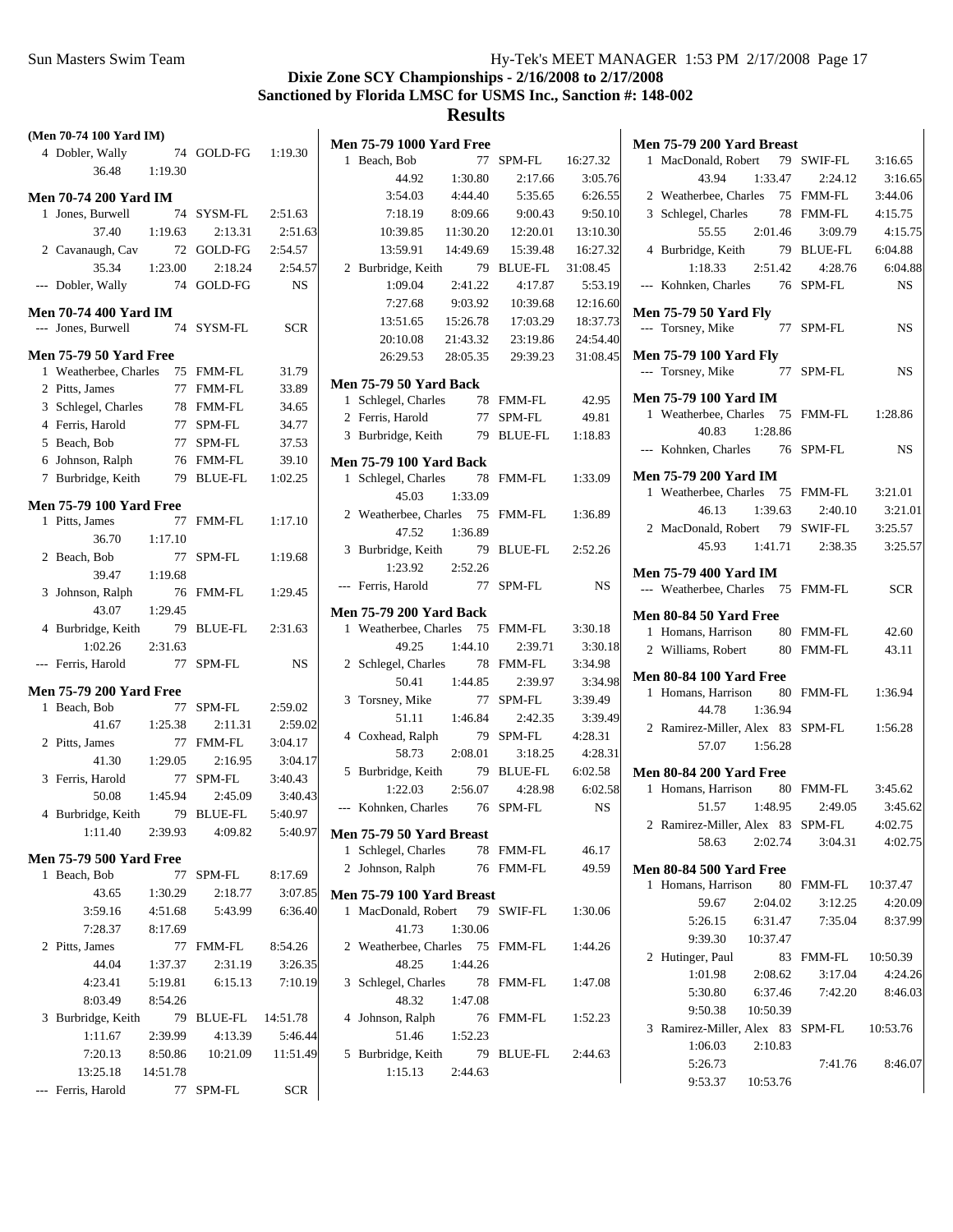## Dixie Zone SCY Championships - 2/16/2008 to 2/17/2008
## Sanctioned by Florida LMSC for USMS Inc., Sanction #: 148-002
## Results

**(Men 70-74 100 Yard IM)**

| | | | | |
|---|---|---|---|---|
| 4 Dobler, Wally | 74 | GOLD-FG | 1:19.30 | |
| 36.48 | 1:19.30 | | | |

**Men 70-74 200 Yard IM**

| | | | | |
|---|---|---|---|---|
| 1 Jones, Burwell | 74 | SYSM-FL | 2:51.63 | |
| 37.40 | 1:19.63 | 2:13.31 | 2:51.63 | |
| 2 Cavanaugh, Cav | 72 | GOLD-FG | 2:54.57 | |
| 35.34 | 1:23.00 | 2:18.24 | 2:54.57 | |
| --- Dobler, Wally | 74 | GOLD-FG | NS | |

**Men 70-74 400 Yard IM**

| | | | |
|---|---|---|---|
| --- Jones, Burwell | 74 | SYSM-FL | SCR |

**Men 75-79 50 Yard Free**

| | | | |
|---|---|---|---|
| 1 Weatherbee, Charles | 75 | FMM-FL | 31.79 |
| 2 Pitts, James | 77 | FMM-FL | 33.89 |
| 3 Schlegel, Charles | 78 | FMM-FL | 34.65 |
| 4 Ferris, Harold | 77 | SPM-FL | 34.77 |
| 5 Beach, Bob | 77 | SPM-FL | 37.53 |
| 6 Johnson, Ralph | 76 | FMM-FL | 39.10 |
| 7 Burbridge, Keith | 79 | BLUE-FL | 1:02.25 |

**Men 75-79 100 Yard Free**

| | | | |
|---|---|---|---|
| 1 Pitts, James | 77 | FMM-FL | 1:17.10 |
| 36.70 | 1:17.10 | | |
| 2 Beach, Bob | 77 | SPM-FL | 1:19.68 |
| 39.47 | 1:19.68 | | |
| 3 Johnson, Ralph | 76 | FMM-FL | 1:29.45 |
| 43.07 | 1:29.45 | | |
| 4 Burbridge, Keith | 79 | BLUE-FL | 2:31.63 |
| 1:02.26 | 2:31.63 | | |
| --- Ferris, Harold | 77 | SPM-FL | NS |

**Men 75-79 200 Yard Free**

| | | | |
|---|---|---|---|
| 1 Beach, Bob | 77 | SPM-FL | 2:59.02 |
| 41.67 | 1:25.38 | 2:11.31 | 2:59.02 |
| 2 Pitts, James | 77 | FMM-FL | 3:04.17 |
| 41.30 | 1:29.05 | 2:16.95 | 3:04.17 |
| 3 Ferris, Harold | 77 | SPM-FL | 3:40.43 |
| 50.08 | 1:45.94 | 2:45.09 | 3:40.43 |
| 4 Burbridge, Keith | 79 | BLUE-FL | 5:40.97 |
| 1:11.40 | 2:39.93 | 4:09.82 | 5:40.97 |

**Men 75-79 500 Yard Free**

| | | | |
|---|---|---|---|
| 1 Beach, Bob | 77 | SPM-FL | 8:17.69 |
| 43.65 | 1:30.29 | 2:18.77 | 3:07.85 |
| 3:59.16 | 4:51.68 | 5:43.99 | 6:36.40 |
| 7:28.37 | 8:17.69 | | |
| 2 Pitts, James | 77 | FMM-FL | 8:54.26 |
| 44.04 | 1:37.37 | 2:31.19 | 3:26.35 |
| 4:23.41 | 5:19.81 | 6:15.13 | 7:10.19 |
| 8:03.49 | 8:54.26 | | |
| 3 Burbridge, Keith | 79 | BLUE-FL | 14:51.78 |
| 1:11.67 | 2:39.99 | 4:13.39 | 5:46.44 |
| 7:20.13 | 8:50.86 | 10:21.09 | 11:51.49 |
| 13:25.18 | 14:51.78 | | |
| --- Ferris, Harold | 77 | SPM-FL | SCR |

**Men 75-79 1000 Yard Free**

| | | | |
|---|---|---|---|
| 1 Beach, Bob | 77 | SPM-FL | 16:27.32 |
| 44.92 | 1:30.80 | 2:17.66 | 3:05.76 |
| 3:54.03 | 4:44.40 | 5:35.65 | 6:26.55 |
| 7:18.19 | 8:09.66 | 9:00.43 | 9:50.10 |
| 10:39.85 | 11:30.20 | 12:20.01 | 13:10.30 |
| 13:59.91 | 14:49.69 | 15:39.48 | 16:27.32 |
| 2 Burbridge, Keith | 79 | BLUE-FL | 31:08.45 |
| 1:09.04 | 2:41.22 | 4:17.87 | 5:53.19 |
| 7:27.68 | 9:03.92 | 10:39.68 | 12:16.60 |
| 13:51.65 | 15:26.78 | 17:03.29 | 18:37.73 |
| 20:10.08 | 21:43.32 | 23:19.86 | 24:54.40 |
| 26:29.53 | 28:05.35 | 29:39.23 | 31:08.45 |

**Men 75-79 50 Yard Back**

| | | | |
|---|---|---|---|
| 1 Schlegel, Charles | 78 | FMM-FL | 42.95 |
| 2 Ferris, Harold | 77 | SPM-FL | 49.81 |
| 3 Burbridge, Keith | 79 | BLUE-FL | 1:18.83 |

**Men 75-79 100 Yard Back**

| | | | |
|---|---|---|---|
| 1 Schlegel, Charles | 78 | FMM-FL | 1:33.09 |
| 45.03 | 1:33.09 | | |
| 2 Weatherbee, Charles | 75 | FMM-FL | 1:36.89 |
| 47.52 | 1:36.89 | | |
| 3 Burbridge, Keith | 79 | BLUE-FL | 2:52.26 |
| 1:23.92 | 2:52.26 | | |
| --- Ferris, Harold | 77 | SPM-FL | NS |

**Men 75-79 200 Yard Back**

| | | | |
|---|---|---|---|
| 1 Weatherbee, Charles | 75 | FMM-FL | 3:30.18 |
| 49.25 | 1:44.10 | 2:39.71 | 3:30.18 |
| 2 Schlegel, Charles | 78 | FMM-FL | 3:34.98 |
| 50.41 | 1:44.85 | 2:39.97 | 3:34.98 |
| 3 Torsney, Mike | 77 | SPM-FL | 3:39.49 |
| 51.11 | 1:46.84 | 2:42.35 | 3:39.49 |
| 4 Coxhead, Ralph | 79 | SPM-FL | 4:28.31 |
| 58.73 | 2:08.01 | 3:18.25 | 4:28.31 |
| 5 Burbridge, Keith | 79 | BLUE-FL | 6:02.58 |
| 1:22.03 | 2:56.07 | 4:28.98 | 6:02.58 |
| --- Kohnken, Charles | 76 | SPM-FL | NS |

**Men 75-79 50 Yard Breast**

| | | | |
|---|---|---|---|
| 1 Schlegel, Charles | 78 | FMM-FL | 46.17 |
| 2 Johnson, Ralph | 76 | FMM-FL | 49.59 |

**Men 75-79 100 Yard Breast**

| | | | |
|---|---|---|---|
| 1 MacDonald, Robert | 79 | SWIF-FL | 1:30.06 |
| 41.73 | 1:30.06 | | |
| 2 Weatherbee, Charles | 75 | FMM-FL | 1:44.26 |
| 48.25 | 1:44.26 | | |
| 3 Schlegel, Charles | 78 | FMM-FL | 1:47.08 |
| 48.32 | 1:47.08 | | |
| 4 Johnson, Ralph | 76 | FMM-FL | 1:52.23 |
| 51.46 | 1:52.23 | | |
| 5 Burbridge, Keith | 79 | BLUE-FL | 2:44.63 |
| 1:15.13 | 2:44.63 | | |

**Men 75-79 200 Yard Breast**

| | | | |
|---|---|---|---|
| 1 MacDonald, Robert | 79 | SWIF-FL | 3:16.65 |
| 43.94 | 1:33.47 | 2:24.12 | 3:16.65 |
| 2 Weatherbee, Charles | 75 | FMM-FL | 3:44.06 |
| 3 Schlegel, Charles | 78 | FMM-FL | 4:15.75 |
| 55.55 | 2:01.46 | 3:09.79 | 4:15.75 |
| 4 Burbridge, Keith | 79 | BLUE-FL | 6:04.88 |
| 1:18.33 | 2:51.42 | 4:28.76 | 6:04.88 |
| --- Kohnken, Charles | 76 | SPM-FL | NS |

**Men 75-79 50 Yard Fly**

| | | | |
|---|---|---|---|
| --- Torsney, Mike | 77 | SPM-FL | NS |

**Men 75-79 100 Yard Fly**

| | | | |
|---|---|---|---|
| --- Torsney, Mike | 77 | SPM-FL | NS |

**Men 75-79 100 Yard IM**

| | | | |
|---|---|---|---|
| 1 Weatherbee, Charles | 75 | FMM-FL | 1:28.86 |
| 40.83 | 1:28.86 | | |
| --- Kohnken, Charles | 76 | SPM-FL | NS |

**Men 75-79 200 Yard IM**

| | | | |
|---|---|---|---|
| 1 Weatherbee, Charles | 75 | FMM-FL | 3:21.01 |
| 46.13 | 1:39.63 | 2:40.10 | 3:21.01 |
| 2 MacDonald, Robert | 79 | SWIF-FL | 3:25.57 |
| 45.93 | 1:41.71 | 2:38.35 | 3:25.57 |

**Men 75-79 400 Yard IM**

| | | | |
|---|---|---|---|
| --- Weatherbee, Charles | 75 | FMM-FL | SCR |

**Men 80-84 50 Yard Free**

| | | | |
|---|---|---|---|
| 1 Homans, Harrison | 80 | FMM-FL | 42.60 |
| 2 Williams, Robert | 80 | FMM-FL | 43.11 |

**Men 80-84 100 Yard Free**

| | | | |
|---|---|---|---|
| 1 Homans, Harrison | 80 | FMM-FL | 1:36.94 |
| 44.78 | 1:36.94 | | |
| 2 Ramirez-Miller, Alex | 83 | SPM-FL | 1:56.28 |
| 57.07 | 1:56.28 | | |

**Men 80-84 200 Yard Free**

| | | | |
|---|---|---|---|
| 1 Homans, Harrison | 80 | FMM-FL | 3:45.62 |
| 51.57 | 1:48.95 | 2:49.05 | 3:45.62 |
| 2 Ramirez-Miller, Alex | 83 | SPM-FL | 4:02.75 |
| 58.63 | 2:02.74 | 3:04.31 | 4:02.75 |

**Men 80-84 500 Yard Free**

| | | | |
|---|---|---|---|
| 1 Homans, Harrison | 80 | FMM-FL | 10:37.47 |
| 59.67 | 2:04.02 | 3:12.25 | 4:20.09 |
| 5:26.15 | 6:31.47 | 7:35.04 | 8:37.99 |
| 9:39.30 | 10:37.47 | | |
| 2 Hutinger, Paul | 83 | FMM-FL | 10:50.39 |
| 1:01.98 | 2:08.62 | 3:17.04 | 4:24.26 |
| 5:30.80 | 6:37.46 | 7:42.20 | 8:46.03 |
| 9:50.38 | 10:50.39 | | |
| 3 Ramirez-Miller, Alex | 83 | SPM-FL | 10:53.76 |
| 1:06.03 | 2:10.83 | | |
| 5:26.73 | | 7:41.76 | 8:46.07 |
| 9:53.37 | 10:53.76 | | |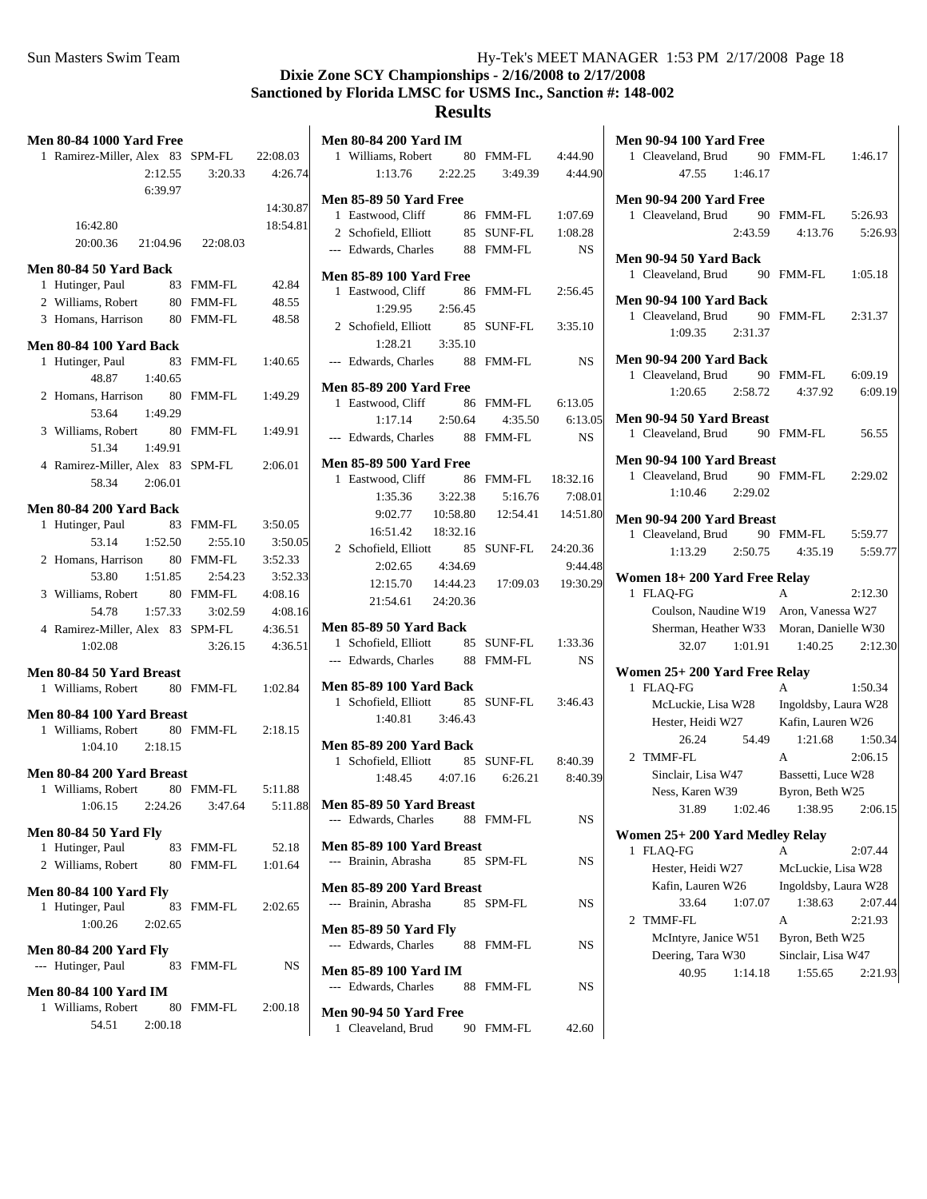**Dixie Zone SCY Championships - 2/16/2008 to 2/17/2008**
**Sanctioned by Florida LMSC for USMS Inc., Sanction #: 148-002**
**Results**

### Men 80-84 1000 Yard Free
1 Ramirez-Miller, Alex 83 SPM-FL 22:08.03
2:12.55 3:20.33 4:26.74
6:39.97
14:30.87
16:42.80 18:54.81
20:00.36 21:04.96 22:08.03

### Men 80-84 50 Yard Back
1 Hutinger, Paul 83 FMM-FL 42.84
2 Williams, Robert 80 FMM-FL 48.55
3 Homans, Harrison 80 FMM-FL 48.58

### Men 80-84 100 Yard Back
1 Hutinger, Paul 83 FMM-FL 1:40.65
48.87 1:40.65
2 Homans, Harrison 80 FMM-FL 1:49.29
53.64 1:49.29
3 Williams, Robert 80 FMM-FL 1:49.91
51.34 1:49.91
4 Ramirez-Miller, Alex 83 SPM-FL 2:06.01
58.34 2:06.01

### Men 80-84 200 Yard Back
1 Hutinger, Paul 83 FMM-FL 3:50.05
53.14 1:52.50 2:55.10 3:50.05
2 Homans, Harrison 80 FMM-FL 3:52.33
53.80 1:51.85 2:54.23 3:52.33
3 Williams, Robert 80 FMM-FL 4:08.16
54.78 1:57.33 3:02.59 4:08.16
4 Ramirez-Miller, Alex 83 SPM-FL 4:36.51
1:02.08 3:26.15 4:36.51

### Men 80-84 50 Yard Breast
1 Williams, Robert 80 FMM-FL 1:02.84

### Men 80-84 100 Yard Breast
1 Williams, Robert 80 FMM-FL 2:18.15
1:04.10 2:18.15

### Men 80-84 200 Yard Breast
1 Williams, Robert 80 FMM-FL 5:11.88
1:06.15 2:24.26 3:47.64 5:11.88

### Men 80-84 50 Yard Fly
1 Hutinger, Paul 83 FMM-FL 52.18
2 Williams, Robert 80 FMM-FL 1:01.64

### Men 80-84 100 Yard Fly
1 Hutinger, Paul 83 FMM-FL 2:02.65
1:00.26 2:02.65

### Men 80-84 200 Yard Fly
--- Hutinger, Paul 83 FMM-FL NS

### Men 80-84 100 Yard IM
1 Williams, Robert 80 FMM-FL 2:00.18
54.51 2:00.18

### Men 80-84 200 Yard IM
1 Williams, Robert 80 FMM-FL 4:44.90
1:13.76 2:22.25 3:49.39 4:44.90

### Men 85-89 50 Yard Free
1 Eastwood, Cliff 86 FMM-FL 1:07.69
2 Schofield, Elliott 85 SUNF-FL 1:08.28
--- Edwards, Charles 88 FMM-FL NS

### Men 85-89 100 Yard Free
1 Eastwood, Cliff 86 FMM-FL 2:56.45
1:29.95 2:56.45
2 Schofield, Elliott 85 SUNF-FL 3:35.10
1:28.21 3:35.10
--- Edwards, Charles 88 FMM-FL NS

### Men 85-89 200 Yard Free
1 Eastwood, Cliff 86 FMM-FL 6:13.05
1:17.14 2:50.64 4:35.50 6:13.05
--- Edwards, Charles 88 FMM-FL NS

### Men 85-89 500 Yard Free
1 Eastwood, Cliff 86 FMM-FL 18:32.16
1:35.36 3:22.38 5:16.76 7:08.01
9:02.77 10:58.80 12:54.41 14:51.80
16:51.42 18:32.16
2 Schofield, Elliott 85 SUNF-FL 24:20.36
2:02.65 4:34.69 9:44.48
12:15.70 14:44.23 17:09.03 19:30.29
21:54.61 24:20.36

### Men 85-89 50 Yard Back
1 Schofield, Elliott 85 SUNF-FL 1:33.36
--- Edwards, Charles 88 FMM-FL NS

### Men 85-89 100 Yard Back
1 Schofield, Elliott 85 SUNF-FL 3:46.43
1:40.81 3:46.43

### Men 85-89 200 Yard Back
1 Schofield, Elliott 85 SUNF-FL 8:40.39
1:48.45 4:07.16 6:26.21 8:40.39

### Men 85-89 50 Yard Breast
--- Edwards, Charles 88 FMM-FL NS

### Men 85-89 100 Yard Breast
--- Brainin, Abrasha 85 SPM-FL NS

### Men 85-89 200 Yard Breast
--- Brainin, Abrasha 85 SPM-FL NS

### Men 85-89 50 Yard Fly
--- Edwards, Charles 88 FMM-FL NS

### Men 85-89 100 Yard IM
--- Edwards, Charles 88 FMM-FL NS

### Men 90-94 50 Yard Free
1 Cleveland, Brud 90 FMM-FL 42.60

### Men 90-94 100 Yard Free
1 Cleveland, Brud 90 FMM-FL 1:46.17
47.55 1:46.17

### Men 90-94 200 Yard Free
1 Cleveland, Brud 90 FMM-FL 5:26.93
2:43.59 4:13.76 5:26.93

### Men 90-94 50 Yard Back
1 Cleveland, Brud 90 FMM-FL 1:05.18

### Men 90-94 100 Yard Back
1 Cleveland, Brud 90 FMM-FL 2:31.37
1:09.35 2:31.37

### Men 90-94 200 Yard Back
1 Cleveland, Brud 90 FMM-FL 6:09.19
1:20.65 2:58.72 4:37.92 6:09.19

### Men 90-94 50 Yard Breast
1 Cleveland, Brud 90 FMM-FL 56.55

### Men 90-94 100 Yard Breast
1 Cleveland, Brud 90 FMM-FL 2:29.02
1:10.46 2:29.02

### Men 90-94 200 Yard Breast
1 Cleveland, Brud 90 FMM-FL 5:59.77
1:13.29 2:50.75 4:35.19 5:59.77

### Women 18+ 200 Yard Free Relay
1 FLAQ-FG A 2:12.30
Coulson, Naudine W19 Aron, Vanessa W27
Sherman, Heather W33 Moran, Danielle W30
32.07 1:01.91 1:40.25 2:12.30

### Women 25+ 200 Yard Free Relay
1 FLAQ-FG A 1:50.34
McLuckie, Lisa W28 Ingoldsby, Laura W28
Hester, Heidi W27 Kafin, Lauren W26
26.24 54.49 1:21.68 1:50.34
2 TMMF-FL A 2:06.15
Sinclair, Lisa W47 Bassetti, Luce W28
Ness, Karen W39 Byron, Beth W25
31.89 1:02.46 1:38.95 2:06.15

### Women 25+ 200 Yard Medley Relay
1 FLAQ-FG A 2:07.44
Hester, Heidi W27 McLuckie, Lisa W28
Kafin, Lauren W26 Ingoldsby, Laura W28
33.64 1:07.07 1:38.63 2:07.44
2 TMMF-FL A 2:21.93
McIntyre, Janice W51 Byron, Beth W25
Deering, Tara W30 Sinclair, Lisa W47
40.95 1:14.18 1:55.65 2:21.93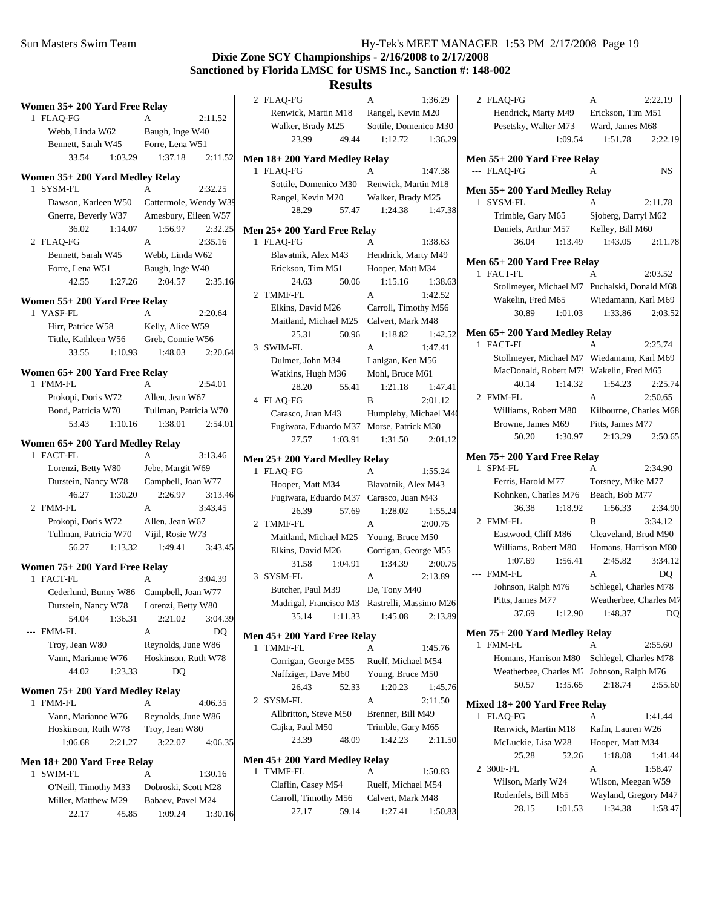**Dixie Zone SCY Championships - 2/16/2008 to 2/17/2008**
**Sanctioned by Florida LMSC for USMS Inc., Sanction #: 148-002**

## Results

### Women 35+ 200 Yard Free Relay

1 FLAQ-FG A 2:11.52
Webb, Linda W62 Baugh, Inge W40
Bennett, Sarah W45 Forre, Lena W51
33.54 1:03.29 1:37.18 2:11.52

### Women 35+ 200 Yard Medley Relay

1 SYSM-FL A 2:32.25
Dawson, Karleen W50 Cattermole, Wendy W39
Gnerre, Beverly W37 Amesbury, Eileen W57
36.02 1:14.07 1:56.97 2:32.25

2 FLAQ-FG A 2:35.16
Bennett, Sarah W45 Webb, Linda W62
Forre, Lena W51 Baugh, Inge W40
42.55 1:27.26 2:04.57 2:35.16

### Women 55+ 200 Yard Free Relay

1 VASF-FL A 2:20.64
Hirr, Patrice W58 Kelly, Alice W59
Tittle, Kathleen W56 Greb, Connie W56
33.55 1:10.93 1:48.03 2:20.64

### Women 65+ 200 Yard Free Relay

1 FMM-FL A 2:54.01
Prokopi, Doris W72 Allen, Jean W67
Bond, Patricia W70 Tullman, Patricia W70
53.43 1:10.16 1:38.01 2:54.01

### Women 65+ 200 Yard Medley Relay

1 FACT-FL A 3:13.46
Lorenzi, Betty W80 Jebe, Margit W69
Durstein, Nancy W78 Campbell, Joan W77
46.27 1:30.20 2:26.97 3:13.46

2 FMM-FL A 3:43.45
Prokopi, Doris W72 Allen, Jean W67
Tullman, Patricia W70 Vijil, Rosie W73
56.27 1:13.32 1:49.41 3:43.45

### Women 75+ 200 Yard Free Relay

1 FACT-FL A 3:04.39
Cederlund, Bunny W86 Campbell, Joan W77
Durstein, Nancy W78 Lorenzi, Betty W80
54.04 1:36.31 2:21.02 3:04.39

--- FMM-FL A DQ
Troy, Jean W80 Reynolds, June W86
Vann, Marianne W76 Hoskinson, Ruth W78
44.02 1:23.33 DQ

### Women 75+ 200 Yard Medley Relay

1 FMM-FL A 4:06.35
Vann, Marianne W76 Reynolds, June W86
Hoskinson, Ruth W78 Troy, Jean W80
1:06.68 2:21.27 3:22.07 4:06.35

### Men 18+ 200 Yard Free Relay

1 SWIM-FL A 1:30.16
O'Neill, Timothy M33 Dobroski, Scott M28
Miller, Matthew M29 Babaev, Pavel M24
22.17 45.85 1:09.24 1:30.16

2 FLAQ-FG A 1:36.29
Renwick, Martin M18 Rangel, Kevin M20
Walker, Brady M25 Sottile, Domenico M30
23.99 49.44 1:12.72 1:36.29

### Men 18+ 200 Yard Medley Relay

1 FLAQ-FG A 1:47.38
Sottile, Domenico M30 Renwick, Martin M18
Rangel, Kevin M20 Walker, Brady M25
28.29 57.47 1:24.38 1:47.38

### Men 25+ 200 Yard Free Relay

1 FLAQ-FG A 1:38.63
Blavatnik, Alex M43 Hendrick, Marty M49
Erickson, Tim M51 Hooper, Matt M34
24.63 50.06 1:15.16 1:38.63

2 TMMF-FL A 1:42.52
Elkins, David M26 Carroll, Timothy M56
Maitland, Michael M25 Calvert, Mark M48
25.31 50.96 1:18.82 1:42.52

3 SWIM-FL A 1:47.41
Dulmer, John M34 Lanlgan, Ken M56
Watkins, Hugh M36 Mohl, Bruce M61
28.20 55.41 1:21.18 1:47.41

4 FLAQ-FG B 2:01.12
Carasco, Juan M43 Humpleby, Michael M40
Fugiwara, Eduardo M37 Morse, Patrick M30
27.57 1:03.91 1:31.50 2:01.12

### Men 25+ 200 Yard Medley Relay

1 FLAQ-FG A 1:55.24
Hooper, Matt M34 Blavatnik, Alex M43
Fugiwara, Eduardo M37 Carasco, Juan M43
26.39 57.69 1:28.02 1:55.24

2 TMMF-FL A 2:00.75
Maitland, Michael M25 Young, Bruce M50
Elkins, David M26 Corrigan, George M55
31.58 1:04.91 1:34.39 2:00.75

3 SYSM-FL A 2:13.89
Butcher, Paul M39 De, Tony M40
Madrigal, Francisco M3 Rastrelli, Massimo M26
35.14 1:11.33 1:45.08 2:13.89

### Men 45+ 200 Yard Free Relay

1 TMMF-FL A 1:45.76
Corrigan, George M55 Ruelf, Michael M54
Naffziger, Dave M60 Young, Bruce M50
26.43 52.33 1:20.23 1:45.76

2 SYSM-FL A 2:11.50
Allbritton, Steve M50 Brenner, Bill M49
Cajka, Paul M50 Trimble, Gary M65
23.39 48.09 1:42.23 2:11.50

### Men 45+ 200 Yard Medley Relay

1 TMMF-FL A 1:50.83
Claflin, Casey M54 Ruelf, Michael M54
Carroll, Timothy M56 Calvert, Mark M48
27.17 59.14 1:27.41 1:50.83

2 FLAQ-FG A 2:22.19
Hendrick, Marty M49 Erickson, Tim M51
Pesetsky, Walter M73 Ward, James M68
1:09.54 1:51.78 2:22.19

### Men 55+ 200 Yard Free Relay

--- FLAQ-FG A NS

### Men 55+ 200 Yard Medley Relay

1 SYSM-FL A 2:11.78
Trimble, Gary M65 Sjoberg, Darryl M62
Daniels, Arthur M57 Kelley, Bill M60
36.04 1:13.49 1:43.05 2:11.78

### Men 65+ 200 Yard Free Relay

1 FACT-FL A 2:03.52
Stollmeyer, Michael M7 Puchalski, Donald M68
Wakelin, Fred M65 Wiedamann, Karl M69
30.89 1:01.03 1:33.86 2:03.52

### Men 65+ 200 Yard Medley Relay

1 FACT-FL A 2:25.74
Stollmeyer, Michael M7 Wiedamann, Karl M69
MacDonald, Robert M79 Wakelin, Fred M65
40.14 1:14.32 1:54.23 2:25.74

2 FMM-FL A 2:50.65
Williams, Robert M80 Kilbourne, Charles M68
Browne, James M69 Pitts, James M77
50.20 1:30.97 2:13.29 2:50.65

### Men 75+ 200 Yard Free Relay

1 SPM-FL A 2:34.90
Ferris, Harold M77 Torsney, Mike M77
Kohnken, Charles M76 Beach, Bob M77
36.38 1:18.92 1:56.33 2:34.90

2 FMM-FL B 3:34.12
Eastwood, Cliff M86 Cleaveland, Brud M90
Williams, Robert M80 Homans, Harrison M80
1:07.69 1:56.41 2:45.82 3:34.12

--- FMM-FL A DQ
Johnson, Ralph M76 Schlegel, Charles M78
Pitts, James M77 Weatherbee, Charles M7
37.69 1:12.90 1:48.37 DQ

### Men 75+ 200 Yard Medley Relay

1 FMM-FL A 2:55.60
Homans, Harrison M80 Schlegel, Charles M78
Weatherbee, Charles M7 Johnson, Ralph M76
50.57 1:35.65 2:18.74 2:55.60

### Mixed 18+ 200 Yard Free Relay

1 FLAQ-FG A 1:41.44
Renwick, Martin M18 Kafin, Lauren W26
McLuckie, Lisa W28 Hooper, Matt M34
25.28 52.26 1:18.08 1:41.44

2 300F-FL A 1:58.47
Wilson, Marly W24 Wilson, Meegan W59
Rodenfels, Bill M65 Wayland, Gregory M47
28.15 1:01.53 1:34.38 1:58.47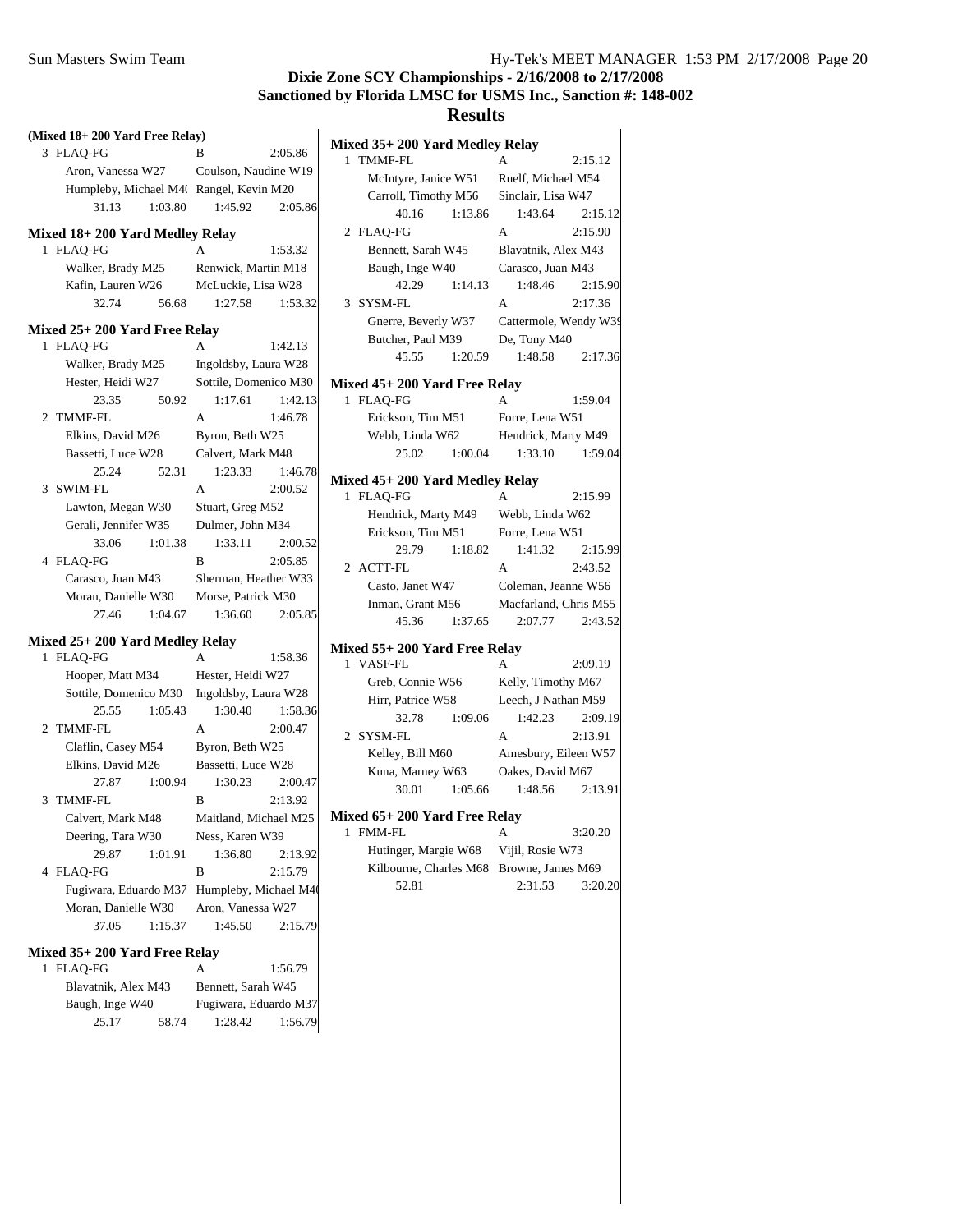# Dixie Zone SCY Championships - 2/16/2008 to 2/17/2008
## Sanctioned by Florida LMSC for USMS Inc., Sanction #: 148-002
## Results

### (Mixed 18+ 200 Yard Free Relay)

3 FLAQ-FG B 2:05.86
Aron, Vanessa W27 — Coulson, Naudine W19
Humpleby, Michael M4( — Rangel, Kevin M20
31.13 1:03.80 1:45.92 2:05.86

### Mixed 18+ 200 Yard Medley Relay

1 FLAQ-FG A 1:53.32
Walker, Brady M25 — Renwick, Martin M18
Kafin, Lauren W26 — McLuckie, Lisa W28
32.74 56.68 1:27.58 1:53.32

### Mixed 25+ 200 Yard Free Relay

1 FLAQ-FG A 1:42.13
Walker, Brady M25 — Ingoldsby, Laura W28
Hester, Heidi W27 — Sottile, Domenico M30
23.35 50.92 1:17.61 1:42.13

2 TMMF-FL A 1:46.78
Elkins, David M26 — Byron, Beth W25
Bassetti, Luce W28 — Calvert, Mark M48
25.24 52.31 1:23.33 1:46.78

3 SWIM-FL A 2:00.52
Lawton, Megan W30 — Stuart, Greg M52
Gerali, Jennifer W35 — Dulmer, John M34
33.06 1:01.38 1:33.11 2:00.52

4 FLAQ-FG B 2:05.85
Carasco, Juan M43 — Sherman, Heather W33
Moran, Danielle W30 — Morse, Patrick M30
27.46 1:04.67 1:36.60 2:05.85

### Mixed 25+ 200 Yard Medley Relay

1 FLAQ-FG A 1:58.36
Hooper, Matt M34 — Hester, Heidi W27
Sottile, Domenico M30 — Ingoldsby, Laura W28
25.55 1:05.43 1:30.40 1:58.36

2 TMMF-FL A 2:00.47
Claflin, Casey M54 — Byron, Beth W25
Elkins, David M26 — Bassetti, Luce W28
27.87 1:00.94 1:30.23 2:00.47

3 TMMF-FL B 2:13.92
Calvert, Mark M48 — Maitland, Michael M25
Deering, Tara W30 — Ness, Karen W39
29.87 1:01.91 1:36.80 2:13.92

4 FLAQ-FG B 2:15.79
Fugiwara, Eduardo M37 — Humpleby, Michael M4(
Moran, Danielle W30 — Aron, Vanessa W27
37.05 1:15.37 1:45.50 2:15.79

### Mixed 35+ 200 Yard Free Relay

1 FLAQ-FG A 1:56.79
Blavatnik, Alex M43 — Bennett, Sarah W45
Baugh, Inge W40 — Fugiwara, Eduardo M37
25.17 58.74 1:28.42 1:56.79

### Mixed 35+ 200 Yard Medley Relay

1 TMMF-FL A 2:15.12
McIntyre, Janice W51 — Ruelf, Michael M54
Carroll, Timothy M56 — Sinclair, Lisa W47
40.16 1:13.86 1:43.64 2:15.12

2 FLAQ-FG A 2:15.90
Bennett, Sarah W45 — Blavatnik, Alex M43
Baugh, Inge W40 — Carasco, Juan M43
42.29 1:14.13 1:48.46 2:15.90

3 SYSM-FL A 2:17.36
Gnerre, Beverly W37 — Cattermole, Wendy W39
Butcher, Paul M39 — De, Tony M40
45.55 1:20.59 1:48.58 2:17.36

### Mixed 45+ 200 Yard Free Relay

1 FLAQ-FG A 1:59.04
Erickson, Tim M51 — Forre, Lena W51
Webb, Linda W62 — Hendrick, Marty M49
25.02 1:00.04 1:33.10 1:59.04

### Mixed 45+ 200 Yard Medley Relay

1 FLAQ-FG A 2:15.99
Hendrick, Marty M49 — Webb, Linda W62
Erickson, Tim M51 — Forre, Lena W51
29.79 1:18.82 1:41.32 2:15.99

2 ACTT-FL A 2:43.52
Casto, Janet W47 — Coleman, Jeanne W56
Inman, Grant M56 — Macfarland, Chris M55
45.36 1:37.65 2:07.77 2:43.52

### Mixed 55+ 200 Yard Free Relay

1 VASF-FL A 2:09.19
Greb, Connie W56 — Kelly, Timothy M67
Hirr, Patrice W58 — Leech, J Nathan M59
32.78 1:09.06 1:42.23 2:09.19

2 SYSM-FL A 2:13.91
Kelley, Bill M60 — Amesbury, Eileen W57
Kuna, Marney W63 — Oakes, David M67
30.01 1:05.66 1:48.56 2:13.91

### Mixed 65+ 200 Yard Free Relay

1 FMM-FL A 3:20.20
Hutinger, Margie W68 — Vijil, Rosie W73
Kilbourne, Charles M68 — Browne, James M69
52.81 2:31.53 3:20.20